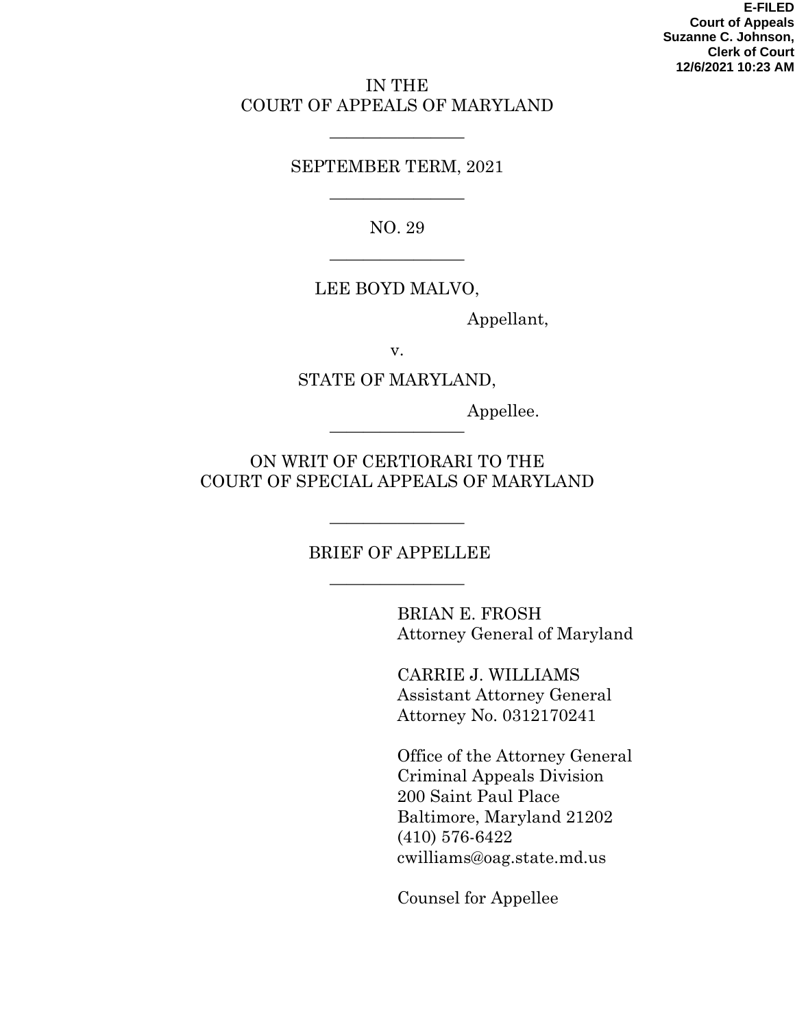**E-FILED**
**Court of Appeals**
**Suzanne C. Johnson,**
**Clerk of Court**
**12/6/2021 10:23 AM**

IN THE
COURT OF APPEALS OF MARYLAND

---

SEPTEMBER TERM, 2021

---

NO. 29

---

LEE BOYD MALVO,

Appellant,

v.

STATE OF MARYLAND,

Appellee.

---

ON WRIT OF CERTIORARI TO THE
COURT OF SPECIAL APPEALS OF MARYLAND

---

BRIEF OF APPELLEE

---

BRIAN E. FROSH
Attorney General of Maryland

CARRIE J. WILLIAMS
Assistant Attorney General
Attorney No. 0312170241

Office of the Attorney General
Criminal Appeals Division
200 Saint Paul Place
Baltimore, Maryland 21202
(410) 576-6422
cwilliams@oag.state.md.us

Counsel for Appellee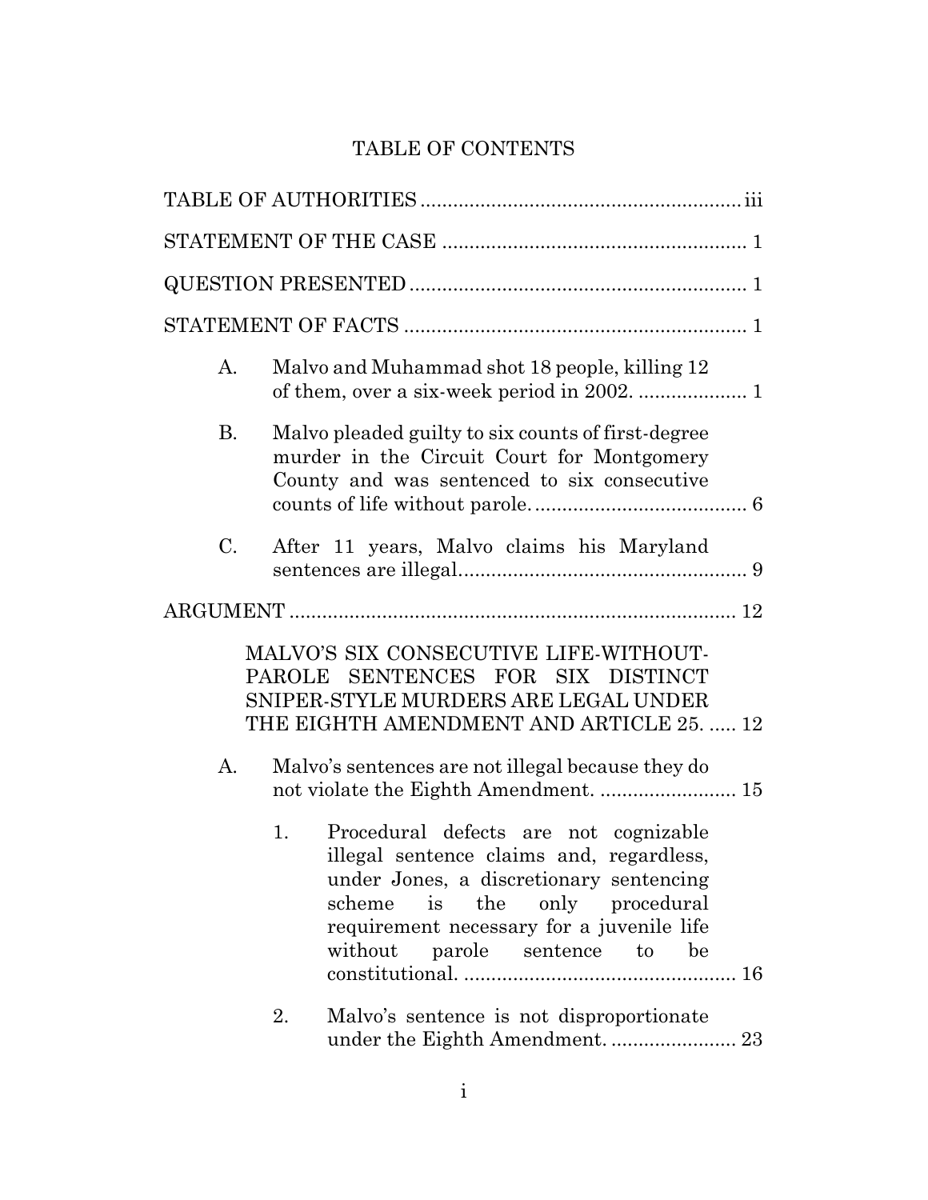# TABLE OF CONTENTS

TABLE OF AUTHORITIES .......................................................... iii

STATEMENT OF THE CASE ....................................................... 1

QUESTION PRESENTED ............................................................. 1

STATEMENT OF FACTS .............................................................. 1

- A. Malvo and Muhammad shot 18 people, killing 12 of them, over a six-week period in 2002. .................... 1
- B. Malvo pleaded guilty to six counts of first-degree murder in the Circuit Court for Montgomery County and was sentenced to six consecutive counts of life without parole. ....................................... 6
- C. After 11 years, Malvo claims his Maryland sentences are illegal..................................................... 9

ARGUMENT ................................................................................. 12

MALVO'S SIX CONSECUTIVE LIFE-WITHOUT-PAROLE SENTENCES FOR SIX DISTINCT SNIPER-STYLE MURDERS ARE LEGAL UNDER THE EIGHTH AMENDMENT AND ARTICLE 25. ..... 12

- A. Malvo's sentences are not illegal because they do not violate the Eighth Amendment. ......................... 15
  1. Procedural defects are not cognizable illegal sentence claims and, regardless, under Jones, a discretionary sentencing scheme is the only procedural requirement necessary for a juvenile life without parole sentence to be constitutional. .................................................. 16
  2. Malvo's sentence is not disproportionate under the Eighth Amendment. ....................... 23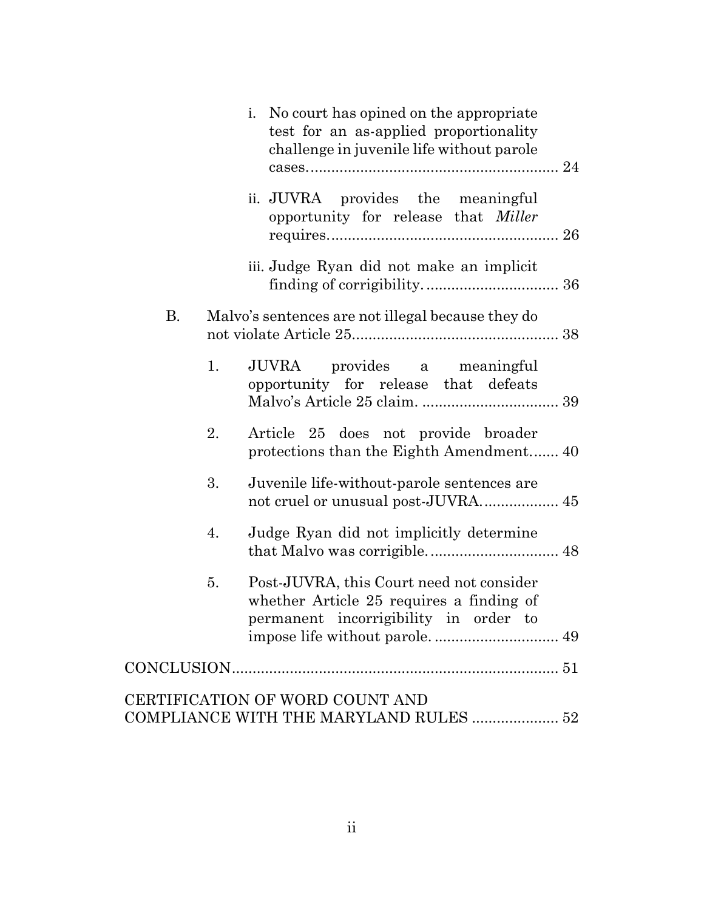i. No court has opined on the appropriate test for an as-applied proportionality challenge in juvenile life without parole cases. .......... 24

ii. JUVRA provides the meaningful opportunity for release that *Miller* requires. .......... 26

iii. Judge Ryan did not make an implicit finding of corrigibility. .......... 36

B. Malvo's sentences are not illegal because they do not violate Article 25. .......... 38

1. JUVRA provides a meaningful opportunity for release that defeats Malvo's Article 25 claim. .......... 39

2. Article 25 does not provide broader protections than the Eighth Amendment. .......... 40

3. Juvenile life-without-parole sentences are not cruel or unusual post-JUVRA. .......... 45

4. Judge Ryan did not implicitly determine that Malvo was corrigible. .......... 48

5. Post-JUVRA, this Court need not consider whether Article 25 requires a finding of permanent incorrigibility in order to impose life without parole. .......... 49

CONCLUSION .......... 51

CERTIFICATION OF WORD COUNT AND COMPLIANCE WITH THE MARYLAND RULES .......... 52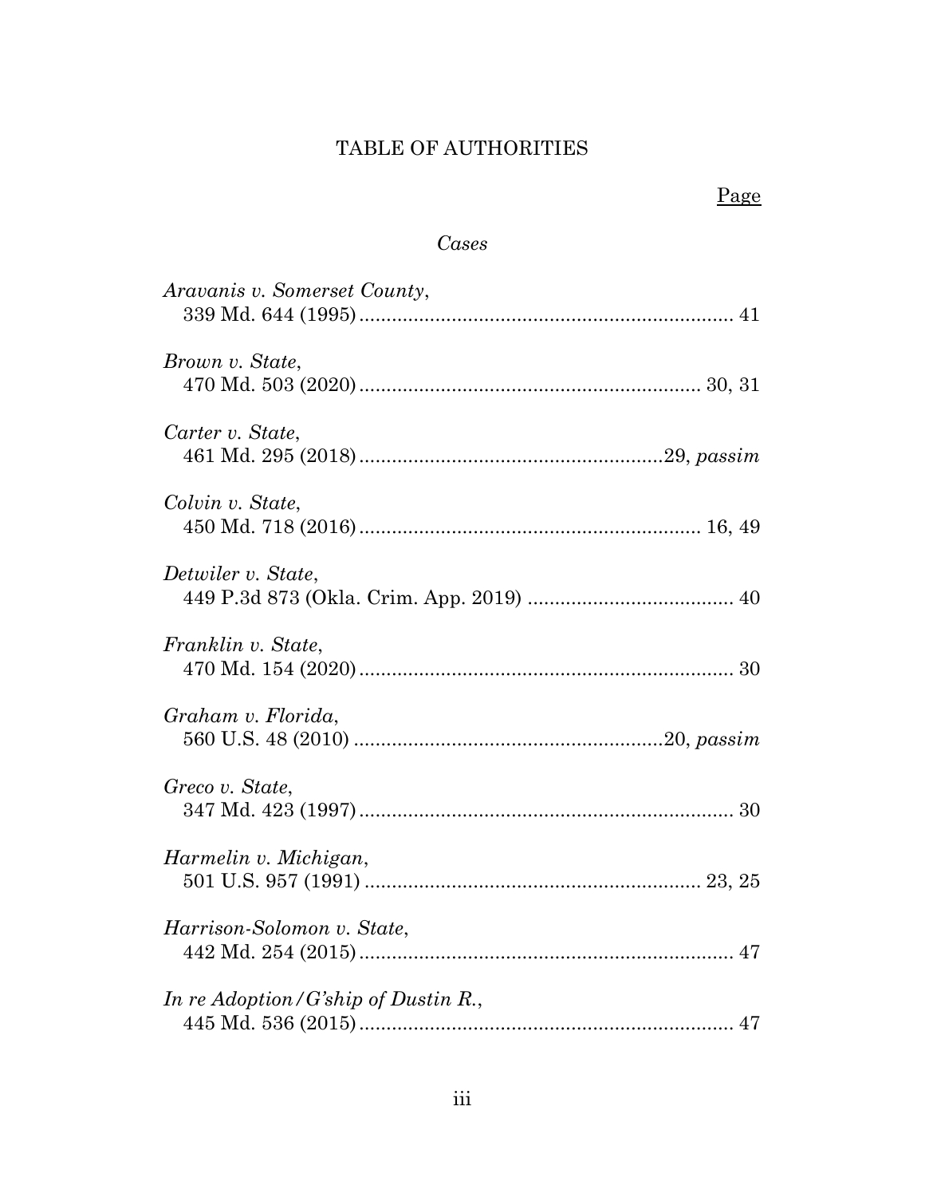# TABLE OF AUTHORITIES

Page

*Cases*

*Aravanis v. Somerset County*,
339 Md. 644 (1995) ..................................................................... 41

*Brown v. State*,
470 Md. 503 (2020) ............................................................... 30, 31

*Carter v. State*,
461 Md. 295 (2018) .......................................................29, *passim*

*Colvin v. State*,
450 Md. 718 (2016) ............................................................... 16, 49

*Detwiler v. State*,
449 P.3d 873 (Okla. Crim. App. 2019) ...................................... 40

*Franklin v. State*,
470 Md. 154 (2020) ...................................................................... 30

*Graham v. Florida*,
560 U.S. 48 (2010) .........................................................20, *passim*

*Greco v. State*,
347 Md. 423 (1997) ...................................................................... 30

*Harmelin v. Michigan*,
501 U.S. 957 (1991) .............................................................. 23, 25

*Harrison-Solomon v. State*,
442 Md. 254 (2015) ..................................................................... 47

*In re Adoption/G'ship of Dustin R.*,
445 Md. 536 (2015) ..................................................................... 47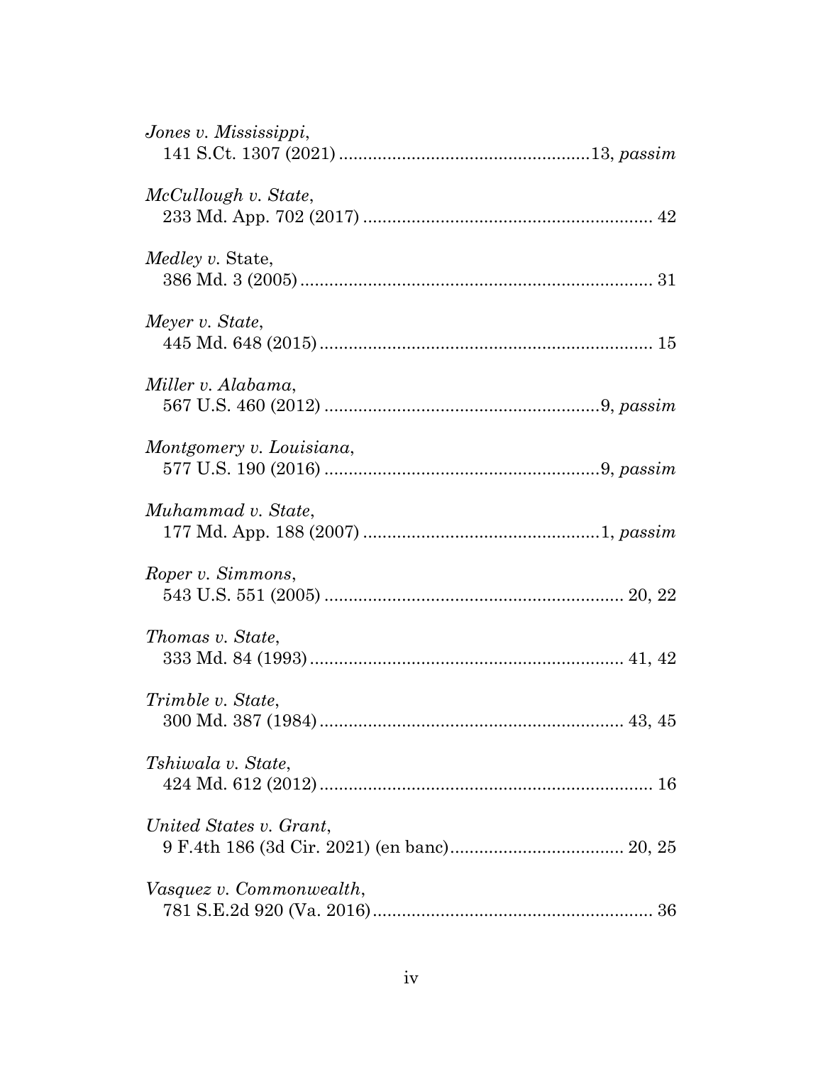*Jones v. Mississippi*,
141 S.Ct. 1307 (2021) ....................................................13, *passim*

*McCullough v. State*,
233 Md. App. 702 (2017) ............................................................ 42

*Medley v.* State,
386 Md. 3 (2005) ......................................................................... 31

*Meyer v. State*,
445 Md. 648 (2015) ..................................................................... 15

*Miller v. Alabama*,
567 U.S. 460 (2012) ........................................................9, *passim*

*Montgomery v. Louisiana*,
577 U.S. 190 (2016) ........................................................9, *passim*

*Muhammad v. State*,
177 Md. App. 188 (2007) ................................................1, *passim*

*Roper v. Simmons*,
543 U.S. 551 (2005) ............................................................. 20, 22

*Thomas v. State*,
333 Md. 84 (1993) ................................................................ 41, 42

*Trimble v. State*,
300 Md. 387 (1984) .............................................................. 43, 45

*Tshiwala v. State*,
424 Md. 612 (2012) ..................................................................... 16

*United States v. Grant*,
9 F.4th 186 (3d Cir. 2021) (en banc).................................... 20, 25

*Vasquez v. Commonwealth*,
781 S.E.2d 920 (Va. 2016)........................................................... 36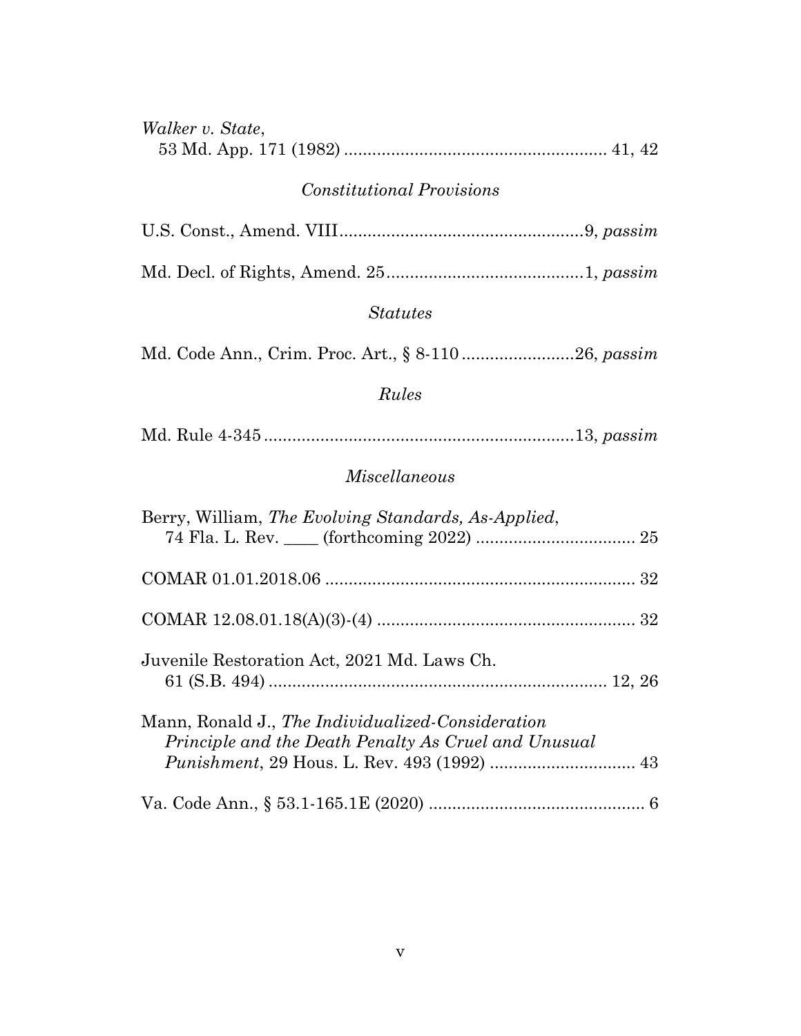*Walker v. State*,
53 Md. App. 171 (1982) ........................................................ 41, 42

### *Constitutional Provisions*

U.S. Const., Amend. VIII....................................................9, *passim*

Md. Decl. of Rights, Amend. 25..........................................1, *passim*

### *Statutes*

Md. Code Ann., Crim. Proc. Art., § 8-110........................26, *passim*

### *Rules*

Md. Rule 4-345..................................................................13, *passim*

### *Miscellaneous*

Berry, William, *The Evolving Standards, As-Applied*,
74 Fla. L. Rev. ____ (forthcoming 2022) .................................. 25

COMAR 01.01.2018.06 ................................................................... 32

COMAR 12.08.01.18(A)(3)-(4) ....................................................... 32

Juvenile Restoration Act, 2021 Md. Laws Ch.
61 (S.B. 494) ........................................................................ 12, 26

Mann, Ronald J., *The Individualized-Consideration Principle and the Death Penalty As Cruel and Unusual Punishment*, 29 Hous. L. Rev. 493 (1992) ............................... 43

Va. Code Ann., § 53.1-165.1E (2020) .............................................. 6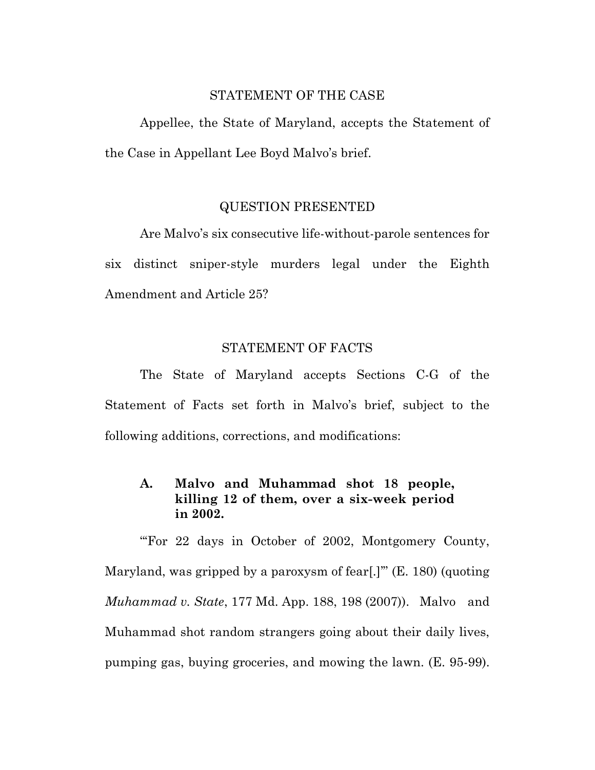## STATEMENT OF THE CASE

Appellee, the State of Maryland, accepts the Statement of the Case in Appellant Lee Boyd Malvo's brief.

## QUESTION PRESENTED

Are Malvo's six consecutive life-without-parole sentences for six distinct sniper-style murders legal under the Eighth Amendment and Article 25?

## STATEMENT OF FACTS

The State of Maryland accepts Sections C-G of the Statement of Facts set forth in Malvo's brief, subject to the following additions, corrections, and modifications:

### A. Malvo and Muhammad shot 18 people, killing 12 of them, over a six-week period in 2002.

"'For 22 days in October of 2002, Montgomery County, Maryland, was gripped by a paroxysm of fear[.]'" (E. 180) (quoting *Muhammad v. State*, 177 Md. App. 188, 198 (2007)). Malvo and Muhammad shot random strangers going about their daily lives, pumping gas, buying groceries, and mowing the lawn. (E. 95-99).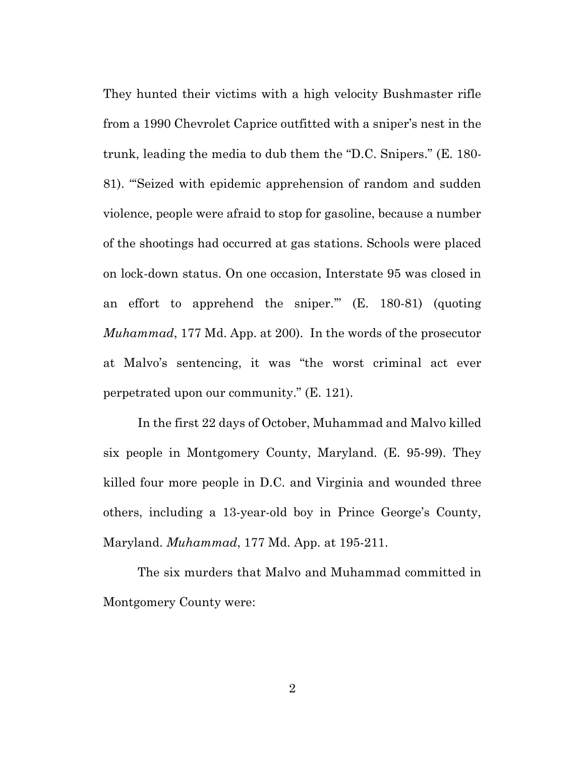They hunted their victims with a high velocity Bushmaster rifle from a 1990 Chevrolet Caprice outfitted with a sniper's nest in the trunk, leading the media to dub them the "D.C. Snipers." (E. 180-81). "'Seized with epidemic apprehension of random and sudden violence, people were afraid to stop for gasoline, because a number of the shootings had occurred at gas stations. Schools were placed on lock-down status. On one occasion, Interstate 95 was closed in an effort to apprehend the sniper.'" (E. 180-81) (quoting *Muhammad*, 177 Md. App. at 200). In the words of the prosecutor at Malvo's sentencing, it was "the worst criminal act ever perpetrated upon our community." (E. 121).

In the first 22 days of October, Muhammad and Malvo killed six people in Montgomery County, Maryland. (E. 95-99). They killed four more people in D.C. and Virginia and wounded three others, including a 13-year-old boy in Prince George's County, Maryland. *Muhammad*, 177 Md. App. at 195-211.

The six murders that Malvo and Muhammad committed in Montgomery County were: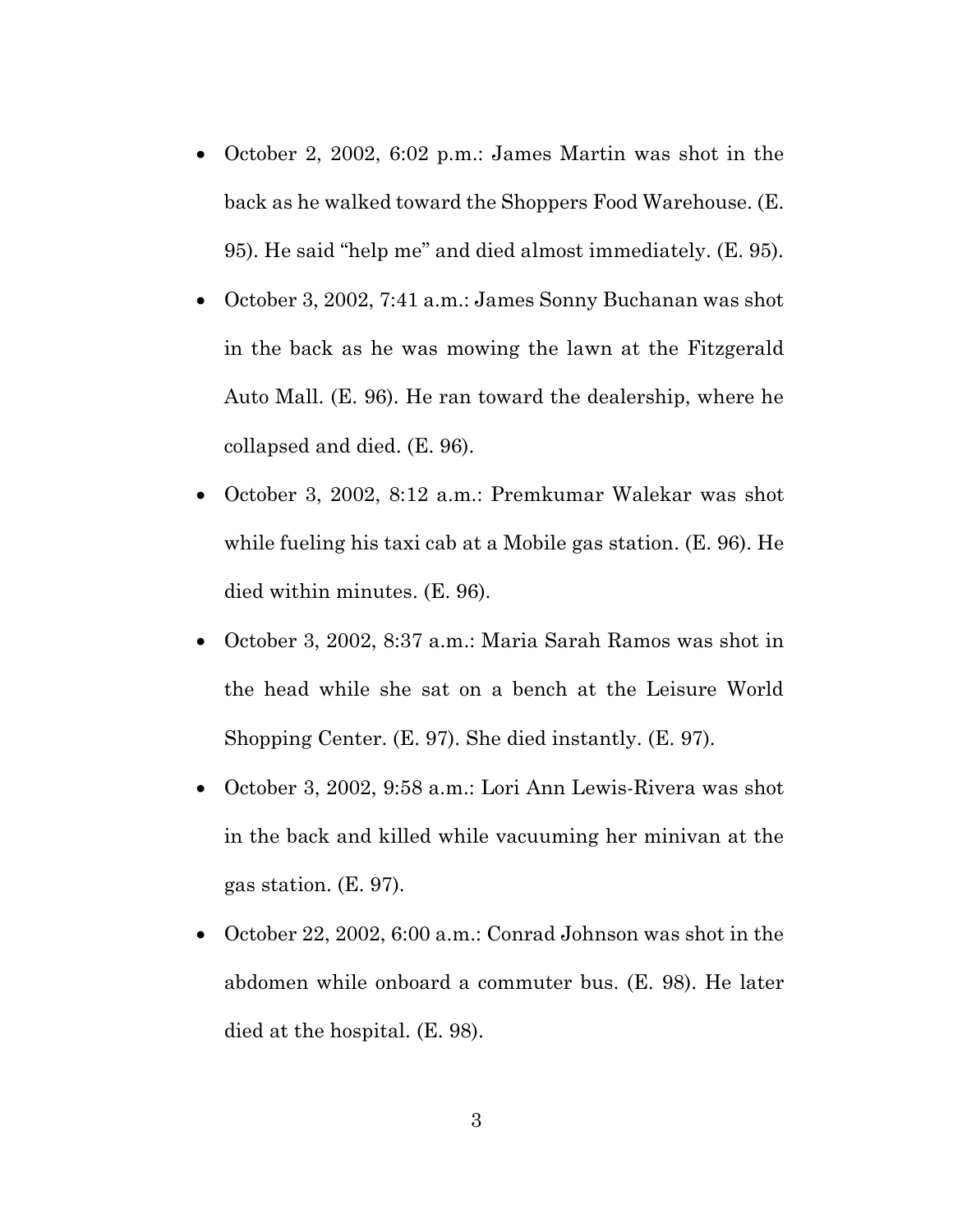- October 2, 2002, 6:02 p.m.: James Martin was shot in the back as he walked toward the Shoppers Food Warehouse. (E. 95). He said "help me" and died almost immediately. (E. 95).
- October 3, 2002, 7:41 a.m.: James Sonny Buchanan was shot in the back as he was mowing the lawn at the Fitzgerald Auto Mall. (E. 96). He ran toward the dealership, where he collapsed and died. (E. 96).
- October 3, 2002, 8:12 a.m.: Premkumar Walekar was shot while fueling his taxi cab at a Mobile gas station. (E. 96). He died within minutes. (E. 96).
- October 3, 2002, 8:37 a.m.: Maria Sarah Ramos was shot in the head while she sat on a bench at the Leisure World Shopping Center. (E. 97). She died instantly. (E. 97).
- October 3, 2002, 9:58 a.m.: Lori Ann Lewis-Rivera was shot in the back and killed while vacuuming her minivan at the gas station. (E. 97).
- October 22, 2002, 6:00 a.m.: Conrad Johnson was shot in the abdomen while onboard a commuter bus. (E. 98). He later died at the hospital. (E. 98).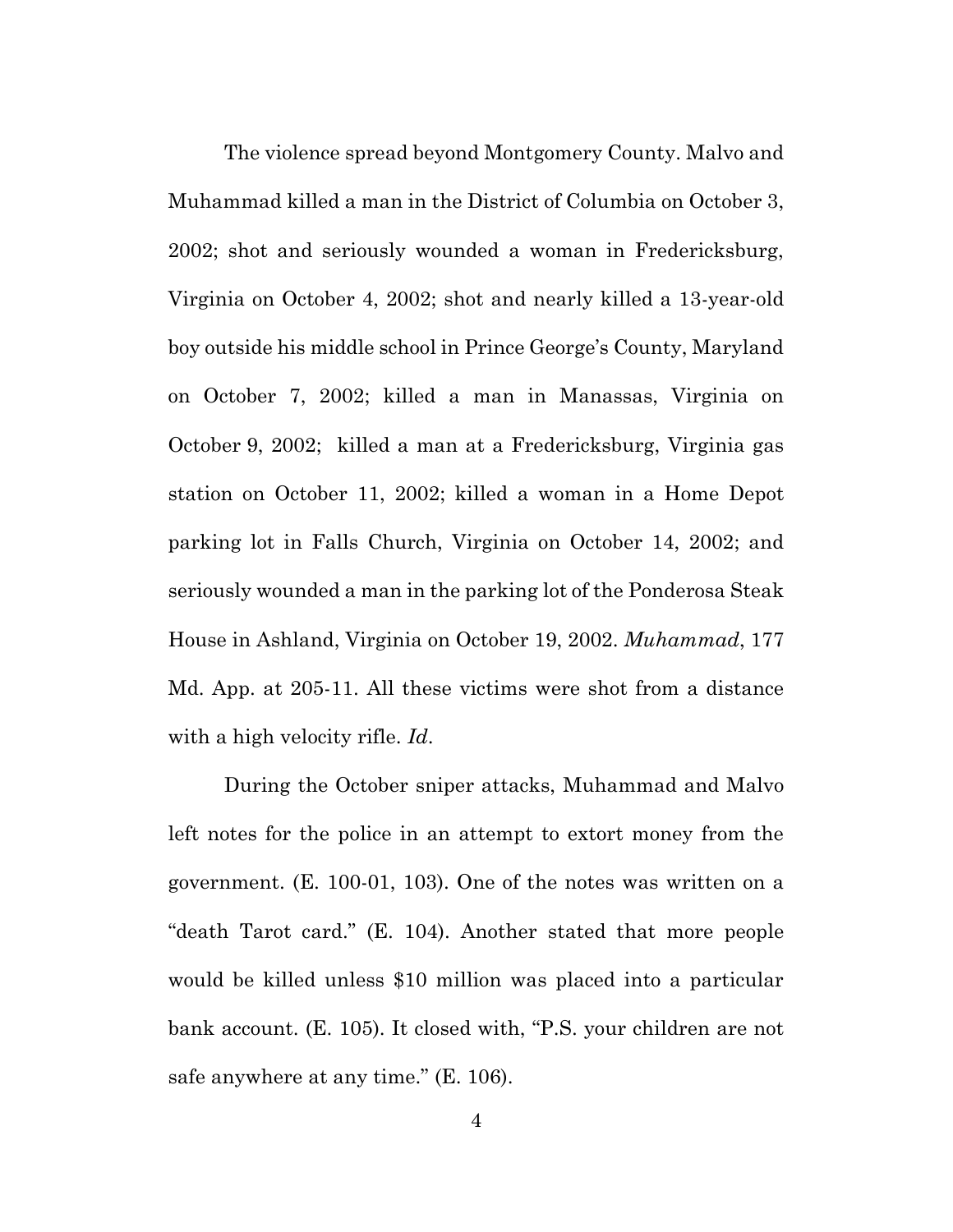The violence spread beyond Montgomery County. Malvo and Muhammad killed a man in the District of Columbia on October 3, 2002; shot and seriously wounded a woman in Fredericksburg, Virginia on October 4, 2002; shot and nearly killed a 13-year-old boy outside his middle school in Prince George's County, Maryland on October 7, 2002; killed a man in Manassas, Virginia on October 9, 2002; killed a man at a Fredericksburg, Virginia gas station on October 11, 2002; killed a woman in a Home Depot parking lot in Falls Church, Virginia on October 14, 2002; and seriously wounded a man in the parking lot of the Ponderosa Steak House in Ashland, Virginia on October 19, 2002. *Muhammad*, 177 Md. App. at 205-11. All these victims were shot from a distance with a high velocity rifle. *Id*.

During the October sniper attacks, Muhammad and Malvo left notes for the police in an attempt to extort money from the government. (E. 100-01, 103). One of the notes was written on a "death Tarot card." (E. 104). Another stated that more people would be killed unless $10 million was placed into a particular bank account. (E. 105). It closed with, "P.S. your children are not safe anywhere at any time." (E. 106).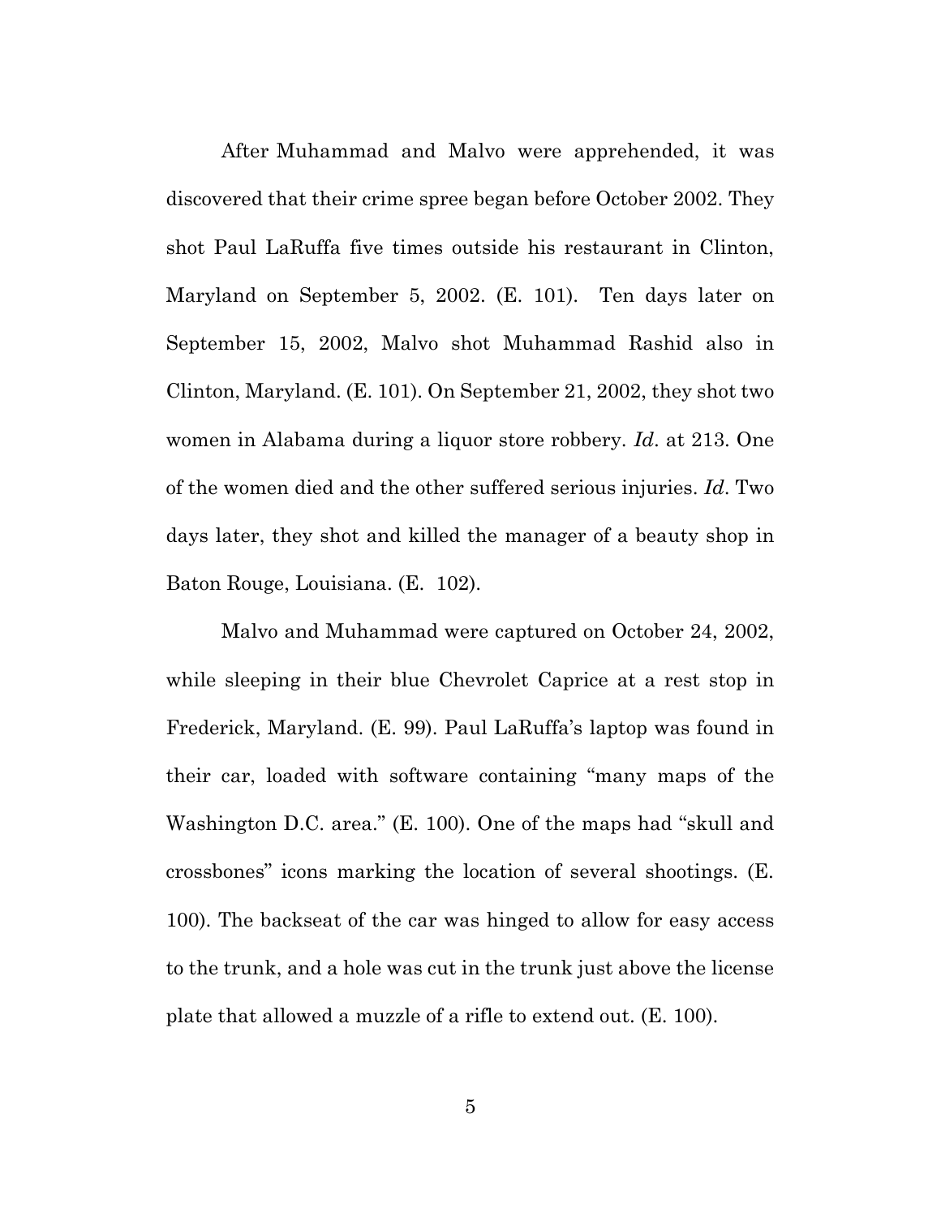After Muhammad and Malvo were apprehended, it was discovered that their crime spree began before October 2002. They shot Paul LaRuffa five times outside his restaurant in Clinton, Maryland on September 5, 2002. (E. 101). Ten days later on September 15, 2002, Malvo shot Muhammad Rashid also in Clinton, Maryland. (E. 101). On September 21, 2002, they shot two women in Alabama during a liquor store robbery. *Id*. at 213. One of the women died and the other suffered serious injuries. *Id*. Two days later, they shot and killed the manager of a beauty shop in Baton Rouge, Louisiana. (E. 102).

Malvo and Muhammad were captured on October 24, 2002, while sleeping in their blue Chevrolet Caprice at a rest stop in Frederick, Maryland. (E. 99). Paul LaRuffa's laptop was found in their car, loaded with software containing "many maps of the Washington D.C. area." (E. 100). One of the maps had "skull and crossbones" icons marking the location of several shootings. (E. 100). The backseat of the car was hinged to allow for easy access to the trunk, and a hole was cut in the trunk just above the license plate that allowed a muzzle of a rifle to extend out. (E. 100).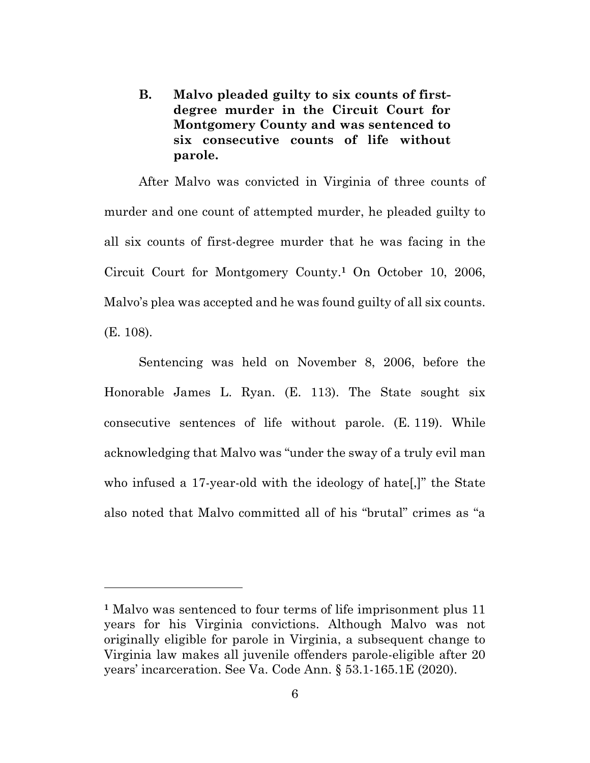### B. Malvo pleaded guilty to six counts of first-degree murder in the Circuit Court for Montgomery County and was sentenced to six consecutive counts of life without parole.

After Malvo was convicted in Virginia of three counts of murder and one count of attempted murder, he pleaded guilty to all six counts of first-degree murder that he was facing in the Circuit Court for Montgomery County.[1] On October 10, 2006, Malvo's plea was accepted and he was found guilty of all six counts. (E. 108).

Sentencing was held on November 8, 2006, before the Honorable James L. Ryan. (E. 113). The State sought six consecutive sentences of life without parole. (E. 119). While acknowledging that Malvo was "under the sway of a truly evil man who infused a 17-year-old with the ideology of hate[,]" the State also noted that Malvo committed all of his "brutal" crimes as "a

---

[1] Malvo was sentenced to four terms of life imprisonment plus 11 years for his Virginia convictions. Although Malvo was not originally eligible for parole in Virginia, a subsequent change to Virginia law makes all juvenile offenders parole-eligible after 20 years' incarceration. See Va. Code Ann. § 53.1-165.1E (2020).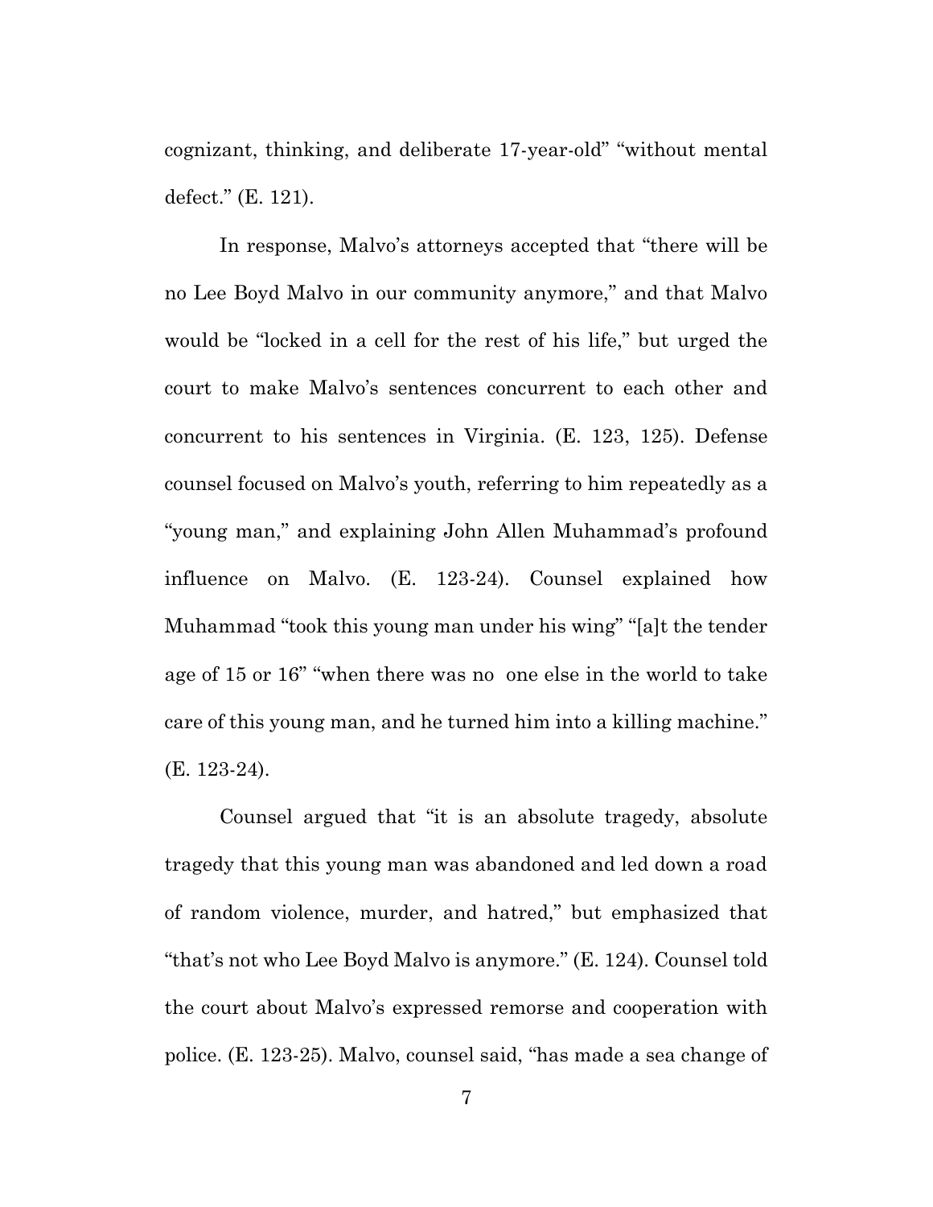cognizant, thinking, and deliberate 17-year-old" "without mental defect." (E. 121).

In response, Malvo's attorneys accepted that "there will be no Lee Boyd Malvo in our community anymore," and that Malvo would be "locked in a cell for the rest of his life," but urged the court to make Malvo's sentences concurrent to each other and concurrent to his sentences in Virginia. (E. 123, 125). Defense counsel focused on Malvo's youth, referring to him repeatedly as a "young man," and explaining John Allen Muhammad's profound influence on Malvo. (E. 123-24). Counsel explained how Muhammad "took this young man under his wing" "[a]t the tender age of 15 or 16" "when there was no one else in the world to take care of this young man, and he turned him into a killing machine." (E. 123-24).

Counsel argued that "it is an absolute tragedy, absolute tragedy that this young man was abandoned and led down a road of random violence, murder, and hatred," but emphasized that "that's not who Lee Boyd Malvo is anymore." (E. 124). Counsel told the court about Malvo's expressed remorse and cooperation with police. (E. 123-25). Malvo, counsel said, "has made a sea change of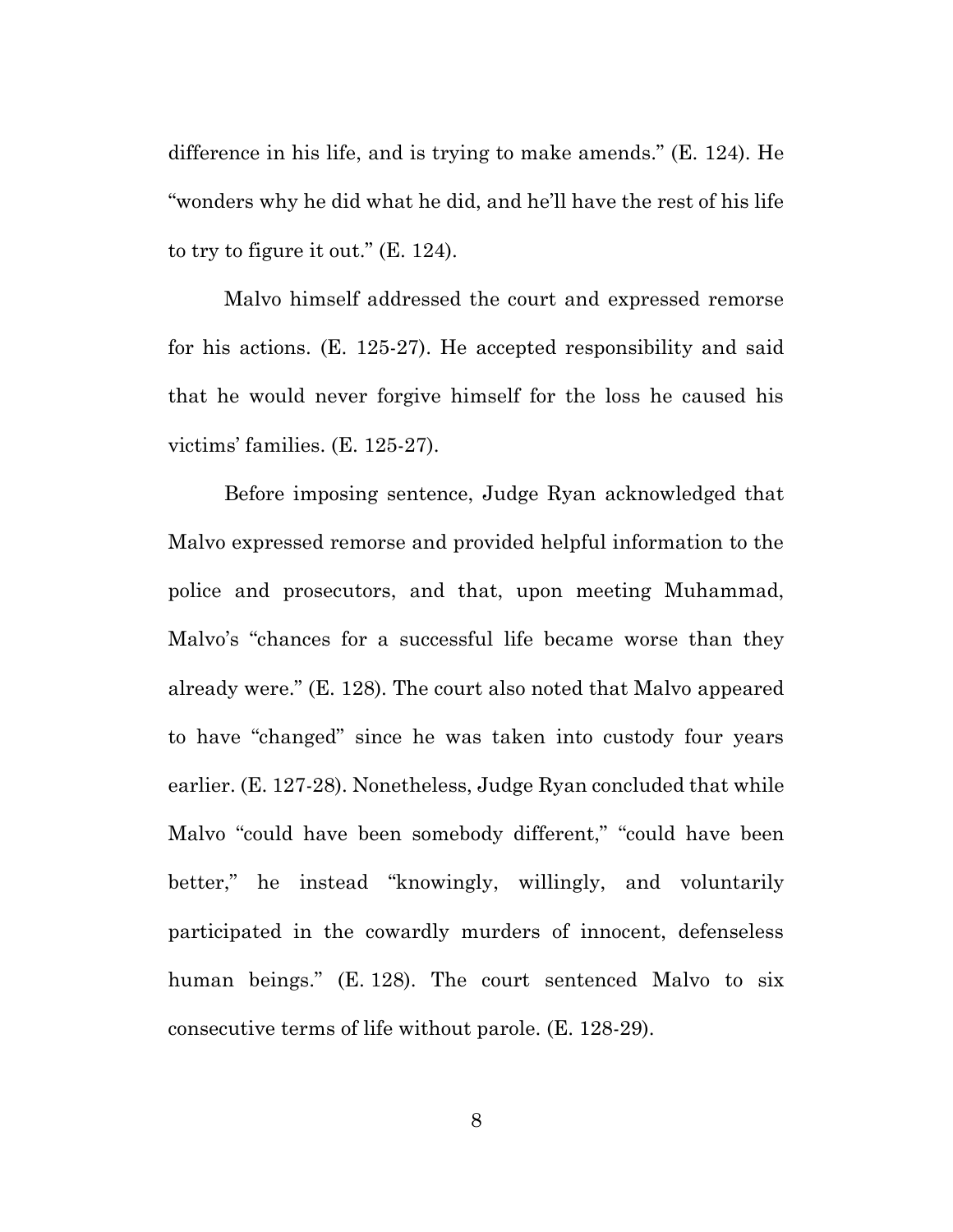difference in his life, and is trying to make amends." (E. 124). He "wonders why he did what he did, and he'll have the rest of his life to try to figure it out." (E. 124).

Malvo himself addressed the court and expressed remorse for his actions. (E. 125-27). He accepted responsibility and said that he would never forgive himself for the loss he caused his victims' families. (E. 125-27).

Before imposing sentence, Judge Ryan acknowledged that Malvo expressed remorse and provided helpful information to the police and prosecutors, and that, upon meeting Muhammad, Malvo's "chances for a successful life became worse than they already were." (E. 128). The court also noted that Malvo appeared to have "changed" since he was taken into custody four years earlier. (E. 127-28). Nonetheless, Judge Ryan concluded that while Malvo "could have been somebody different," "could have been better," he instead "knowingly, willingly, and voluntarily participated in the cowardly murders of innocent, defenseless human beings." (E. 128). The court sentenced Malvo to six consecutive terms of life without parole. (E. 128-29).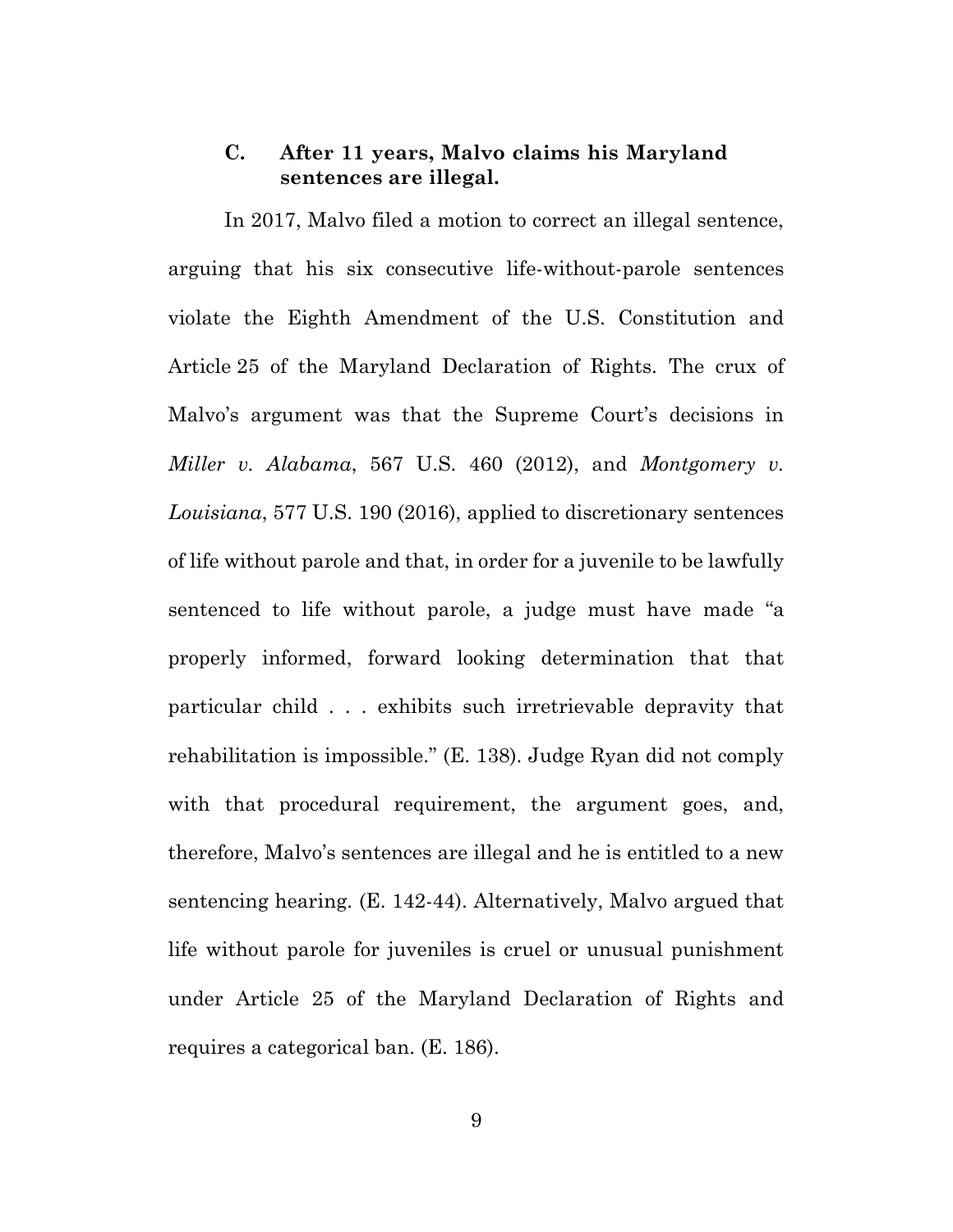### C. After 11 years, Malvo claims his Maryland sentences are illegal.

In 2017, Malvo filed a motion to correct an illegal sentence, arguing that his six consecutive life-without-parole sentences violate the Eighth Amendment of the U.S. Constitution and Article 25 of the Maryland Declaration of Rights. The crux of Malvo's argument was that the Supreme Court's decisions in *Miller v. Alabama*, 567 U.S. 460 (2012), and *Montgomery v. Louisiana*, 577 U.S. 190 (2016), applied to discretionary sentences of life without parole and that, in order for a juvenile to be lawfully sentenced to life without parole, a judge must have made "a properly informed, forward looking determination that that particular child . . . exhibits such irretrievable depravity that rehabilitation is impossible." (E. 138). Judge Ryan did not comply with that procedural requirement, the argument goes, and, therefore, Malvo's sentences are illegal and he is entitled to a new sentencing hearing. (E. 142-44). Alternatively, Malvo argued that life without parole for juveniles is cruel or unusual punishment under Article 25 of the Maryland Declaration of Rights and requires a categorical ban. (E. 186).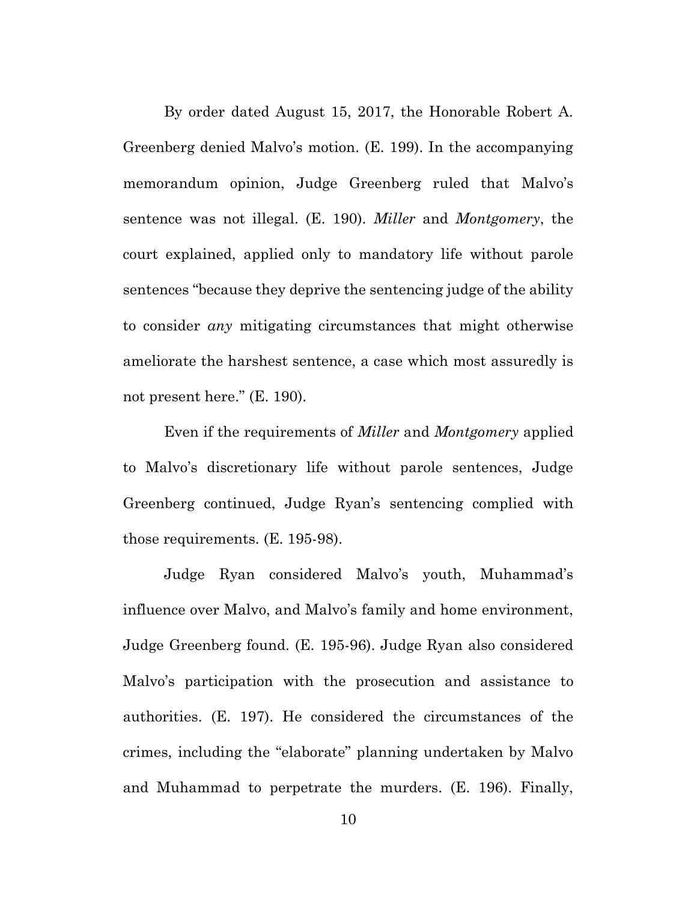By order dated August 15, 2017, the Honorable Robert A. Greenberg denied Malvo's motion. (E. 199). In the accompanying memorandum opinion, Judge Greenberg ruled that Malvo's sentence was not illegal. (E. 190). *Miller* and *Montgomery*, the court explained, applied only to mandatory life without parole sentences "because they deprive the sentencing judge of the ability to consider *any* mitigating circumstances that might otherwise ameliorate the harshest sentence, a case which most assuredly is not present here." (E. 190).

Even if the requirements of *Miller* and *Montgomery* applied to Malvo's discretionary life without parole sentences, Judge Greenberg continued, Judge Ryan's sentencing complied with those requirements. (E. 195-98).

Judge Ryan considered Malvo's youth, Muhammad's influence over Malvo, and Malvo's family and home environment, Judge Greenberg found. (E. 195-96). Judge Ryan also considered Malvo's participation with the prosecution and assistance to authorities. (E. 197). He considered the circumstances of the crimes, including the "elaborate" planning undertaken by Malvo and Muhammad to perpetrate the murders. (E. 196). Finally,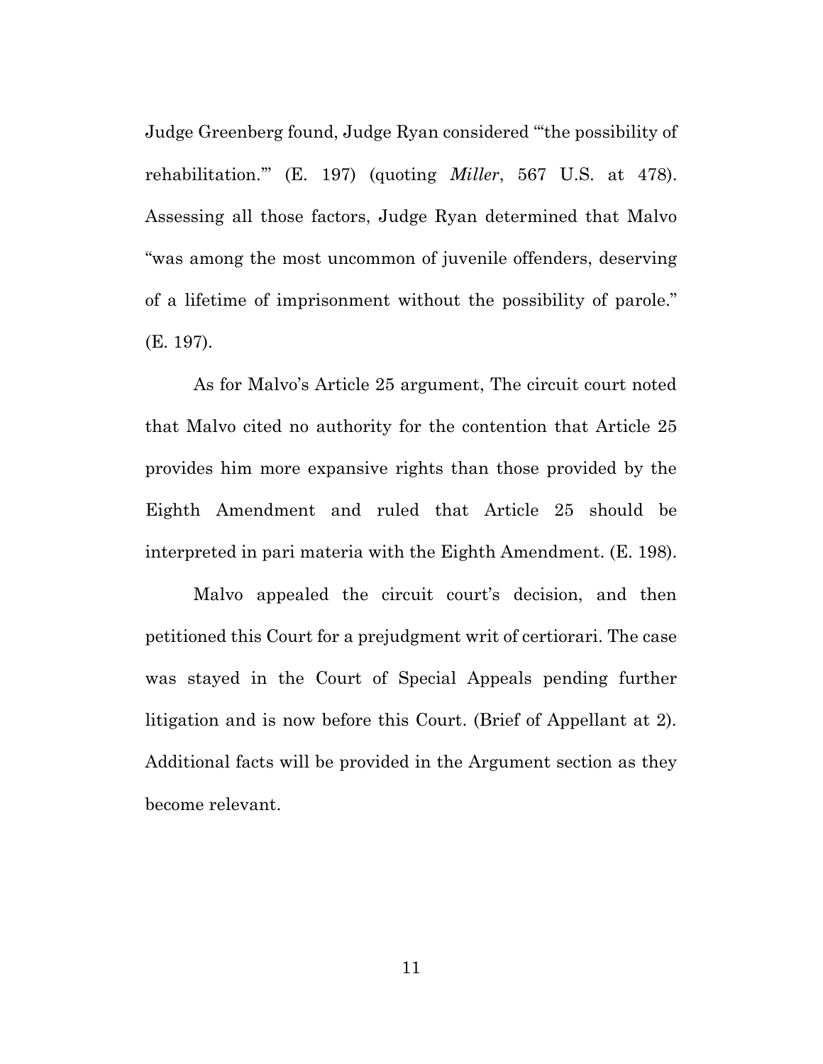Judge Greenberg found, Judge Ryan considered "'the possibility of rehabilitation.'" (E. 197) (quoting *Miller*, 567 U.S. at 478). Assessing all those factors, Judge Ryan determined that Malvo "was among the most uncommon of juvenile offenders, deserving of a lifetime of imprisonment without the possibility of parole." (E. 197).

As for Malvo's Article 25 argument, The circuit court noted that Malvo cited no authority for the contention that Article 25 provides him more expansive rights than those provided by the Eighth Amendment and ruled that Article 25 should be interpreted in pari materia with the Eighth Amendment. (E. 198).

Malvo appealed the circuit court's decision, and then petitioned this Court for a prejudgment writ of certiorari. The case was stayed in the Court of Special Appeals pending further litigation and is now before this Court. (Brief of Appellant at 2). Additional facts will be provided in the Argument section as they become relevant.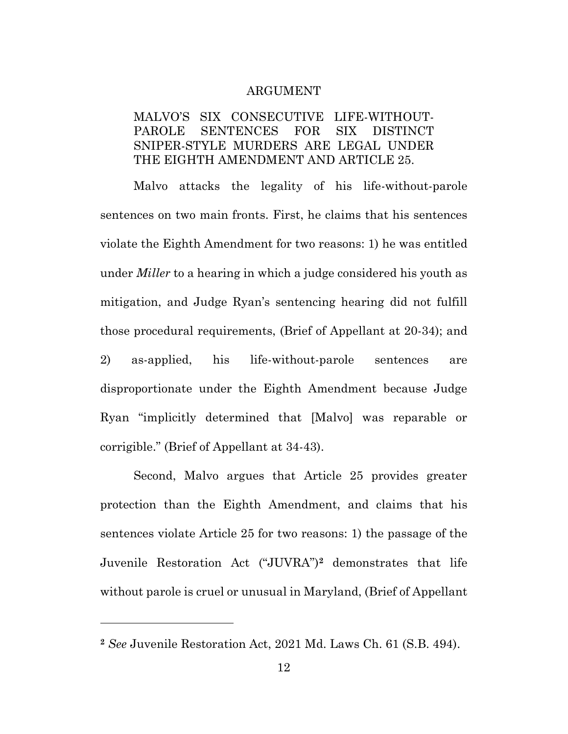## ARGUMENT

### MALVO'S SIX CONSECUTIVE LIFE-WITHOUT-PAROLE SENTENCES FOR SIX DISTINCT SNIPER-STYLE MURDERS ARE LEGAL UNDER THE EIGHTH AMENDMENT AND ARTICLE 25.

Malvo attacks the legality of his life-without-parole sentences on two main fronts. First, he claims that his sentences violate the Eighth Amendment for two reasons: 1) he was entitled under *Miller* to a hearing in which a judge considered his youth as mitigation, and Judge Ryan's sentencing hearing did not fulfill those procedural requirements, (Brief of Appellant at 20-34); and 2) as-applied, his life-without-parole sentences are disproportionate under the Eighth Amendment because Judge Ryan "implicitly determined that [Malvo] was reparable or corrigible." (Brief of Appellant at 34-43).

Second, Malvo argues that Article 25 provides greater protection than the Eighth Amendment, and claims that his sentences violate Article 25 for two reasons: 1) the passage of the Juvenile Restoration Act ("JUVRA")[2] demonstrates that life without parole is cruel or unusual in Maryland, (Brief of Appellant

---

[2] *See* Juvenile Restoration Act, 2021 Md. Laws Ch. 61 (S.B. 494).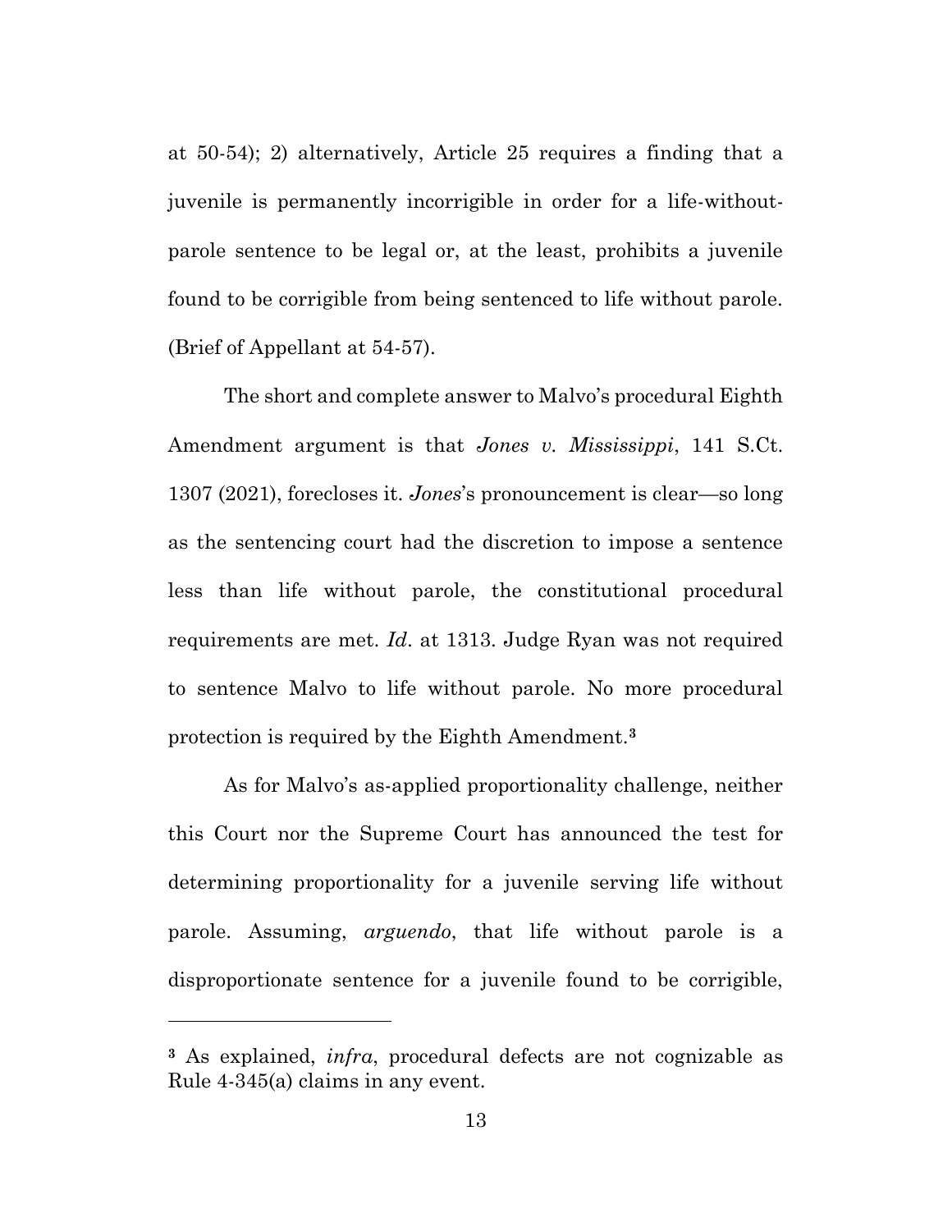at 50-54); 2) alternatively, Article 25 requires a finding that a juvenile is permanently incorrigible in order for a life-without-parole sentence to be legal or, at the least, prohibits a juvenile found to be corrigible from being sentenced to life without parole. (Brief of Appellant at 54-57).

The short and complete answer to Malvo's procedural Eighth Amendment argument is that *Jones v. Mississippi*, 141 S.Ct. 1307 (2021), forecloses it. *Jones*'s pronouncement is clear—so long as the sentencing court had the discretion to impose a sentence less than life without parole, the constitutional procedural requirements are met. *Id*. at 1313. Judge Ryan was not required to sentence Malvo to life without parole. No more procedural protection is required by the Eighth Amendment.[3]

As for Malvo's as-applied proportionality challenge, neither this Court nor the Supreme Court has announced the test for determining proportionality for a juvenile serving life without parole. Assuming, *arguendo*, that life without parole is a disproportionate sentence for a juvenile found to be corrigible,

---

[3] As explained, *infra*, procedural defects are not cognizable as Rule 4-345(a) claims in any event.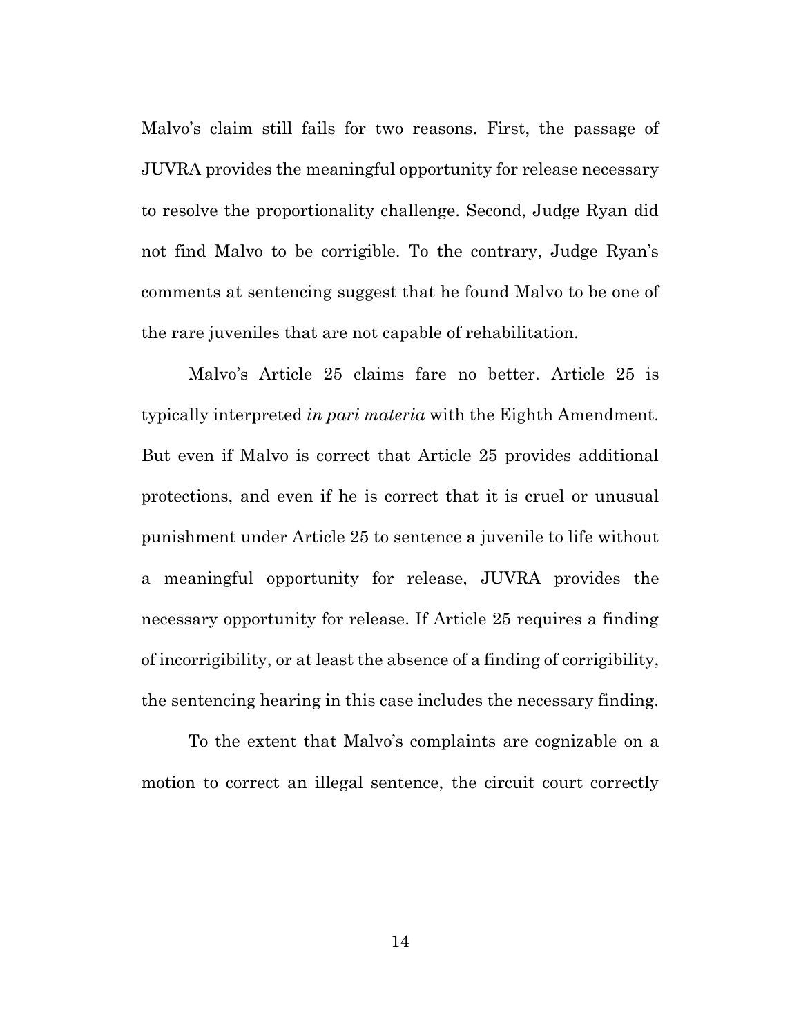Malvo's claim still fails for two reasons. First, the passage of JUVRA provides the meaningful opportunity for release necessary to resolve the proportionality challenge. Second, Judge Ryan did not find Malvo to be corrigible. To the contrary, Judge Ryan's comments at sentencing suggest that he found Malvo to be one of the rare juveniles that are not capable of rehabilitation.

Malvo's Article 25 claims fare no better. Article 25 is typically interpreted *in pari materia* with the Eighth Amendment. But even if Malvo is correct that Article 25 provides additional protections, and even if he is correct that it is cruel or unusual punishment under Article 25 to sentence a juvenile to life without a meaningful opportunity for release, JUVRA provides the necessary opportunity for release. If Article 25 requires a finding of incorrigibility, or at least the absence of a finding of corrigibility, the sentencing hearing in this case includes the necessary finding.

To the extent that Malvo's complaints are cognizable on a motion to correct an illegal sentence, the circuit court correctly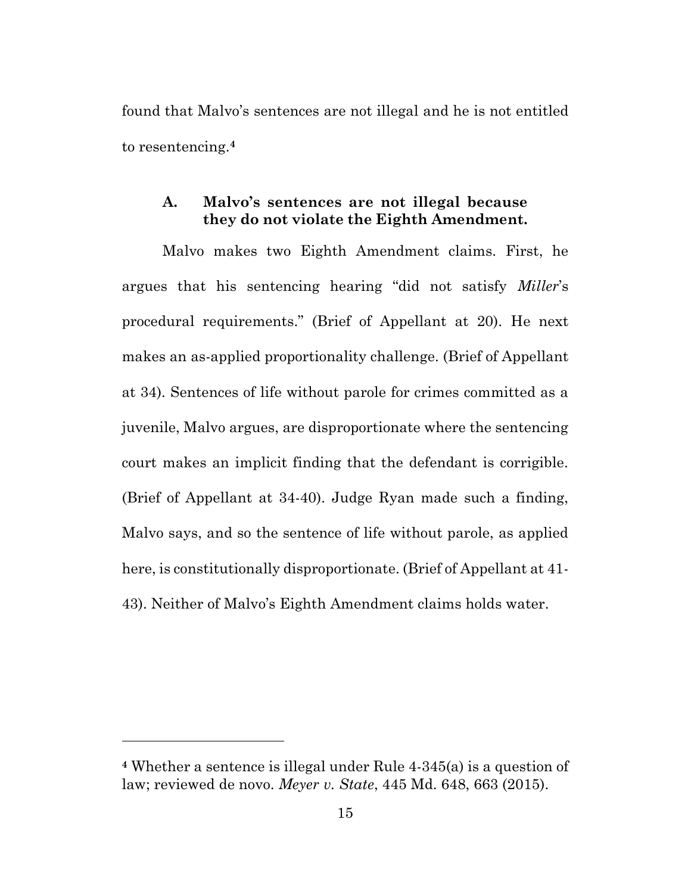found that Malvo's sentences are not illegal and he is not entitled to resentencing.[4]

### A. Malvo's sentences are not illegal because they do not violate the Eighth Amendment.

Malvo makes two Eighth Amendment claims. First, he argues that his sentencing hearing "did not satisfy *Miller*'s procedural requirements." (Brief of Appellant at 20). He next makes an as-applied proportionality challenge. (Brief of Appellant at 34). Sentences of life without parole for crimes committed as a juvenile, Malvo argues, are disproportionate where the sentencing court makes an implicit finding that the defendant is corrigible. (Brief of Appellant at 34-40). Judge Ryan made such a finding, Malvo says, and so the sentence of life without parole, as applied here, is constitutionally disproportionate. (Brief of Appellant at 41-43). Neither of Malvo's Eighth Amendment claims holds water.

---

[4] Whether a sentence is illegal under Rule 4-345(a) is a question of law; reviewed de novo. *Meyer v. State*, 445 Md. 648, 663 (2015).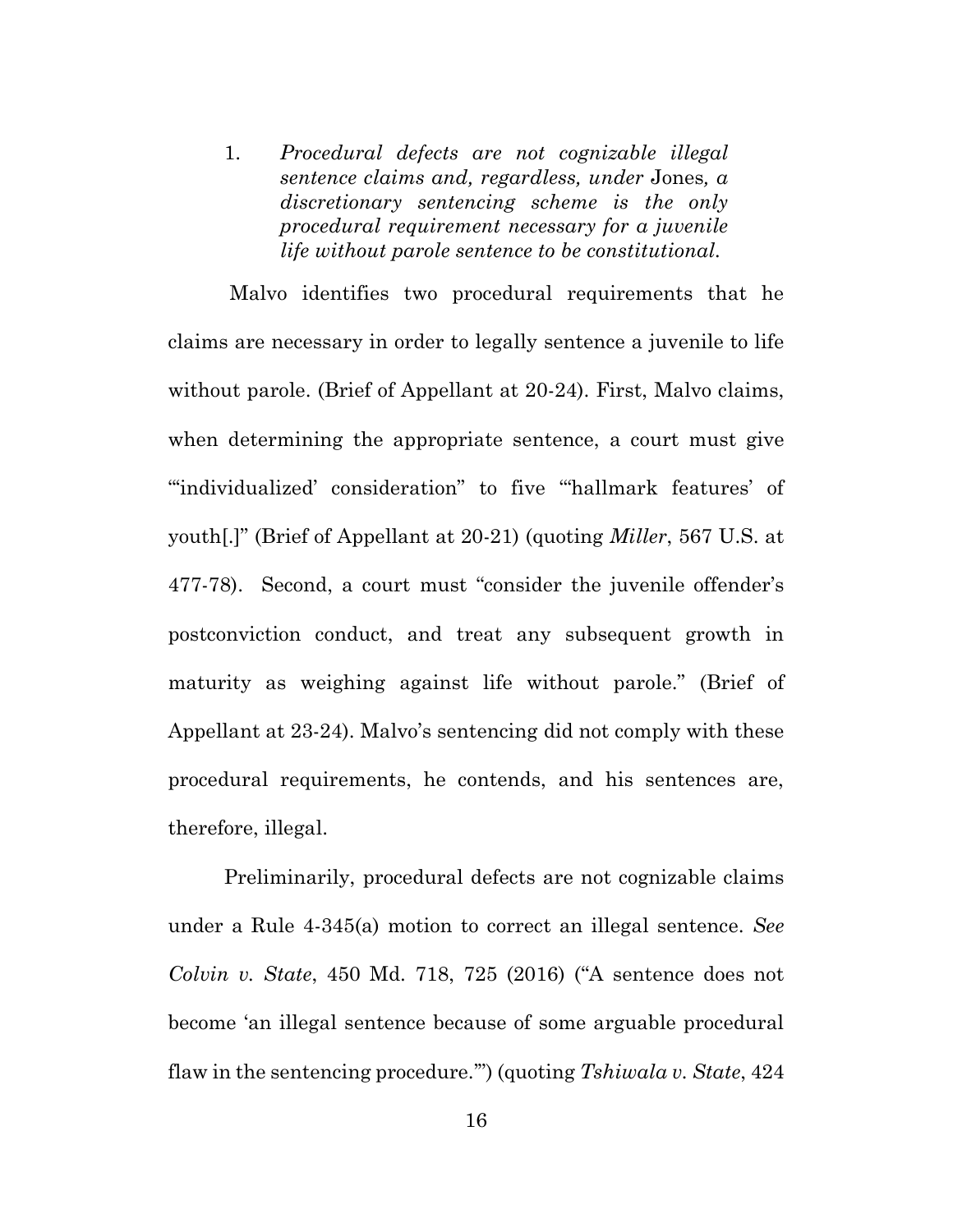1. *Procedural defects are not cognizable illegal sentence claims and, regardless, under* Jones*, a discretionary sentencing scheme is the only procedural requirement necessary for a juvenile life without parole sentence to be constitutional.*

Malvo identifies two procedural requirements that he claims are necessary in order to legally sentence a juvenile to life without parole. (Brief of Appellant at 20-24). First, Malvo claims, when determining the appropriate sentence, a court must give "'individualized' consideration" to five "'hallmark features' of youth[.]" (Brief of Appellant at 20-21) (quoting *Miller*, 567 U.S. at 477-78). Second, a court must "consider the juvenile offender's postconviction conduct, and treat any subsequent growth in maturity as weighing against life without parole." (Brief of Appellant at 23-24). Malvo's sentencing did not comply with these procedural requirements, he contends, and his sentences are, therefore, illegal.

Preliminarily, procedural defects are not cognizable claims under a Rule 4-345(a) motion to correct an illegal sentence. *See Colvin v. State*, 450 Md. 718, 725 (2016) ("A sentence does not become 'an illegal sentence because of some arguable procedural flaw in the sentencing procedure.'") (quoting *Tshiwala v. State*, 424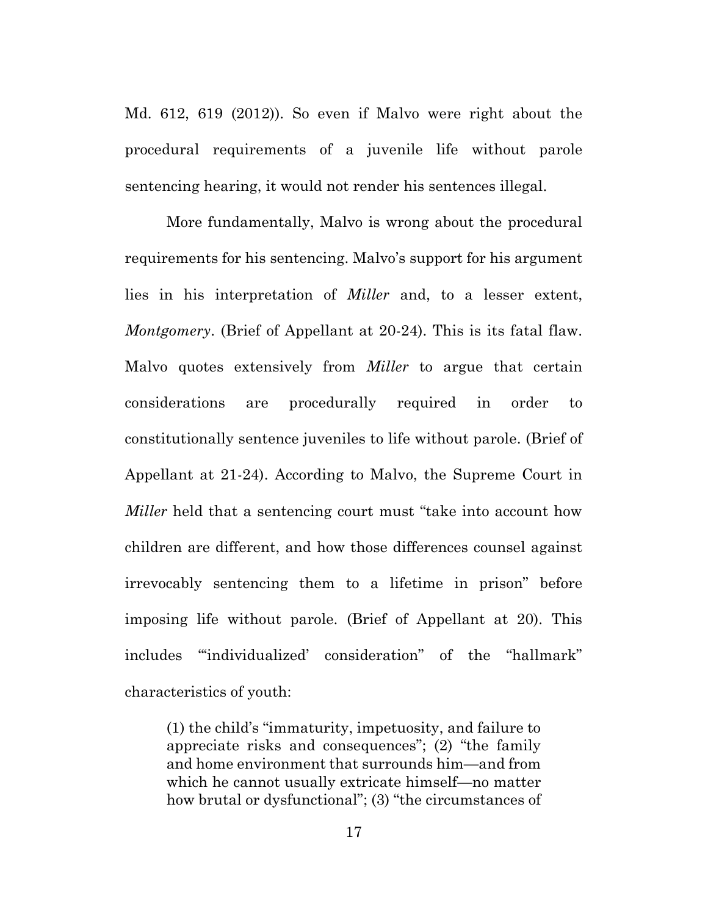Md. 612, 619 (2012)). So even if Malvo were right about the procedural requirements of a juvenile life without parole sentencing hearing, it would not render his sentences illegal.

More fundamentally, Malvo is wrong about the procedural requirements for his sentencing. Malvo's support for his argument lies in his interpretation of *Miller* and, to a lesser extent, *Montgomery*. (Brief of Appellant at 20-24). This is its fatal flaw. Malvo quotes extensively from *Miller* to argue that certain considerations are procedurally required in order to constitutionally sentence juveniles to life without parole. (Brief of Appellant at 21-24). According to Malvo, the Supreme Court in *Miller* held that a sentencing court must "take into account how children are different, and how those differences counsel against irrevocably sentencing them to a lifetime in prison" before imposing life without parole. (Brief of Appellant at 20). This includes "'individualized' consideration" of the "hallmark" characteristics of youth:

> (1) the child's "immaturity, impetuosity, and failure to appreciate risks and consequences"; (2) "the family and home environment that surrounds him—and from which he cannot usually extricate himself—no matter how brutal or dysfunctional"; (3) "the circumstances of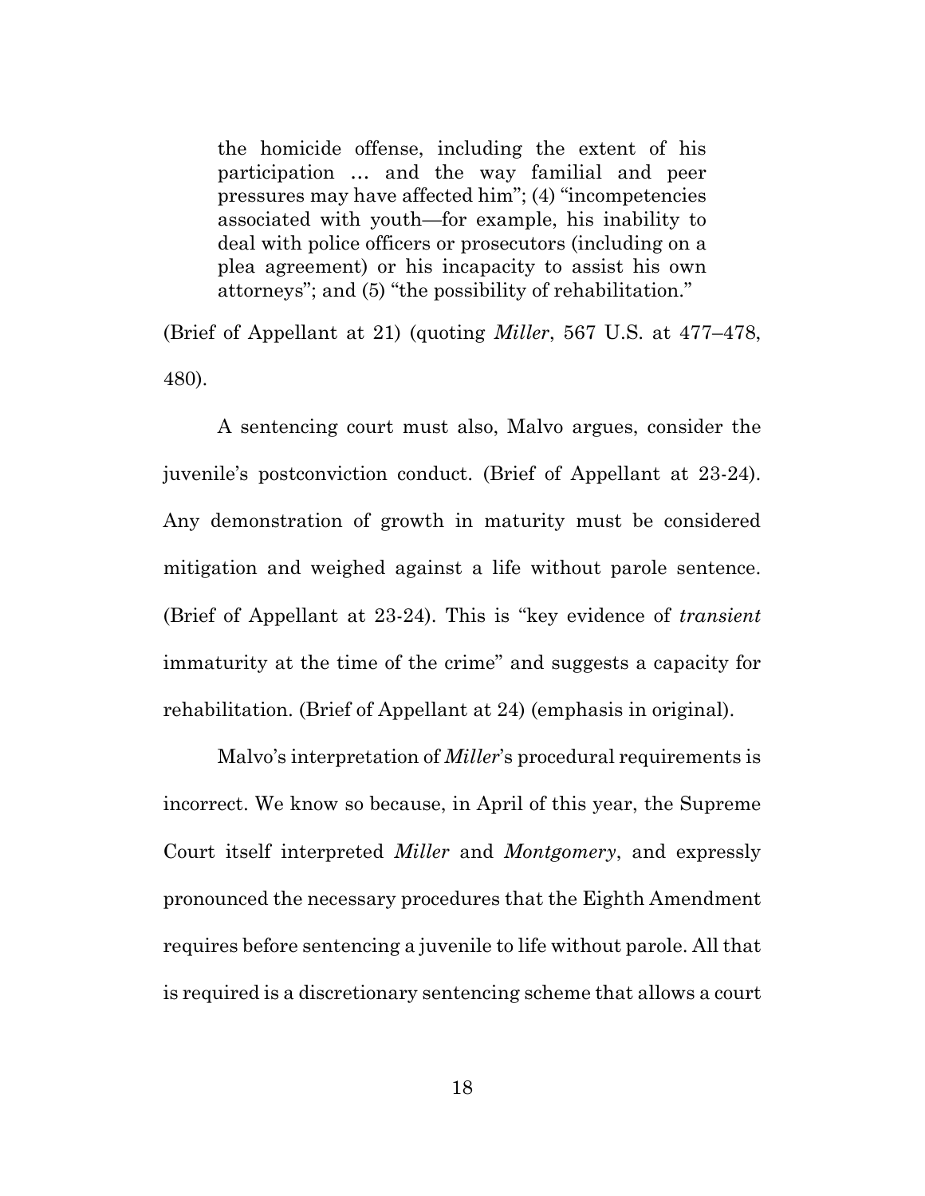> the homicide offense, including the extent of his participation … and the way familial and peer pressures may have affected him"; (4) "incompetencies associated with youth—for example, his inability to deal with police officers or prosecutors (including on a plea agreement) or his incapacity to assist his own attorneys"; and (5) "the possibility of rehabilitation."

(Brief of Appellant at 21) (quoting *Miller*, 567 U.S. at 477–478, 480).

A sentencing court must also, Malvo argues, consider the juvenile's postconviction conduct. (Brief of Appellant at 23-24). Any demonstration of growth in maturity must be considered mitigation and weighed against a life without parole sentence. (Brief of Appellant at 23-24). This is "key evidence of *transient* immaturity at the time of the crime" and suggests a capacity for rehabilitation. (Brief of Appellant at 24) (emphasis in original).

Malvo's interpretation of *Miller*'s procedural requirements is incorrect. We know so because, in April of this year, the Supreme Court itself interpreted *Miller* and *Montgomery*, and expressly pronounced the necessary procedures that the Eighth Amendment requires before sentencing a juvenile to life without parole. All that is required is a discretionary sentencing scheme that allows a court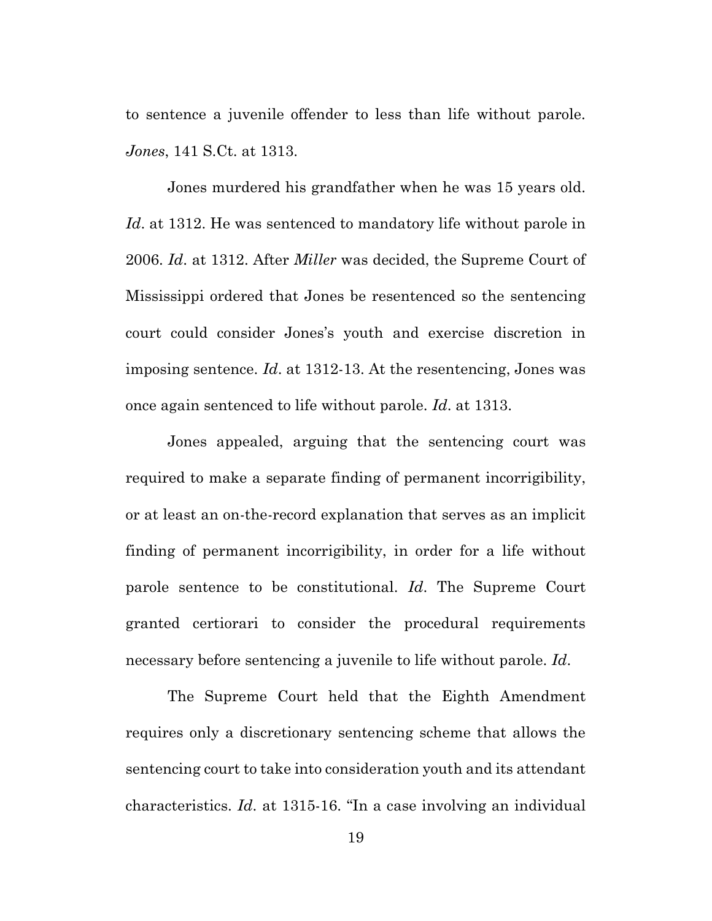to sentence a juvenile offender to less than life without parole. *Jones*, 141 S.Ct. at 1313.

Jones murdered his grandfather when he was 15 years old. *Id*. at 1312. He was sentenced to mandatory life without parole in 2006. *Id*. at 1312. After *Miller* was decided, the Supreme Court of Mississippi ordered that Jones be resentenced so the sentencing court could consider Jones's youth and exercise discretion in imposing sentence. *Id*. at 1312-13. At the resentencing, Jones was once again sentenced to life without parole. *Id*. at 1313.

Jones appealed, arguing that the sentencing court was required to make a separate finding of permanent incorrigibility, or at least an on-the-record explanation that serves as an implicit finding of permanent incorrigibility, in order for a life without parole sentence to be constitutional. *Id*. The Supreme Court granted certiorari to consider the procedural requirements necessary before sentencing a juvenile to life without parole. *Id*.

The Supreme Court held that the Eighth Amendment requires only a discretionary sentencing scheme that allows the sentencing court to take into consideration youth and its attendant characteristics. *Id*. at 1315-16. "In a case involving an individual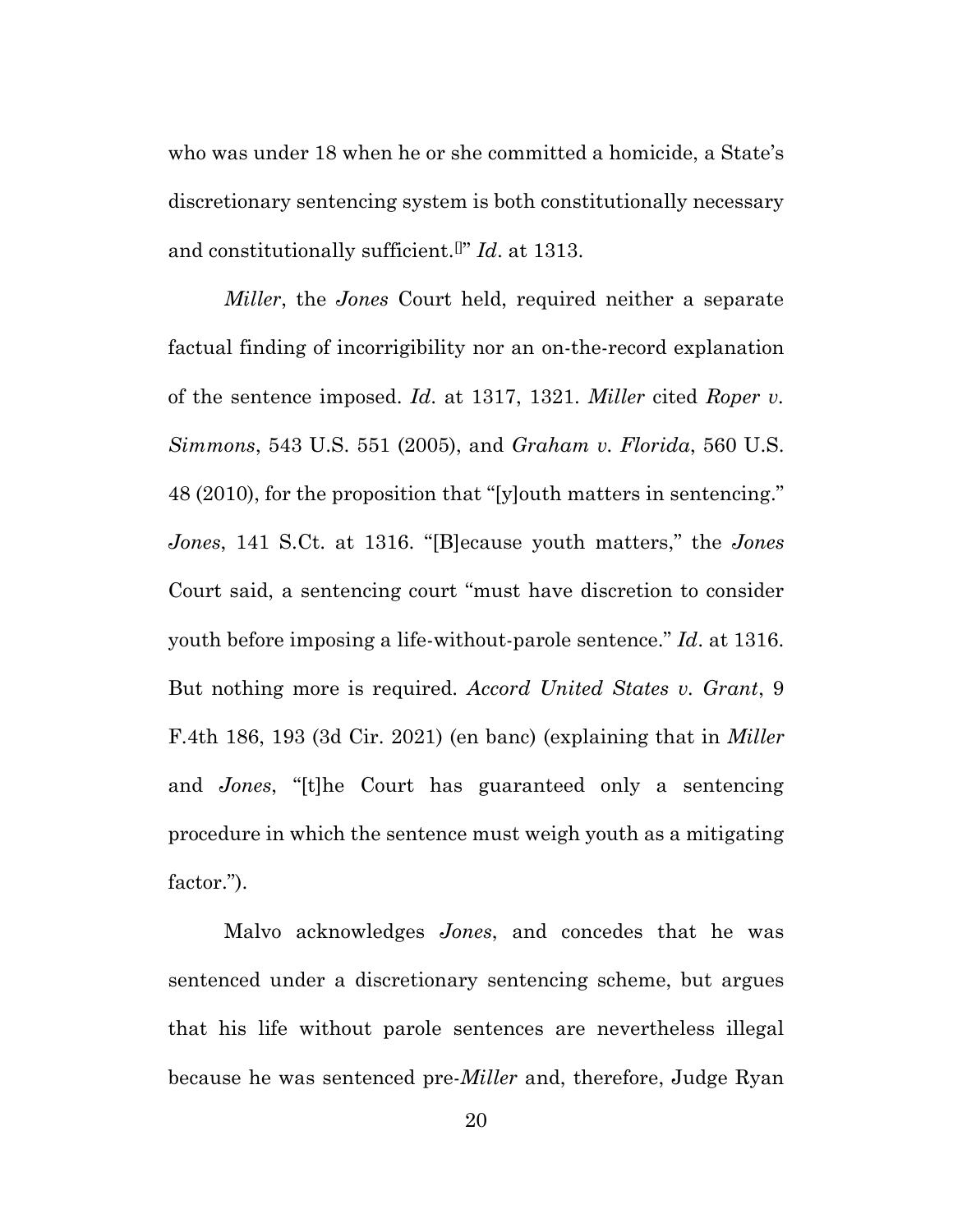who was under 18 when he or she committed a homicide, a State's discretionary sentencing system is both constitutionally necessary and constitutionally sufficient.[]" *Id*. at 1313.

*Miller*, the *Jones* Court held, required neither a separate factual finding of incorrigibility nor an on-the-record explanation of the sentence imposed. *Id*. at 1317, 1321. *Miller* cited *Roper v. Simmons*, 543 U.S. 551 (2005), and *Graham v. Florida*, 560 U.S. 48 (2010), for the proposition that "[y]outh matters in sentencing." *Jones*, 141 S.Ct. at 1316. "[B]ecause youth matters," the *Jones* Court said, a sentencing court "must have discretion to consider youth before imposing a life-without-parole sentence." *Id*. at 1316. But nothing more is required. *Accord United States v. Grant*, 9 F.4th 186, 193 (3d Cir. 2021) (en banc) (explaining that in *Miller* and *Jones*, "[t]he Court has guaranteed only a sentencing procedure in which the sentence must weigh youth as a mitigating factor.").

Malvo acknowledges *Jones*, and concedes that he was sentenced under a discretionary sentencing scheme, but argues that his life without parole sentences are nevertheless illegal because he was sentenced pre-*Miller* and, therefore, Judge Ryan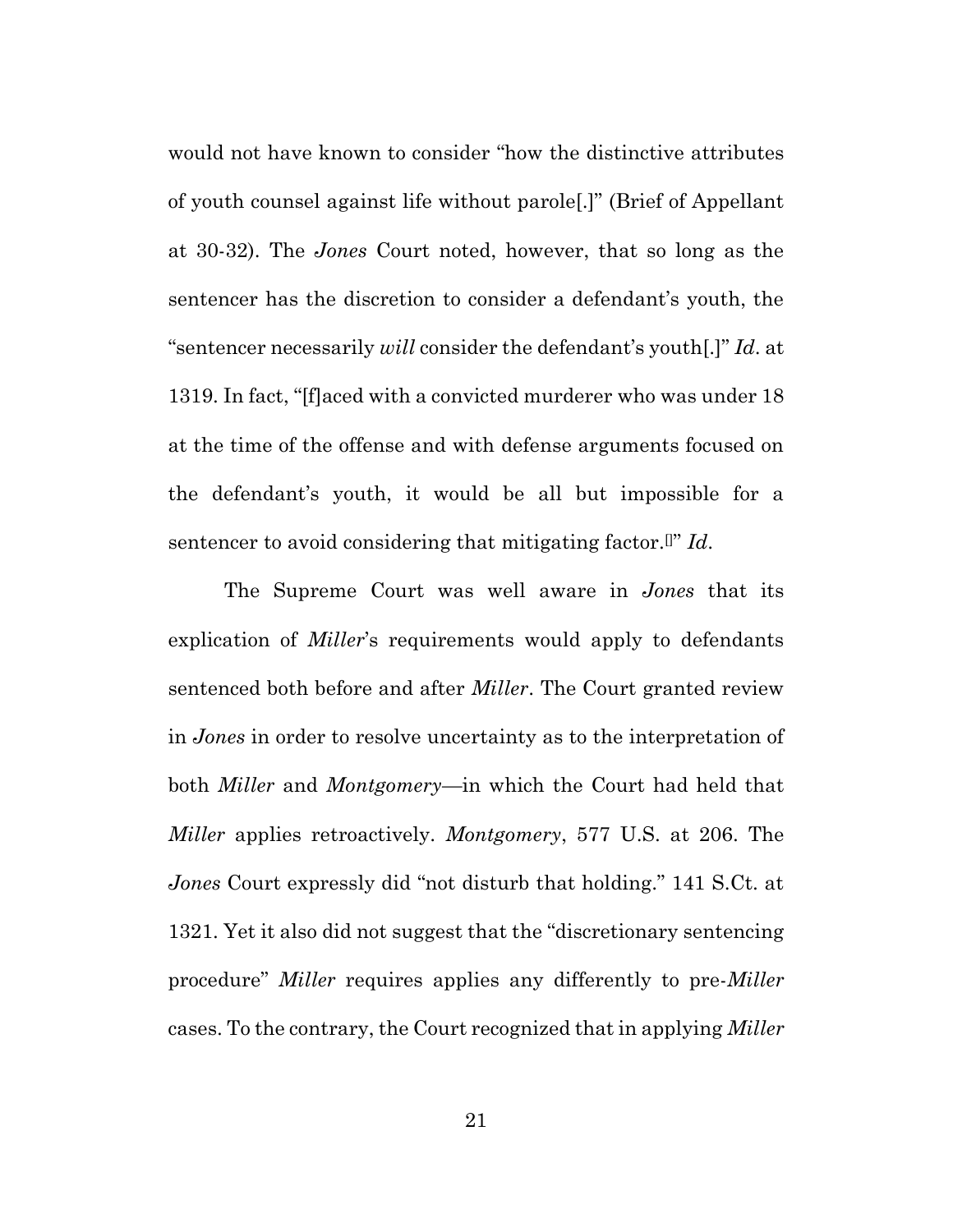would not have known to consider "how the distinctive attributes of youth counsel against life without parole[.]" (Brief of Appellant at 30-32). The *Jones* Court noted, however, that so long as the sentencer has the discretion to consider a defendant's youth, the "sentencer necessarily *will* consider the defendant's youth[.]" *Id*. at 1319. In fact, "[f]aced with a convicted murderer who was under 18 at the time of the offense and with defense arguments focused on the defendant's youth, it would be all but impossible for a sentencer to avoid considering that mitigating factor." *Id*.

The Supreme Court was well aware in *Jones* that its explication of *Miller*'s requirements would apply to defendants sentenced both before and after *Miller*. The Court granted review in *Jones* in order to resolve uncertainty as to the interpretation of both *Miller* and *Montgomery*—in which the Court had held that *Miller* applies retroactively. *Montgomery*, 577 U.S. at 206. The *Jones* Court expressly did "not disturb that holding." 141 S.Ct. at 1321. Yet it also did not suggest that the "discretionary sentencing procedure" *Miller* requires applies any differently to pre-*Miller* cases. To the contrary, the Court recognized that in applying *Miller*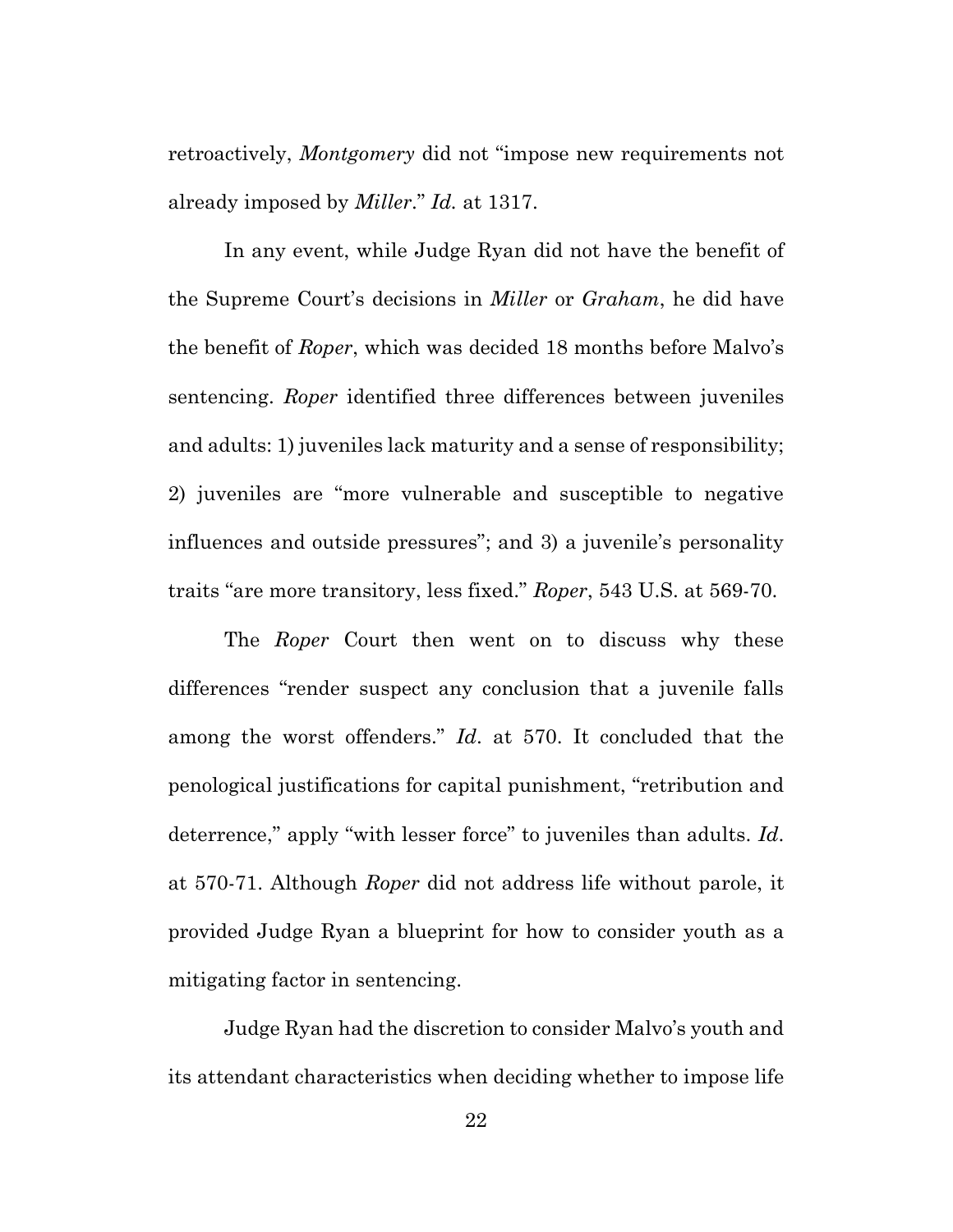retroactively, *Montgomery* did not "impose new requirements not already imposed by *Miller*." *Id.* at 1317.

In any event, while Judge Ryan did not have the benefit of the Supreme Court's decisions in *Miller* or *Graham*, he did have the benefit of *Roper*, which was decided 18 months before Malvo's sentencing. *Roper* identified three differences between juveniles and adults: 1) juveniles lack maturity and a sense of responsibility; 2) juveniles are "more vulnerable and susceptible to negative influences and outside pressures"; and 3) a juvenile's personality traits "are more transitory, less fixed." *Roper*, 543 U.S. at 569-70.

The *Roper* Court then went on to discuss why these differences "render suspect any conclusion that a juvenile falls among the worst offenders." *Id*. at 570. It concluded that the penological justifications for capital punishment, "retribution and deterrence," apply "with lesser force" to juveniles than adults. *Id*. at 570-71. Although *Roper* did not address life without parole, it provided Judge Ryan a blueprint for how to consider youth as a mitigating factor in sentencing.

Judge Ryan had the discretion to consider Malvo's youth and its attendant characteristics when deciding whether to impose life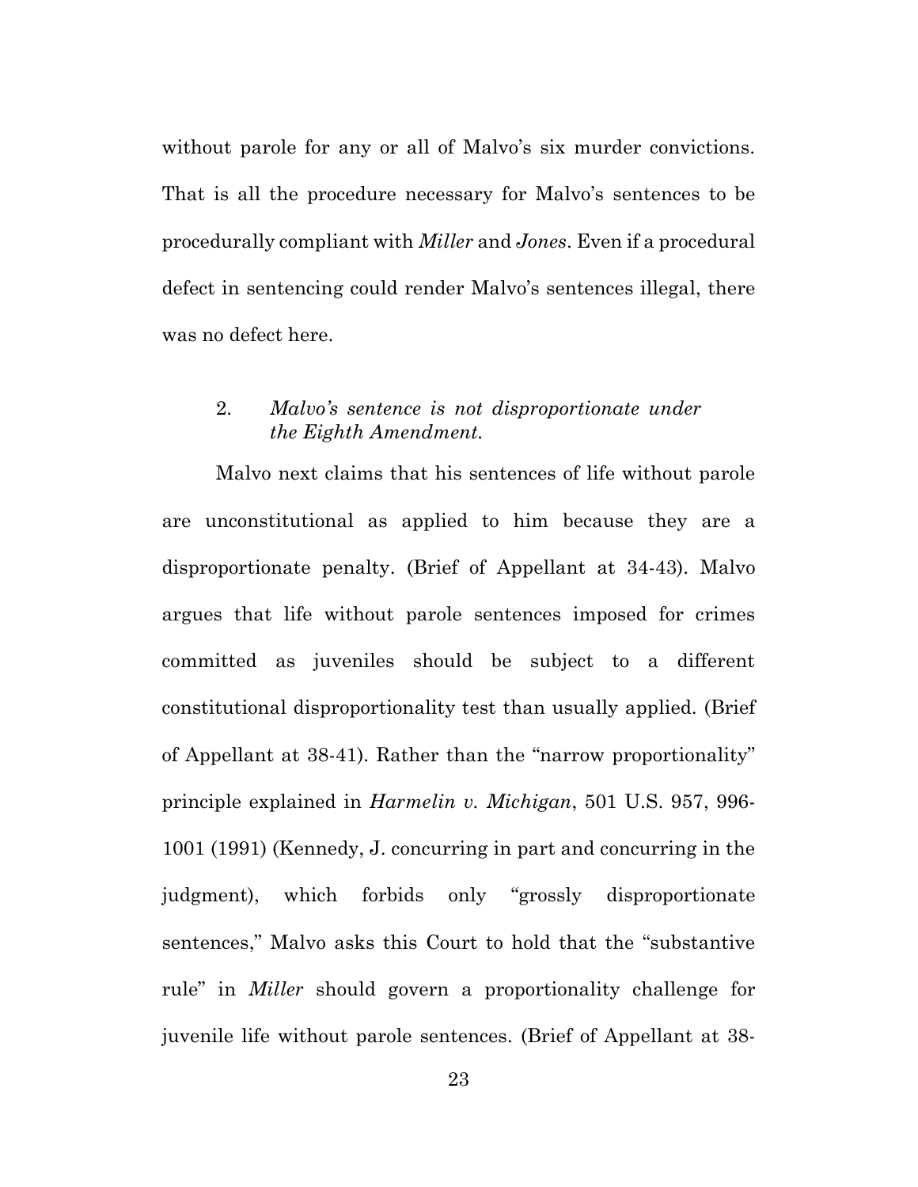without parole for any or all of Malvo's six murder convictions. That is all the procedure necessary for Malvo's sentences to be procedurally compliant with *Miller* and *Jones*. Even if a procedural defect in sentencing could render Malvo's sentences illegal, there was no defect here.

2. *Malvo's sentence is not disproportionate under the Eighth Amendment.*

Malvo next claims that his sentences of life without parole are unconstitutional as applied to him because they are a disproportionate penalty. (Brief of Appellant at 34-43). Malvo argues that life without parole sentences imposed for crimes committed as juveniles should be subject to a different constitutional disproportionality test than usually applied. (Brief of Appellant at 38-41). Rather than the "narrow proportionality" principle explained in *Harmelin v. Michigan*, 501 U.S. 957, 996-1001 (1991) (Kennedy, J. concurring in part and concurring in the judgment), which forbids only "grossly disproportionate sentences," Malvo asks this Court to hold that the "substantive rule" in *Miller* should govern a proportionality challenge for juvenile life without parole sentences. (Brief of Appellant at 38-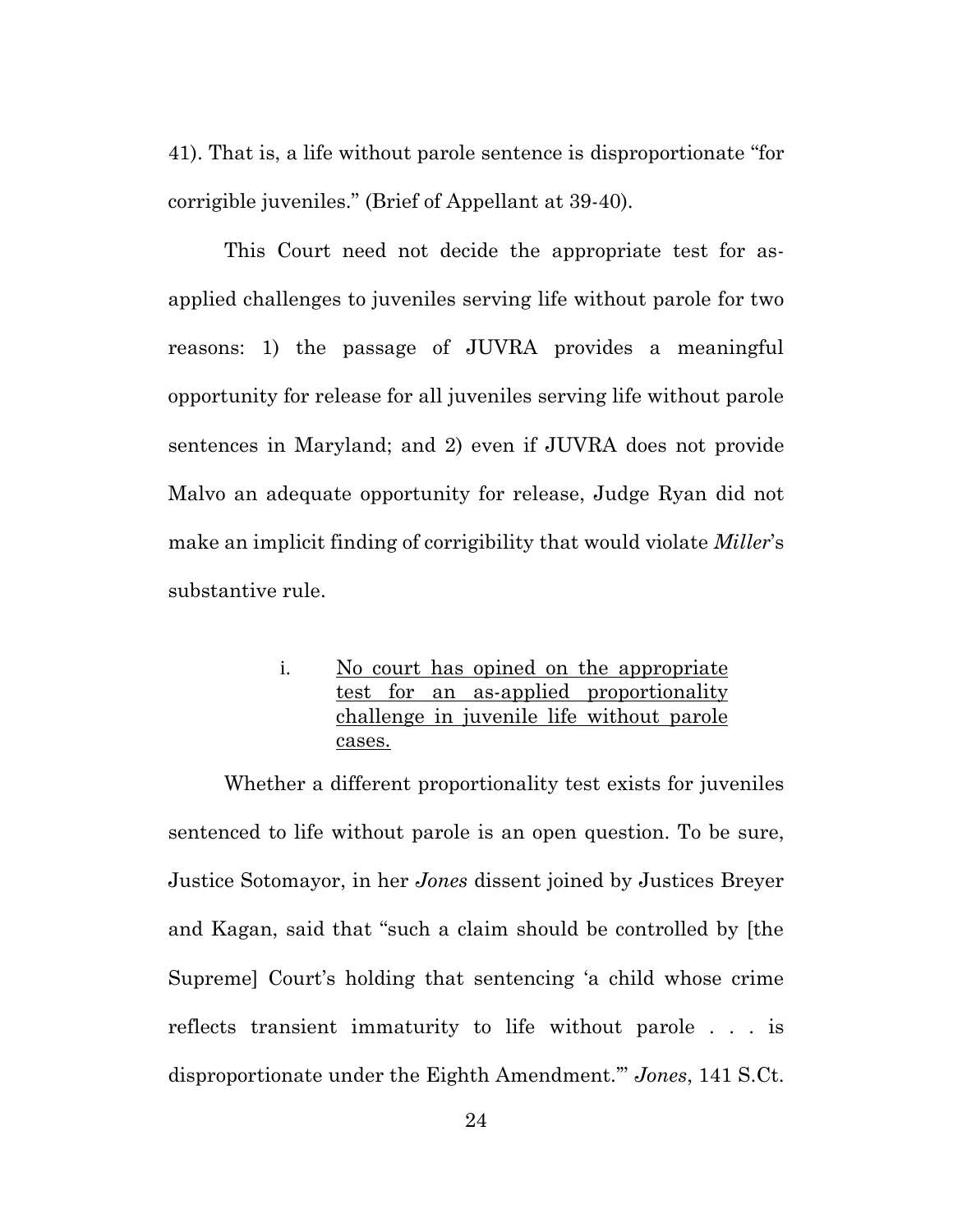41). That is, a life without parole sentence is disproportionate "for corrigible juveniles." (Brief of Appellant at 39-40).

This Court need not decide the appropriate test for as-applied challenges to juveniles serving life without parole for two reasons: 1) the passage of JUVRA provides a meaningful opportunity for release for all juveniles serving life without parole sentences in Maryland; and 2) even if JUVRA does not provide Malvo an adequate opportunity for release, Judge Ryan did not make an implicit finding of corrigibility that would violate *Miller*'s substantive rule.

i. <u>No court has opined on the appropriate test for an as-applied proportionality challenge in juvenile life without parole cases.</u>

Whether a different proportionality test exists for juveniles sentenced to life without parole is an open question. To be sure, Justice Sotomayor, in her *Jones* dissent joined by Justices Breyer and Kagan, said that "such a claim should be controlled by [the Supreme] Court's holding that sentencing 'a child whose crime reflects transient immaturity to life without parole . . . is disproportionate under the Eighth Amendment.'" *Jones*, 141 S.Ct.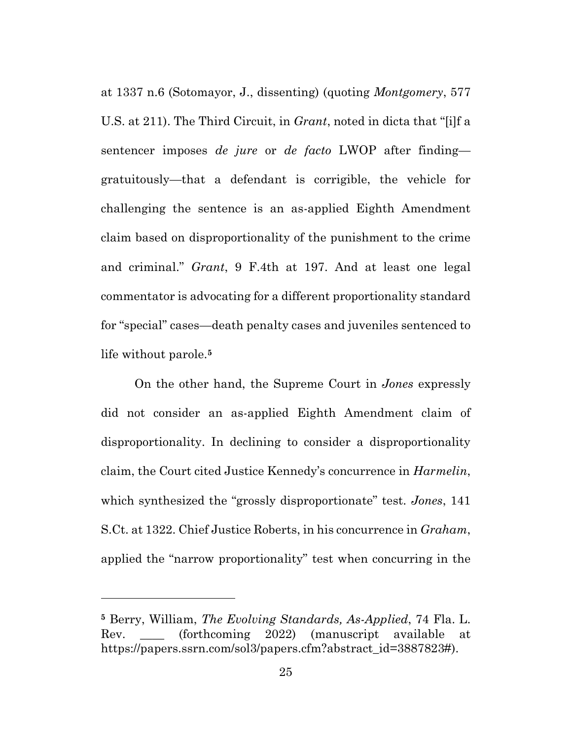at 1337 n.6 (Sotomayor, J., dissenting) (quoting *Montgomery*, 577 U.S. at 211). The Third Circuit, in *Grant*, noted in dicta that "[i]f a sentencer imposes *de jure* or *de facto* LWOP after finding—gratuitously—that a defendant is corrigible, the vehicle for challenging the sentence is an as-applied Eighth Amendment claim based on disproportionality of the punishment to the crime and criminal." *Grant*, 9 F.4th at 197. And at least one legal commentator is advocating for a different proportionality standard for "special" cases—death penalty cases and juveniles sentenced to life without parole.[5]

On the other hand, the Supreme Court in *Jones* expressly did not consider an as-applied Eighth Amendment claim of disproportionality. In declining to consider a disproportionality claim, the Court cited Justice Kennedy's concurrence in *Harmelin*, which synthesized the "grossly disproportionate" test. *Jones*, 141 S.Ct. at 1322. Chief Justice Roberts, in his concurrence in *Graham*, applied the "narrow proportionality" test when concurring in the

---

[5] Berry, William, *The Evolving Standards, As-Applied*, 74 Fla. L. Rev. ____ (forthcoming 2022) (manuscript available at https://papers.ssrn.com/sol3/papers.cfm?abstract_id=3887823#).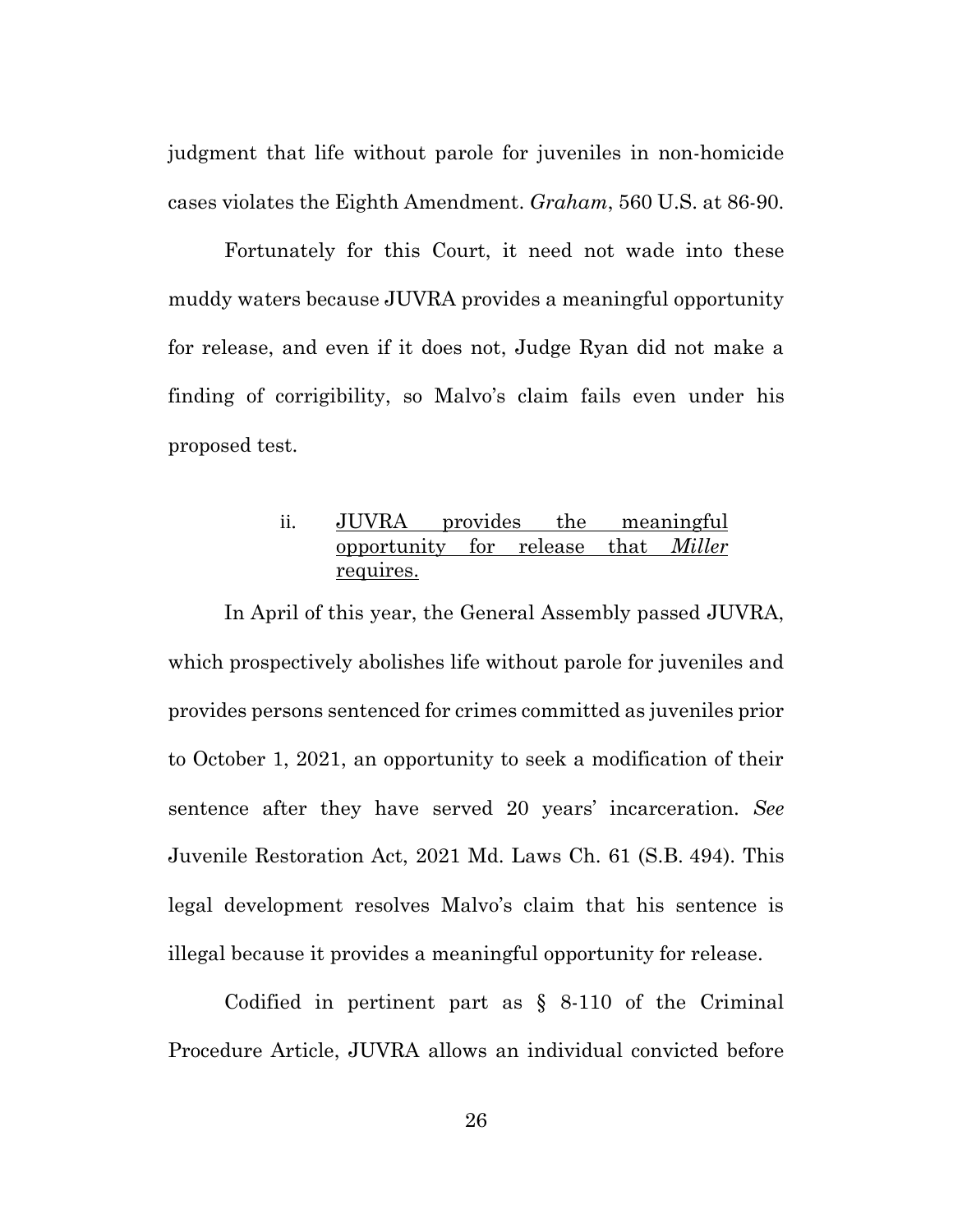judgment that life without parole for juveniles in non-homicide cases violates the Eighth Amendment. *Graham*, 560 U.S. at 86-90.

Fortunately for this Court, it need not wade into these muddy waters because JUVRA provides a meaningful opportunity for release, and even if it does not, Judge Ryan did not make a finding of corrigibility, so Malvo's claim fails even under his proposed test.

#### ii. <u>JUVRA provides the meaningful opportunity for release that *Miller* requires.</u>

In April of this year, the General Assembly passed JUVRA, which prospectively abolishes life without parole for juveniles and provides persons sentenced for crimes committed as juveniles prior to October 1, 2021, an opportunity to seek a modification of their sentence after they have served 20 years' incarceration. *See* Juvenile Restoration Act, 2021 Md. Laws Ch. 61 (S.B. 494). This legal development resolves Malvo's claim that his sentence is illegal because it provides a meaningful opportunity for release.

Codified in pertinent part as § 8-110 of the Criminal Procedure Article, JUVRA allows an individual convicted before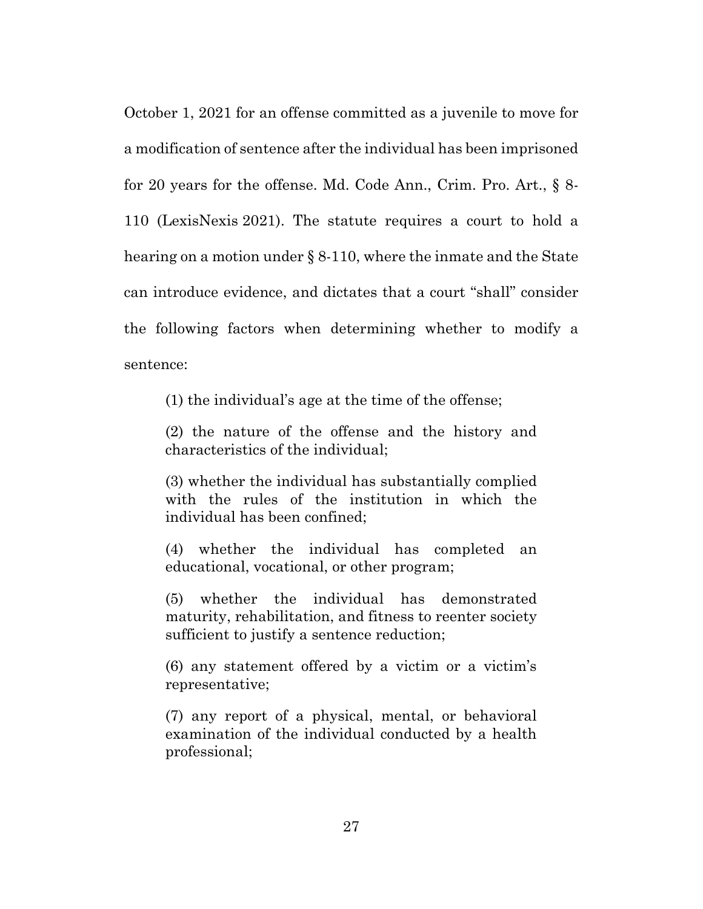October 1, 2021 for an offense committed as a juvenile to move for a modification of sentence after the individual has been imprisoned for 20 years for the offense. Md. Code Ann., Crim. Pro. Art., § 8-110 (LexisNexis 2021). The statute requires a court to hold a hearing on a motion under § 8-110, where the inmate and the State can introduce evidence, and dictates that a court "shall" consider the following factors when determining whether to modify a sentence:

> (1) the individual's age at the time of the offense;
>
> (2) the nature of the offense and the history and characteristics of the individual;
>
> (3) whether the individual has substantially complied with the rules of the institution in which the individual has been confined;
>
> (4) whether the individual has completed an educational, vocational, or other program;
>
> (5) whether the individual has demonstrated maturity, rehabilitation, and fitness to reenter society sufficient to justify a sentence reduction;
>
> (6) any statement offered by a victim or a victim's representative;
>
> (7) any report of a physical, mental, or behavioral examination of the individual conducted by a health professional;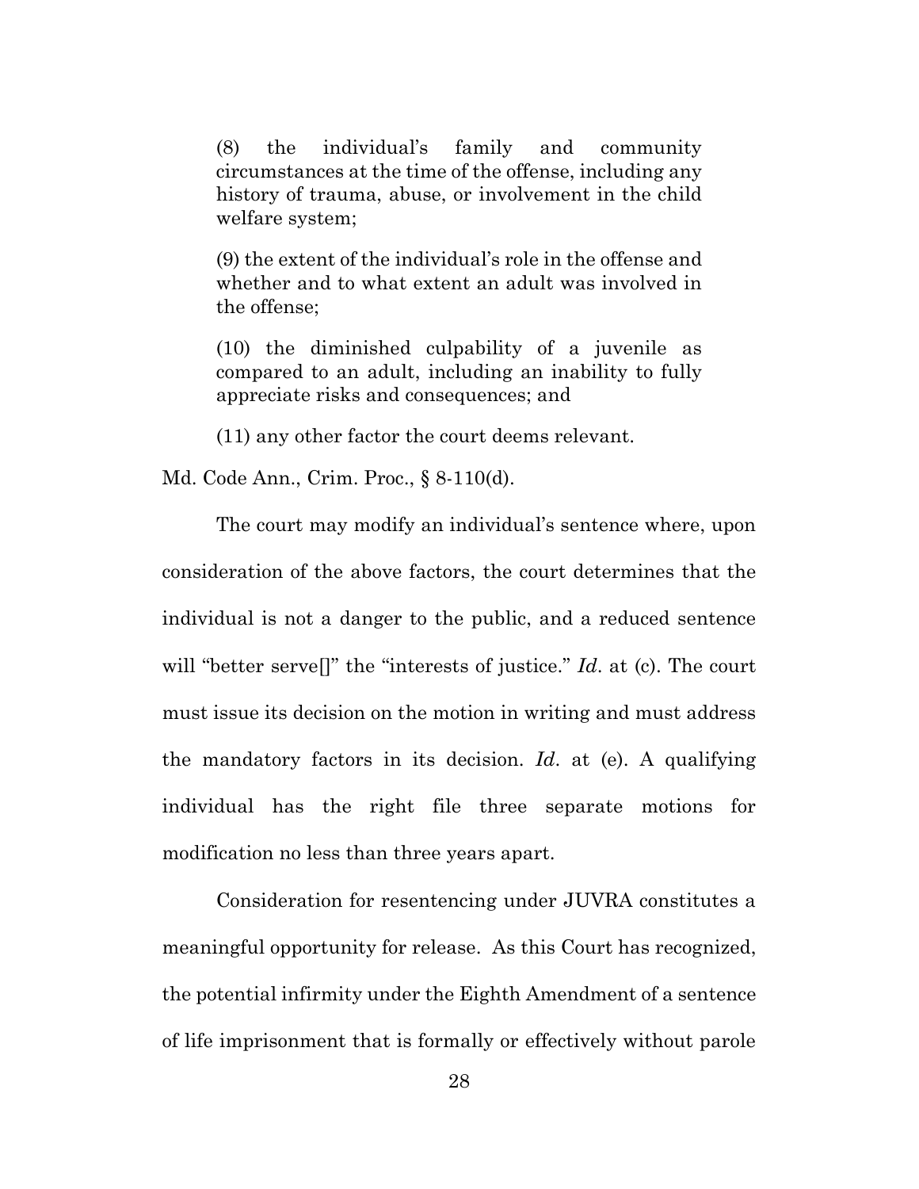> (8) the individual's family and community circumstances at the time of the offense, including any history of trauma, abuse, or involvement in the child welfare system;
>
> (9) the extent of the individual's role in the offense and whether and to what extent an adult was involved in the offense;
>
> (10) the diminished culpability of a juvenile as compared to an adult, including an inability to fully appreciate risks and consequences; and
>
> (11) any other factor the court deems relevant.

Md. Code Ann., Crim. Proc., § 8-110(d).

The court may modify an individual's sentence where, upon consideration of the above factors, the court determines that the individual is not a danger to the public, and a reduced sentence will "better serve[]" the "interests of justice." *Id*. at (c). The court must issue its decision on the motion in writing and must address the mandatory factors in its decision. *Id*. at (e). A qualifying individual has the right file three separate motions for modification no less than three years apart.

Consideration for resentencing under JUVRA constitutes a meaningful opportunity for release. As this Court has recognized, the potential infirmity under the Eighth Amendment of a sentence of life imprisonment that is formally or effectively without parole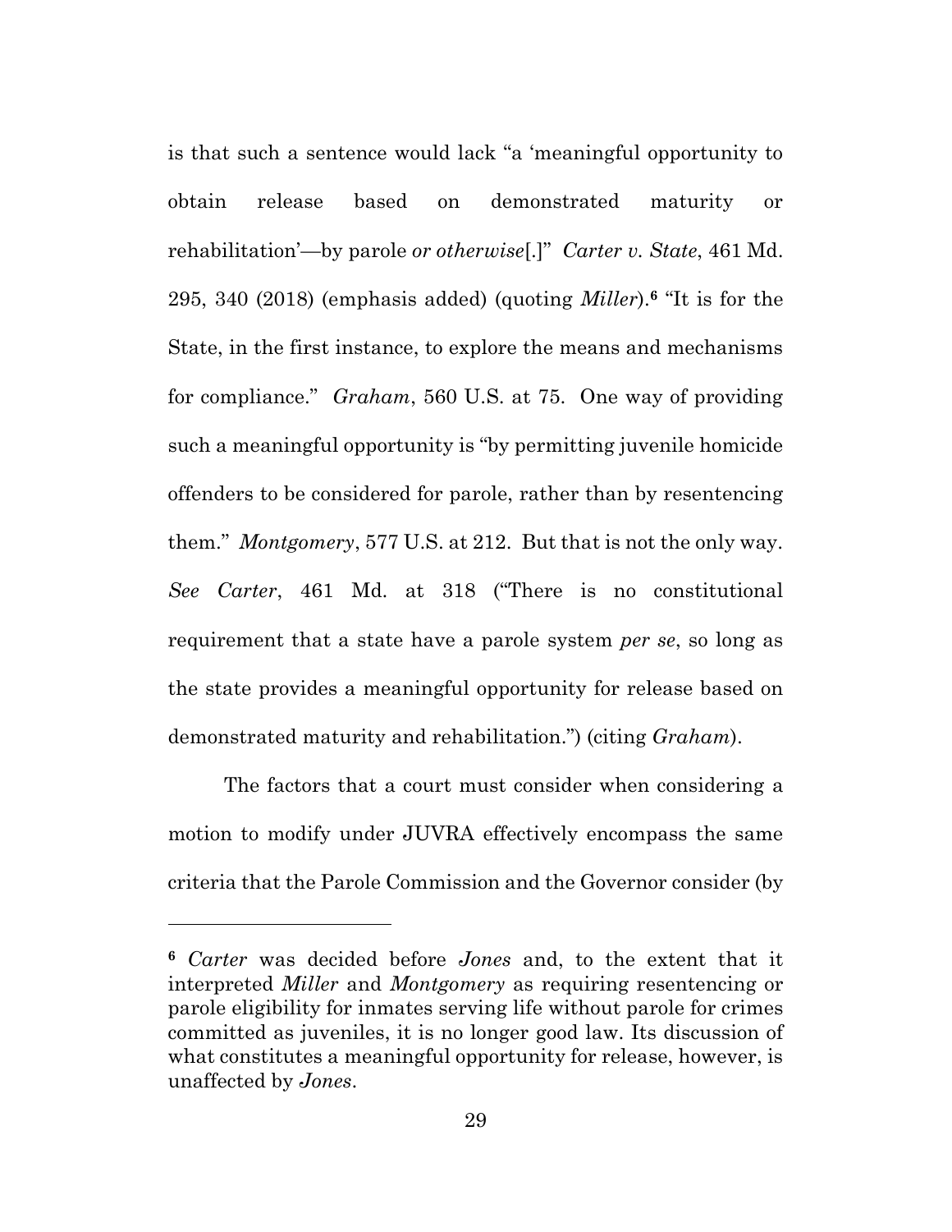is that such a sentence would lack "a 'meaningful opportunity to obtain release based on demonstrated maturity or rehabilitation'—by parole *or otherwise*[.]" *Carter v. State*, 461 Md. 295, 340 (2018) (emphasis added) (quoting *Miller*).[6] "It is for the State, in the first instance, to explore the means and mechanisms for compliance." *Graham*, 560 U.S. at 75. One way of providing such a meaningful opportunity is "by permitting juvenile homicide offenders to be considered for parole, rather than by resentencing them." *Montgomery*, 577 U.S. at 212. But that is not the only way. *See Carter*, 461 Md. at 318 ("There is no constitutional requirement that a state have a parole system *per se*, so long as the state provides a meaningful opportunity for release based on demonstrated maturity and rehabilitation.") (citing *Graham*).

The factors that a court must consider when considering a motion to modify under JUVRA effectively encompass the same criteria that the Parole Commission and the Governor consider (by

---

[6] *Carter* was decided before *Jones* and, to the extent that it interpreted *Miller* and *Montgomery* as requiring resentencing or parole eligibility for inmates serving life without parole for crimes committed as juveniles, it is no longer good law. Its discussion of what constitutes a meaningful opportunity for release, however, is unaffected by *Jones*.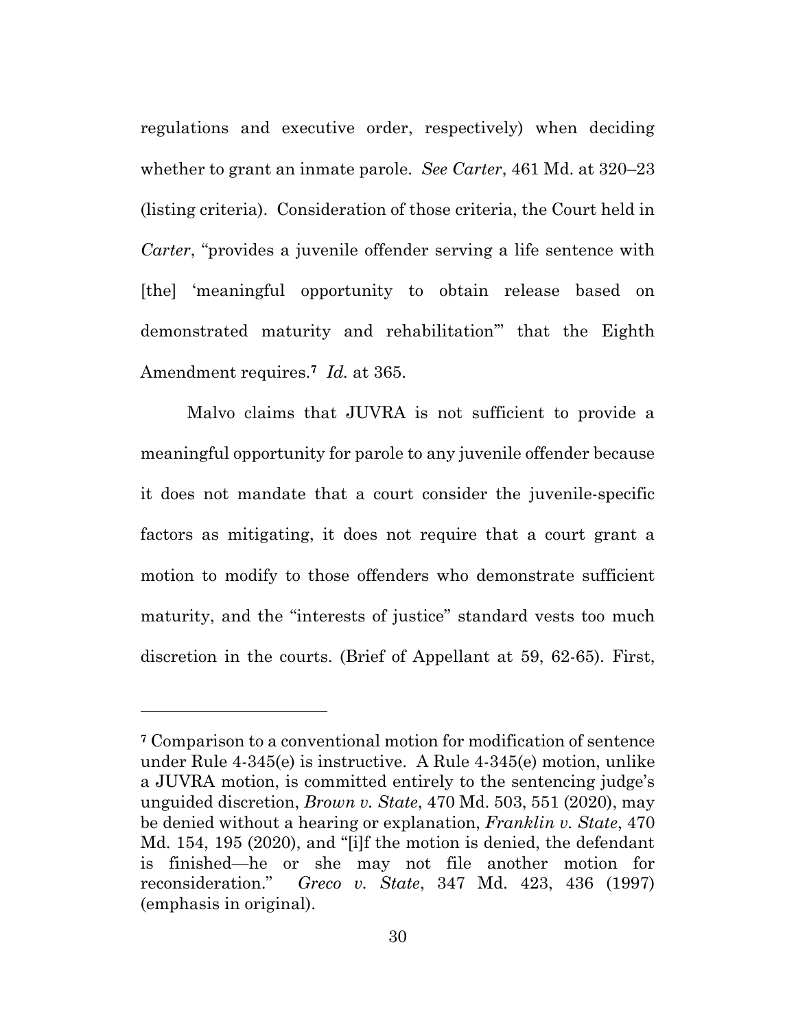regulations and executive order, respectively) when deciding whether to grant an inmate parole. *See Carter*, 461 Md. at 320–23 (listing criteria). Consideration of those criteria, the Court held in *Carter*, "provides a juvenile offender serving a life sentence with [the] 'meaningful opportunity to obtain release based on demonstrated maturity and rehabilitation'" that the Eighth Amendment requires.[7] *Id.* at 365.

Malvo claims that JUVRA is not sufficient to provide a meaningful opportunity for parole to any juvenile offender because it does not mandate that a court consider the juvenile-specific factors as mitigating, it does not require that a court grant a motion to modify to those offenders who demonstrate sufficient maturity, and the "interests of justice" standard vests too much discretion in the courts. (Brief of Appellant at 59, 62-65). First,

---

[7] Comparison to a conventional motion for modification of sentence under Rule 4-345(e) is instructive. A Rule 4-345(e) motion, unlike a JUVRA motion, is committed entirely to the sentencing judge's unguided discretion, *Brown v. State*, 470 Md. 503, 551 (2020), may be denied without a hearing or explanation, *Franklin v. State*, 470 Md. 154, 195 (2020), and "[i]f the motion is denied, the defendant is finished—he or she may not file another motion for reconsideration." *Greco v. State*, 347 Md. 423, 436 (1997) (emphasis in original).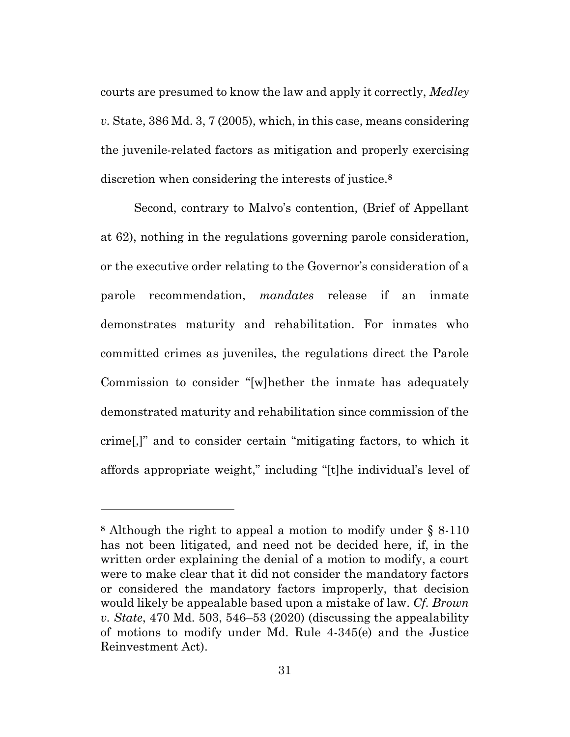courts are presumed to know the law and apply it correctly, *Medley v.* State, 386 Md. 3, 7 (2005), which, in this case, means considering the juvenile-related factors as mitigation and properly exercising discretion when considering the interests of justice.[8]

Second, contrary to Malvo's contention, (Brief of Appellant at 62), nothing in the regulations governing parole consideration, or the executive order relating to the Governor's consideration of a parole recommendation, *mandates* release if an inmate demonstrates maturity and rehabilitation. For inmates who committed crimes as juveniles, the regulations direct the Parole Commission to consider "[w]hether the inmate has adequately demonstrated maturity and rehabilitation since commission of the crime[,]" and to consider certain "mitigating factors, to which it affords appropriate weight," including "[t]he individual's level of

---

[8] Although the right to appeal a motion to modify under § 8-110 has not been litigated, and need not be decided here, if, in the written order explaining the denial of a motion to modify, a court were to make clear that it did not consider the mandatory factors or considered the mandatory factors improperly, that decision would likely be appealable based upon a mistake of law. *Cf. Brown v. State*, 470 Md. 503, 546–53 (2020) (discussing the appealability of motions to modify under Md. Rule 4-345(e) and the Justice Reinvestment Act).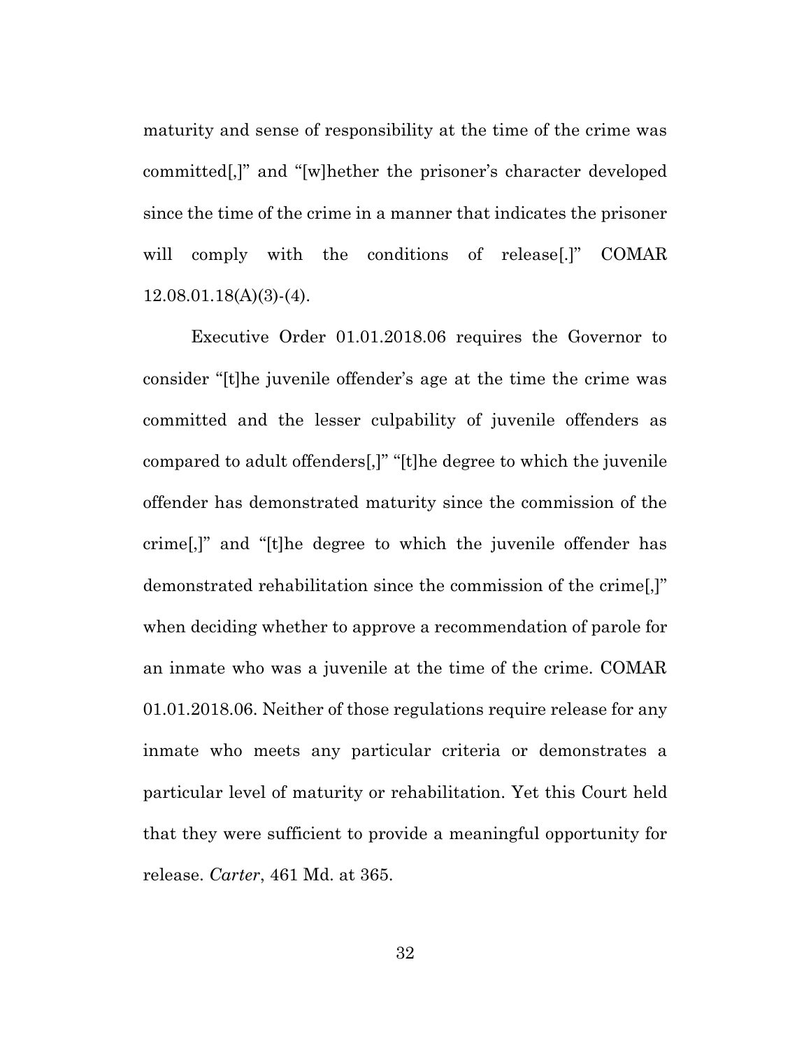maturity and sense of responsibility at the time of the crime was committed[,]" and "[w]hether the prisoner's character developed since the time of the crime in a manner that indicates the prisoner will comply with the conditions of release[.]" COMAR 12.08.01.18(A)(3)-(4).

Executive Order 01.01.2018.06 requires the Governor to consider "[t]he juvenile offender's age at the time the crime was committed and the lesser culpability of juvenile offenders as compared to adult offenders[,]" "[t]he degree to which the juvenile offender has demonstrated maturity since the commission of the crime[,]" and "[t]he degree to which the juvenile offender has demonstrated rehabilitation since the commission of the crime[,]" when deciding whether to approve a recommendation of parole for an inmate who was a juvenile at the time of the crime. COMAR 01.01.2018.06. Neither of those regulations require release for any inmate who meets any particular criteria or demonstrates a particular level of maturity or rehabilitation. Yet this Court held that they were sufficient to provide a meaningful opportunity for release. *Carter*, 461 Md. at 365.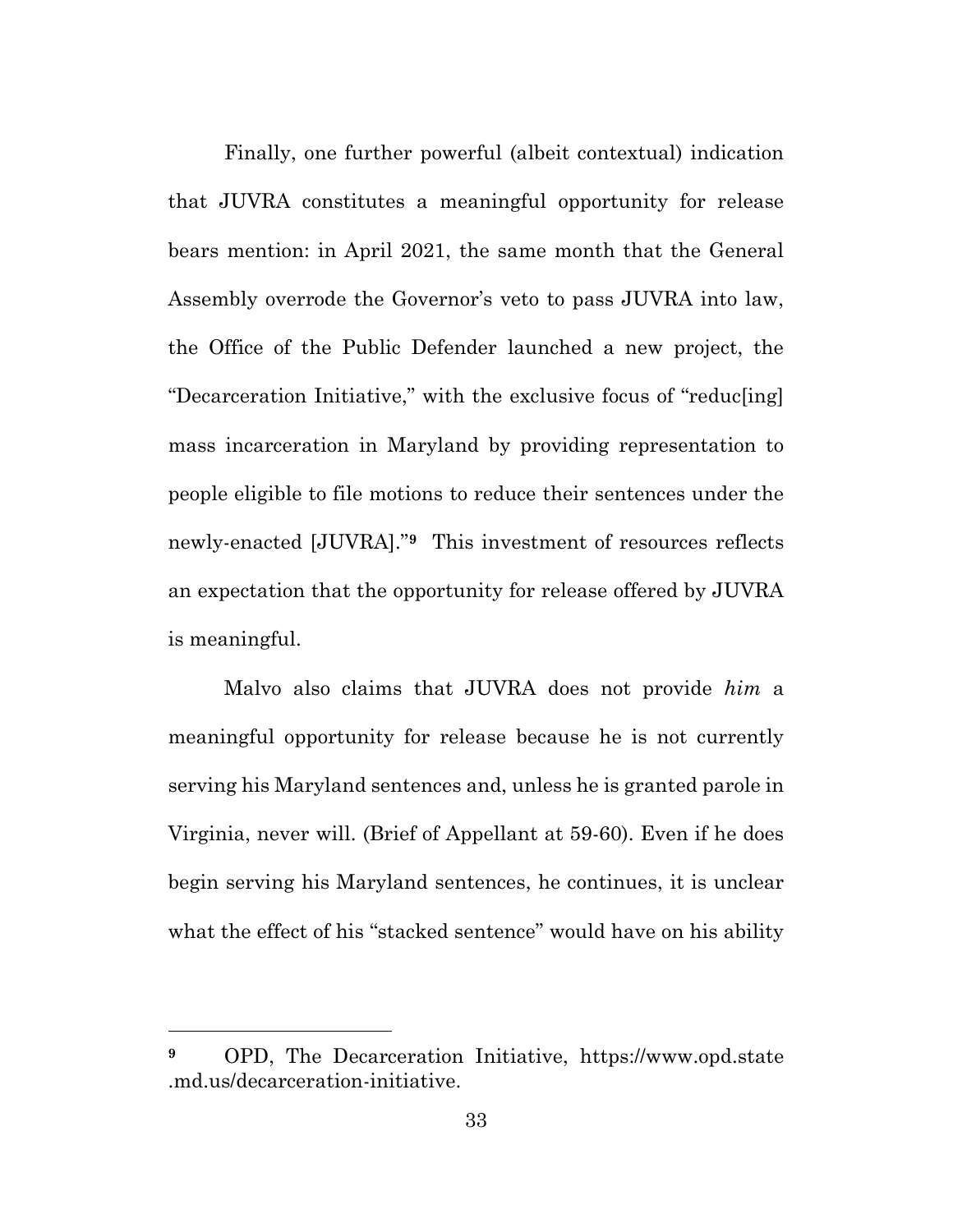Finally, one further powerful (albeit contextual) indication that JUVRA constitutes a meaningful opportunity for release bears mention: in April 2021, the same month that the General Assembly overrode the Governor's veto to pass JUVRA into law, the Office of the Public Defender launched a new project, the "Decarceration Initiative," with the exclusive focus of "reduc[ing] mass incarceration in Maryland by providing representation to people eligible to file motions to reduce their sentences under the newly-enacted [JUVRA]."[9] This investment of resources reflects an expectation that the opportunity for release offered by JUVRA is meaningful.

Malvo also claims that JUVRA does not provide *him* a meaningful opportunity for release because he is not currently serving his Maryland sentences and, unless he is granted parole in Virginia, never will. (Brief of Appellant at 59-60). Even if he does begin serving his Maryland sentences, he continues, it is unclear what the effect of his "stacked sentence" would have on his ability

---

[9] OPD, The Decarceration Initiative, https://www.opd.state.md.us/decarceration-initiative.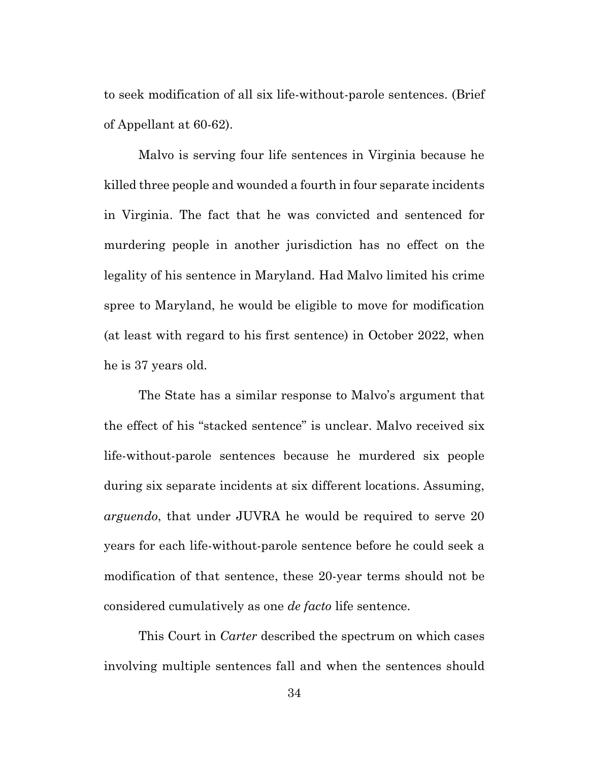to seek modification of all six life-without-parole sentences. (Brief of Appellant at 60-62).

Malvo is serving four life sentences in Virginia because he killed three people and wounded a fourth in four separate incidents in Virginia. The fact that he was convicted and sentenced for murdering people in another jurisdiction has no effect on the legality of his sentence in Maryland. Had Malvo limited his crime spree to Maryland, he would be eligible to move for modification (at least with regard to his first sentence) in October 2022, when he is 37 years old.

The State has a similar response to Malvo's argument that the effect of his "stacked sentence" is unclear. Malvo received six life-without-parole sentences because he murdered six people during six separate incidents at six different locations. Assuming, *arguendo*, that under JUVRA he would be required to serve 20 years for each life-without-parole sentence before he could seek a modification of that sentence, these 20-year terms should not be considered cumulatively as one *de facto* life sentence.

This Court in *Carter* described the spectrum on which cases involving multiple sentences fall and when the sentences should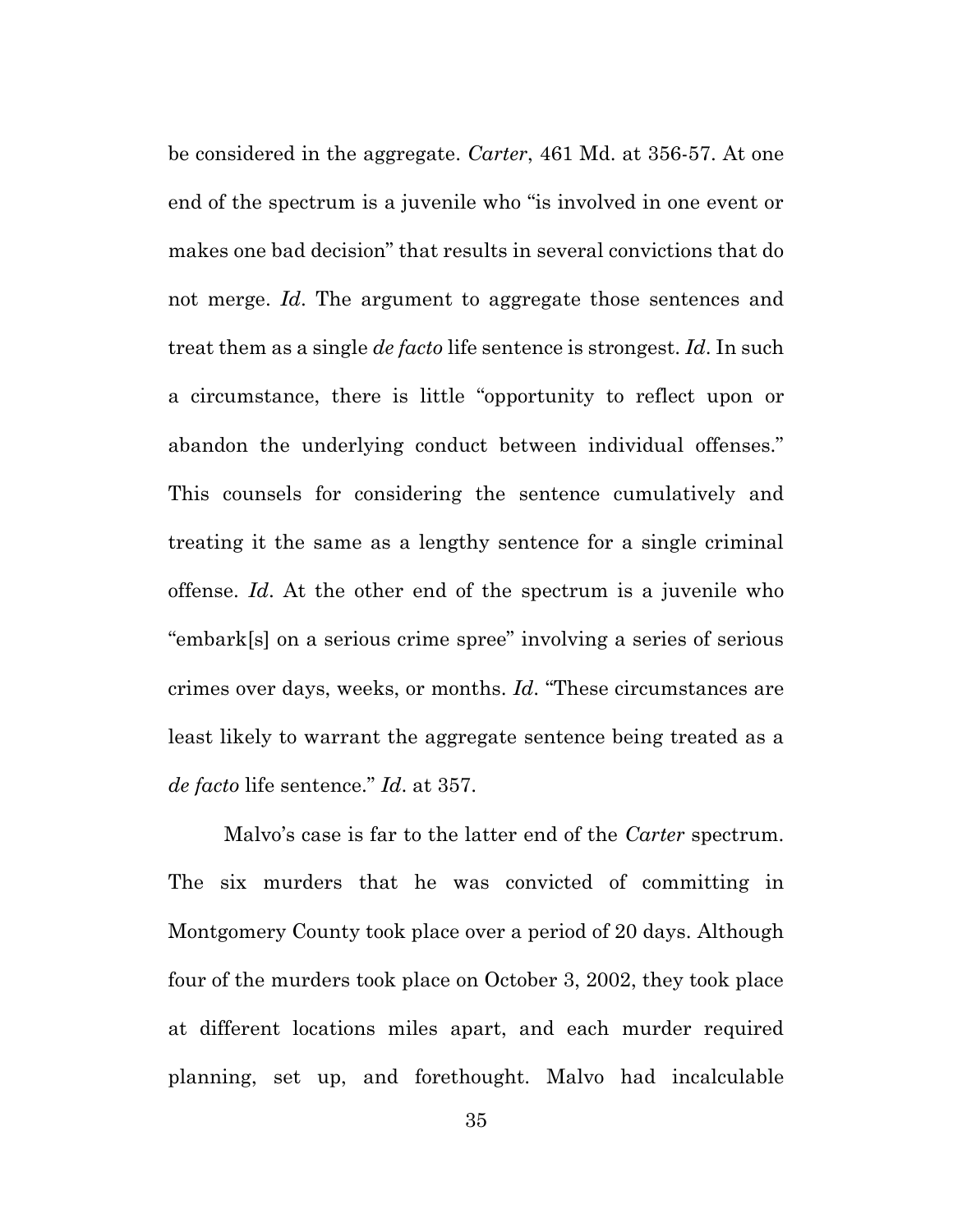be considered in the aggregate. *Carter*, 461 Md. at 356-57. At one end of the spectrum is a juvenile who "is involved in one event or makes one bad decision" that results in several convictions that do not merge. *Id*. The argument to aggregate those sentences and treat them as a single *de facto* life sentence is strongest. *Id*. In such a circumstance, there is little "opportunity to reflect upon or abandon the underlying conduct between individual offenses." This counsels for considering the sentence cumulatively and treating it the same as a lengthy sentence for a single criminal offense. *Id*. At the other end of the spectrum is a juvenile who "embark[s] on a serious crime spree" involving a series of serious crimes over days, weeks, or months. *Id*. "These circumstances are least likely to warrant the aggregate sentence being treated as a *de facto* life sentence." *Id*. at 357.

Malvo's case is far to the latter end of the *Carter* spectrum. The six murders that he was convicted of committing in Montgomery County took place over a period of 20 days. Although four of the murders took place on October 3, 2002, they took place at different locations miles apart, and each murder required planning, set up, and forethought. Malvo had incalculable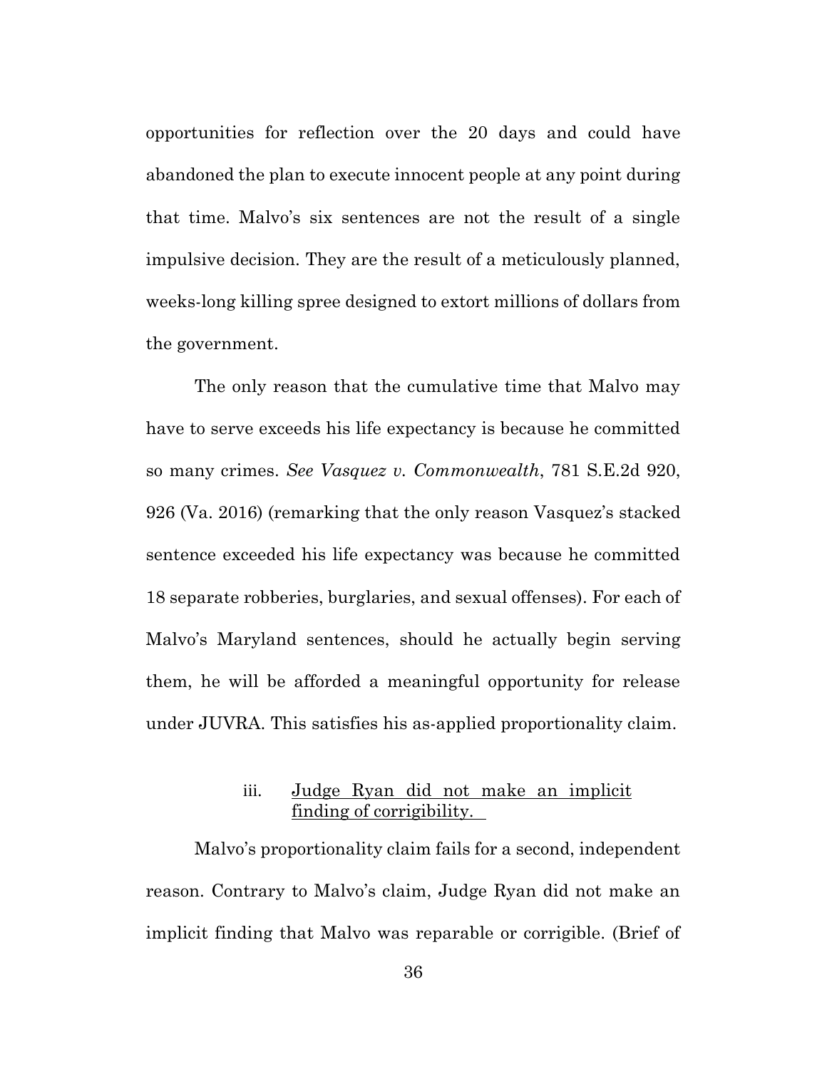opportunities for reflection over the 20 days and could have abandoned the plan to execute innocent people at any point during that time. Malvo's six sentences are not the result of a single impulsive decision. They are the result of a meticulously planned, weeks-long killing spree designed to extort millions of dollars from the government.

The only reason that the cumulative time that Malvo may have to serve exceeds his life expectancy is because he committed so many crimes. *See Vasquez v. Commonwealth*, 781 S.E.2d 920, 926 (Va. 2016) (remarking that the only reason Vasquez's stacked sentence exceeded his life expectancy was because he committed 18 separate robberies, burglaries, and sexual offenses). For each of Malvo's Maryland sentences, should he actually begin serving them, he will be afforded a meaningful opportunity for release under JUVRA. This satisfies his as-applied proportionality claim.

#### iii. <u>Judge Ryan did not make an implicit finding of corrigibility.</u>

Malvo's proportionality claim fails for a second, independent reason. Contrary to Malvo's claim, Judge Ryan did not make an implicit finding that Malvo was reparable or corrigible. (Brief of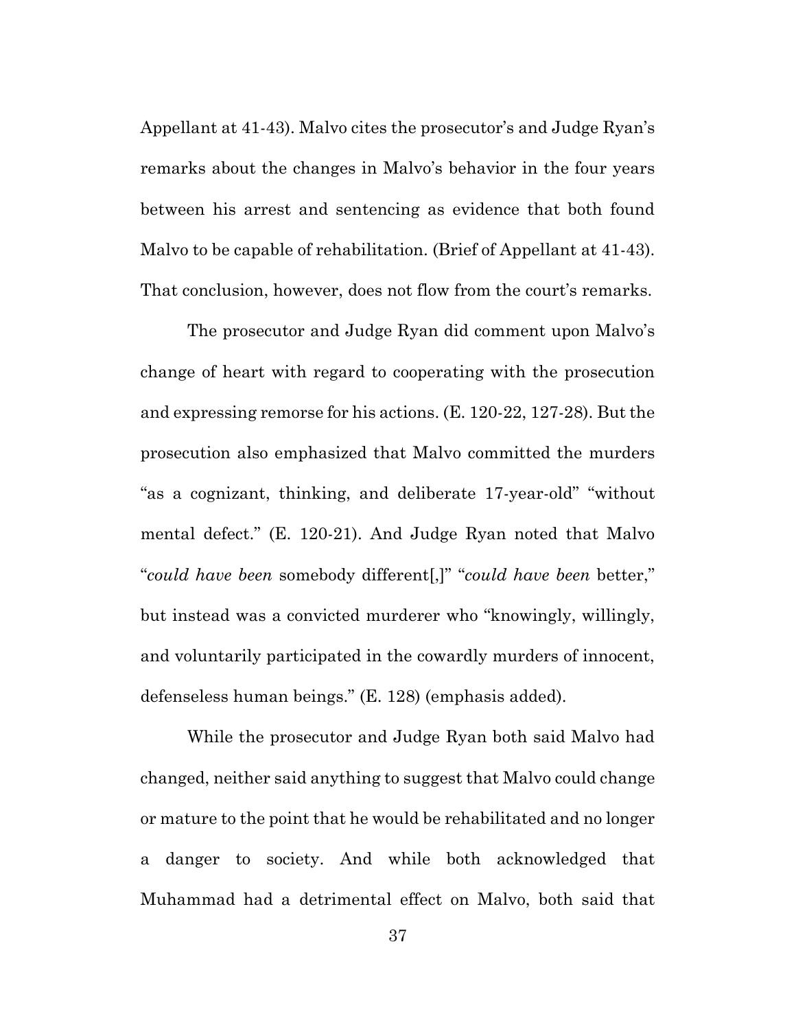Appellant at 41-43). Malvo cites the prosecutor's and Judge Ryan's remarks about the changes in Malvo's behavior in the four years between his arrest and sentencing as evidence that both found Malvo to be capable of rehabilitation. (Brief of Appellant at 41-43). That conclusion, however, does not flow from the court's remarks.

The prosecutor and Judge Ryan did comment upon Malvo's change of heart with regard to cooperating with the prosecution and expressing remorse for his actions. (E. 120-22, 127-28). But the prosecution also emphasized that Malvo committed the murders "as a cognizant, thinking, and deliberate 17-year-old" "without mental defect." (E. 120-21). And Judge Ryan noted that Malvo "*could have been* somebody different[,]" "*could have been* better," but instead was a convicted murderer who "knowingly, willingly, and voluntarily participated in the cowardly murders of innocent, defenseless human beings." (E. 128) (emphasis added).

While the prosecutor and Judge Ryan both said Malvo had changed, neither said anything to suggest that Malvo could change or mature to the point that he would be rehabilitated and no longer a danger to society. And while both acknowledged that Muhammad had a detrimental effect on Malvo, both said that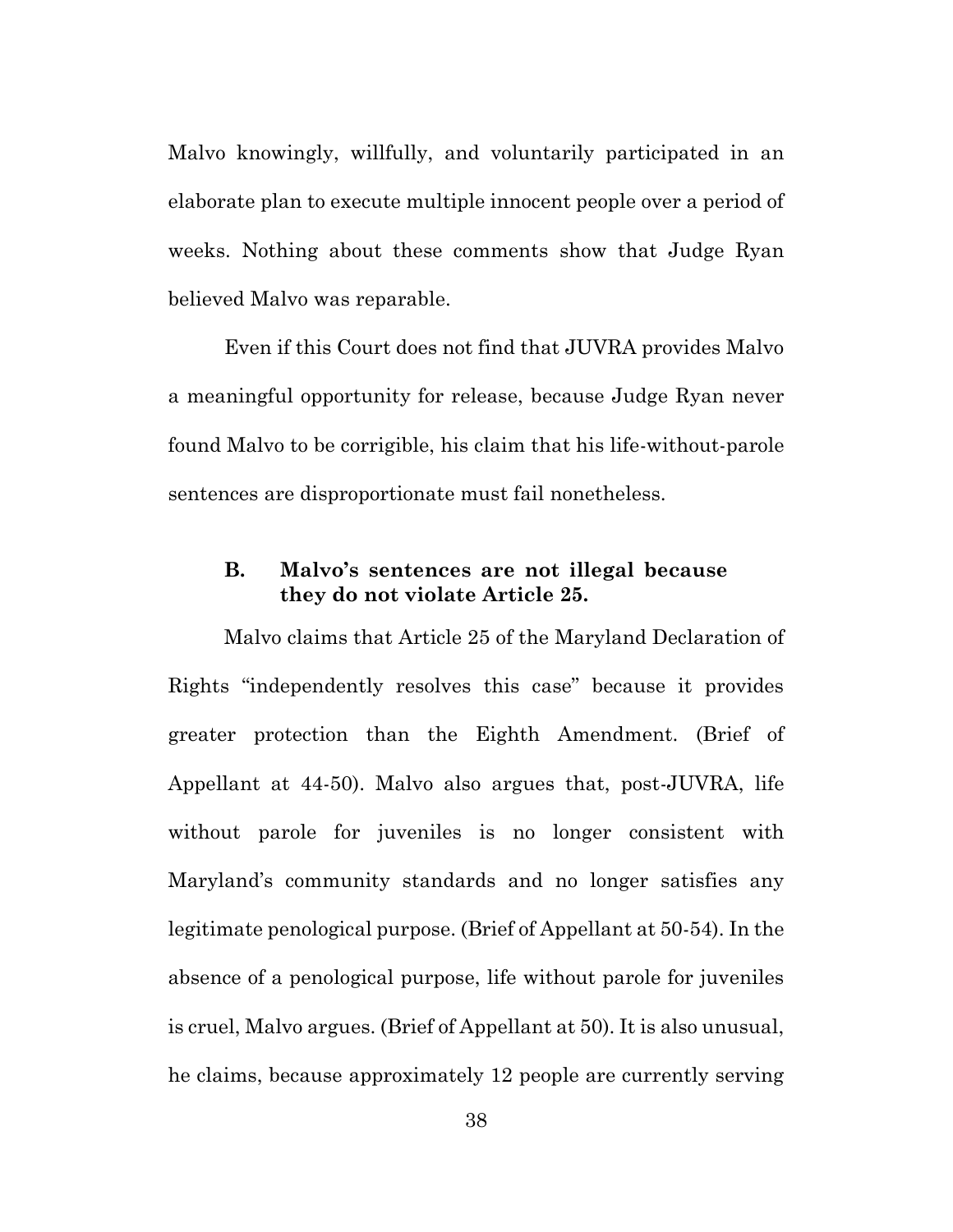Malvo knowingly, willfully, and voluntarily participated in an elaborate plan to execute multiple innocent people over a period of weeks. Nothing about these comments show that Judge Ryan believed Malvo was reparable.

Even if this Court does not find that JUVRA provides Malvo a meaningful opportunity for release, because Judge Ryan never found Malvo to be corrigible, his claim that his life-without-parole sentences are disproportionate must fail nonetheless.

### B. Malvo's sentences are not illegal because they do not violate Article 25.

Malvo claims that Article 25 of the Maryland Declaration of Rights "independently resolves this case" because it provides greater protection than the Eighth Amendment. (Brief of Appellant at 44-50). Malvo also argues that, post-JUVRA, life without parole for juveniles is no longer consistent with Maryland's community standards and no longer satisfies any legitimate penological purpose. (Brief of Appellant at 50-54). In the absence of a penological purpose, life without parole for juveniles is cruel, Malvo argues. (Brief of Appellant at 50). It is also unusual, he claims, because approximately 12 people are currently serving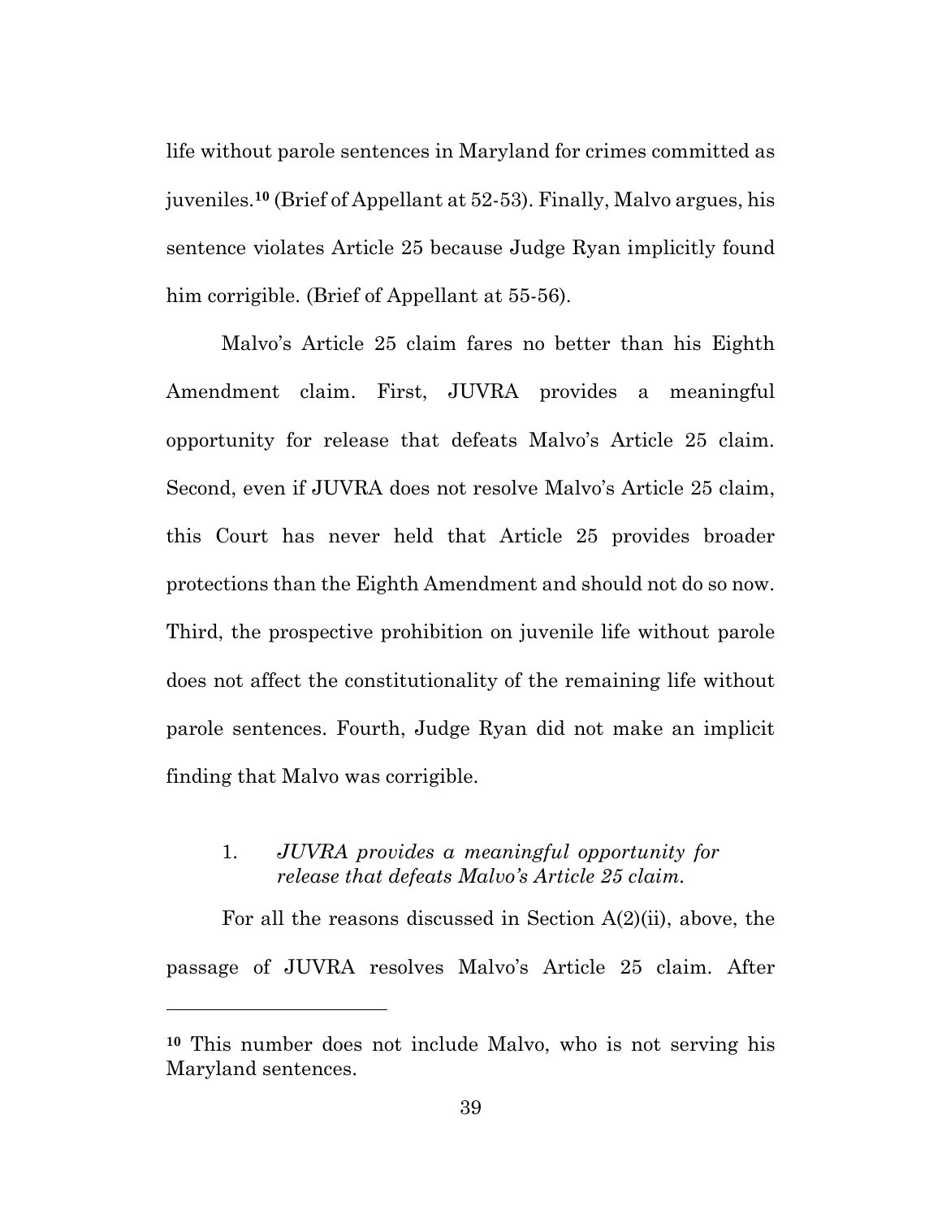life without parole sentences in Maryland for crimes committed as juveniles.[10] (Brief of Appellant at 52-53). Finally, Malvo argues, his sentence violates Article 25 because Judge Ryan implicitly found him corrigible. (Brief of Appellant at 55-56).

Malvo's Article 25 claim fares no better than his Eighth Amendment claim. First, JUVRA provides a meaningful opportunity for release that defeats Malvo's Article 25 claim. Second, even if JUVRA does not resolve Malvo's Article 25 claim, this Court has never held that Article 25 provides broader protections than the Eighth Amendment and should not do so now. Third, the prospective prohibition on juvenile life without parole does not affect the constitutionality of the remaining life without parole sentences. Fourth, Judge Ryan did not make an implicit finding that Malvo was corrigible.

1. *JUVRA provides a meaningful opportunity for release that defeats Malvo's Article 25 claim.*

For all the reasons discussed in Section A(2)(ii), above, the passage of JUVRA resolves Malvo's Article 25 claim. After

---

[10] This number does not include Malvo, who is not serving his Maryland sentences.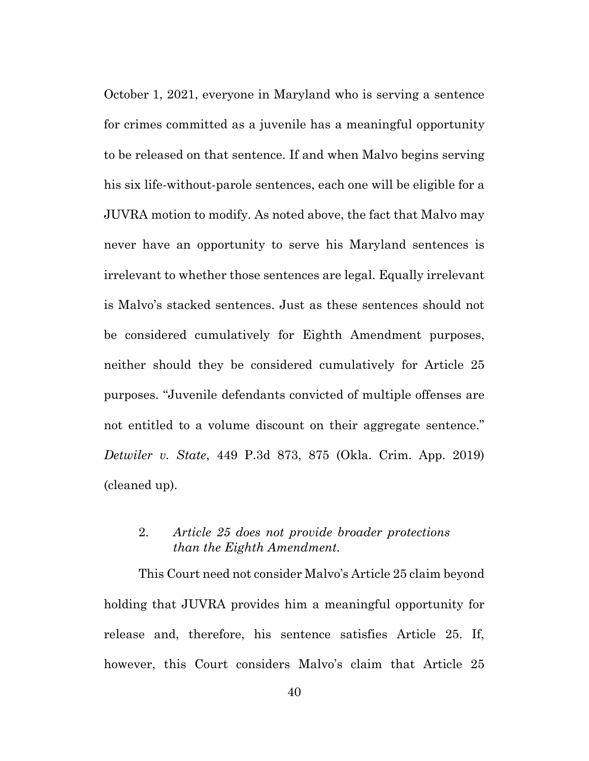October 1, 2021, everyone in Maryland who is serving a sentence for crimes committed as a juvenile has a meaningful opportunity to be released on that sentence. If and when Malvo begins serving his six life-without-parole sentences, each one will be eligible for a JUVRA motion to modify. As noted above, the fact that Malvo may never have an opportunity to serve his Maryland sentences is irrelevant to whether those sentences are legal. Equally irrelevant is Malvo's stacked sentences. Just as these sentences should not be considered cumulatively for Eighth Amendment purposes, neither should they be considered cumulatively for Article 25 purposes. "Juvenile defendants convicted of multiple offenses are not entitled to a volume discount on their aggregate sentence." *Detwiler v. State*, 449 P.3d 873, 875 (Okla. Crim. App. 2019) (cleaned up).

2. *Article 25 does not provide broader protections than the Eighth Amendment.*

This Court need not consider Malvo's Article 25 claim beyond holding that JUVRA provides him a meaningful opportunity for release and, therefore, his sentence satisfies Article 25. If, however, this Court considers Malvo's claim that Article 25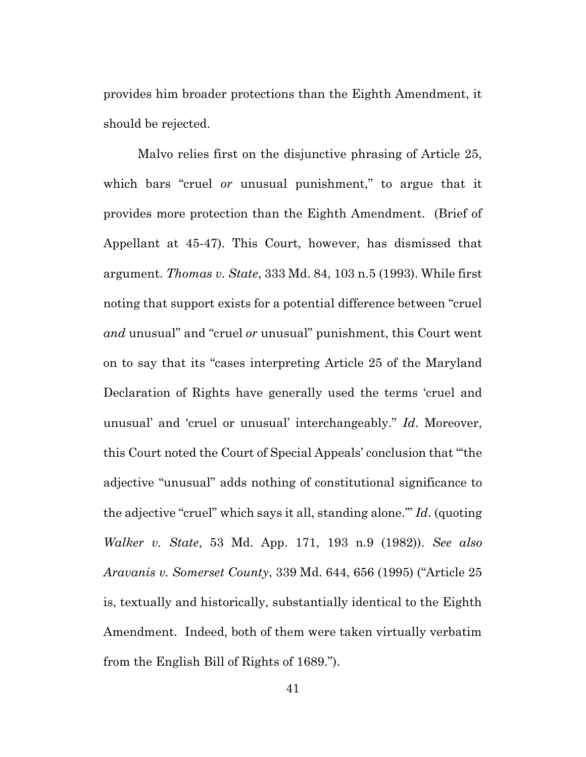provides him broader protections than the Eighth Amendment, it should be rejected.

Malvo relies first on the disjunctive phrasing of Article 25, which bars "cruel *or* unusual punishment," to argue that it provides more protection than the Eighth Amendment. (Brief of Appellant at 45-47). This Court, however, has dismissed that argument. *Thomas v. State*, 333 Md. 84, 103 n.5 (1993). While first noting that support exists for a potential difference between "cruel *and* unusual" and "cruel *or* unusual" punishment, this Court went on to say that its "cases interpreting Article 25 of the Maryland Declaration of Rights have generally used the terms 'cruel and unusual' and 'cruel or unusual' interchangeably." *Id*. Moreover, this Court noted the Court of Special Appeals' conclusion that "'the adjective "unusual" adds nothing of constitutional significance to the adjective "cruel" which says it all, standing alone.'" *Id*. (quoting *Walker v. State*, 53 Md. App. 171, 193 n.9 (1982)). *See also Aravanis v. Somerset County*, 339 Md. 644, 656 (1995) ("Article 25 is, textually and historically, substantially identical to the Eighth Amendment. Indeed, both of them were taken virtually verbatim from the English Bill of Rights of 1689.").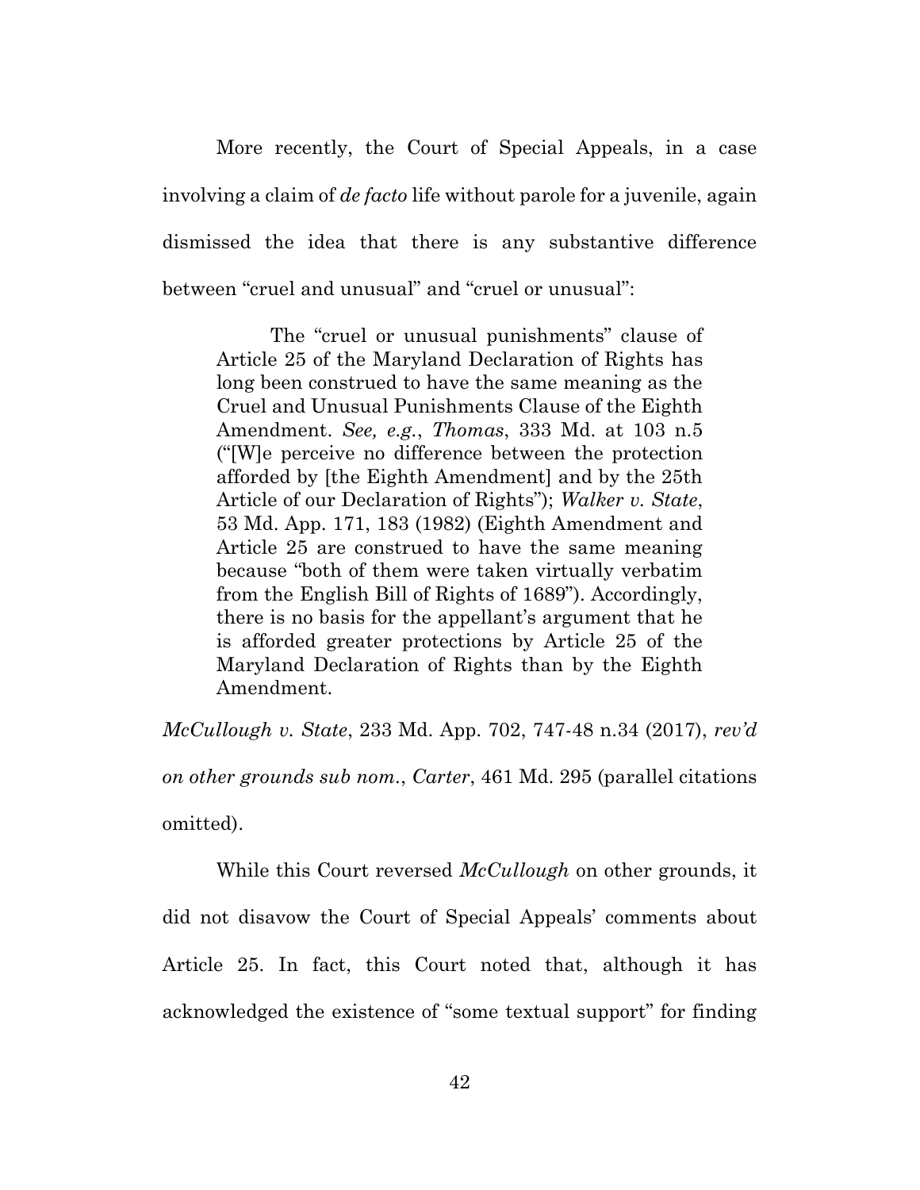More recently, the Court of Special Appeals, in a case involving a claim of *de facto* life without parole for a juvenile, again dismissed the idea that there is any substantive difference between "cruel and unusual" and "cruel or unusual":

> The "cruel or unusual punishments" clause of Article 25 of the Maryland Declaration of Rights has long been construed to have the same meaning as the Cruel and Unusual Punishments Clause of the Eighth Amendment. *See, e.g.*, *Thomas*, 333 Md. at 103 n.5 ("[W]e perceive no difference between the protection afforded by [the Eighth Amendment] and by the 25th Article of our Declaration of Rights"); *Walker v. State*, 53 Md. App. 171, 183 (1982) (Eighth Amendment and Article 25 are construed to have the same meaning because "both of them were taken virtually verbatim from the English Bill of Rights of 1689"). Accordingly, there is no basis for the appellant's argument that he is afforded greater protections by Article 25 of the Maryland Declaration of Rights than by the Eighth Amendment.

*McCullough v. State*, 233 Md. App. 702, 747-48 n.34 (2017), *rev'd on other grounds sub nom.*, *Carter*, 461 Md. 295 (parallel citations omitted).

While this Court reversed *McCullough* on other grounds, it did not disavow the Court of Special Appeals' comments about Article 25. In fact, this Court noted that, although it has acknowledged the existence of "some textual support" for finding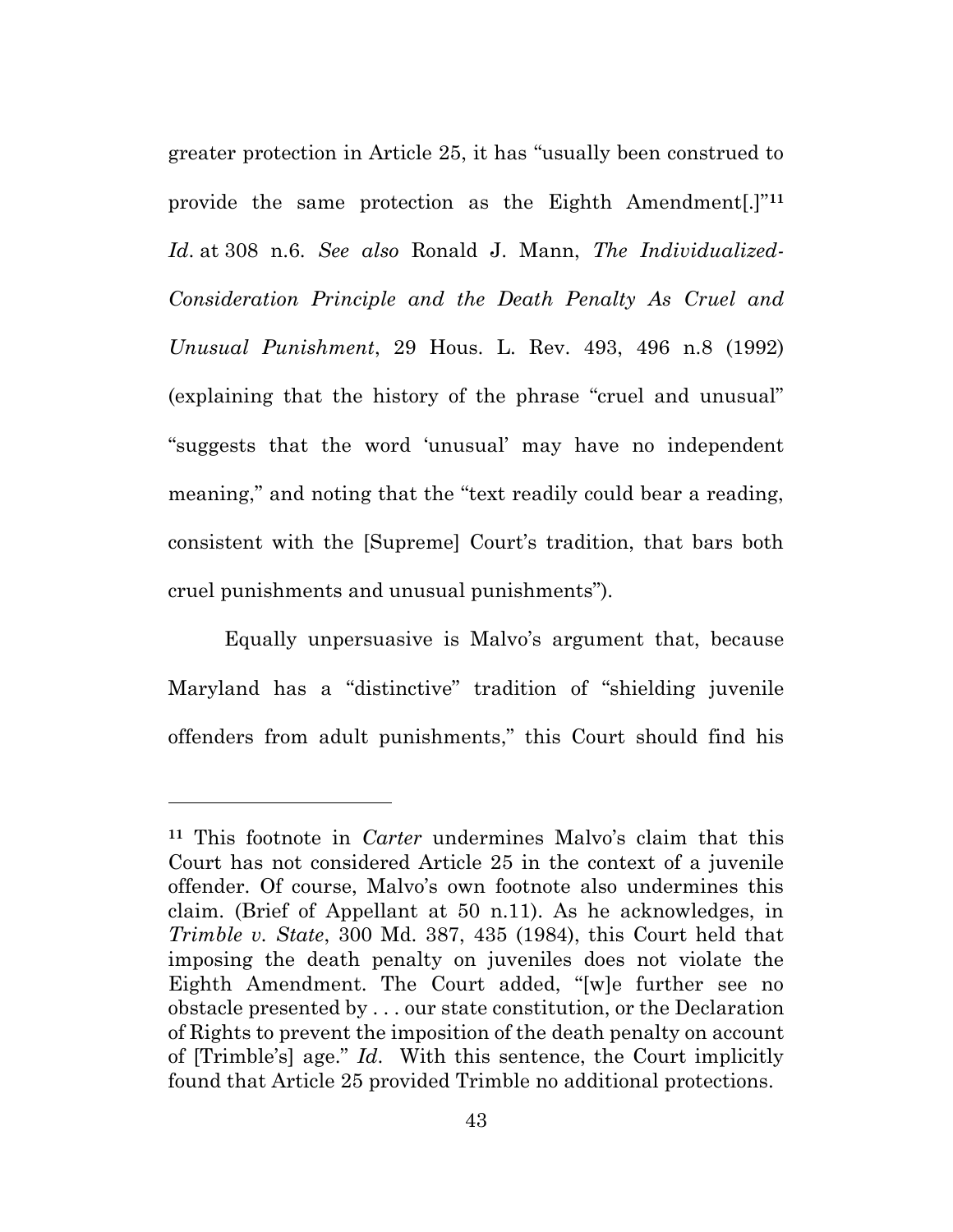greater protection in Article 25, it has "usually been construed to provide the same protection as the Eighth Amendment[.]"[11] *Id*. at 308 n.6. *See also* Ronald J. Mann, *The Individualized-Consideration Principle and the Death Penalty As Cruel and Unusual Punishment*, 29 Hous. L. Rev. 493, 496 n.8 (1992) (explaining that the history of the phrase "cruel and unusual" "suggests that the word 'unusual' may have no independent meaning," and noting that the "text readily could bear a reading, consistent with the [Supreme] Court's tradition, that bars both cruel punishments and unusual punishments").

Equally unpersuasive is Malvo's argument that, because Maryland has a "distinctive" tradition of "shielding juvenile offenders from adult punishments," this Court should find his

---

[11] This footnote in *Carter* undermines Malvo's claim that this Court has not considered Article 25 in the context of a juvenile offender. Of course, Malvo's own footnote also undermines this claim. (Brief of Appellant at 50 n.11). As he acknowledges, in *Trimble v. State*, 300 Md. 387, 435 (1984), this Court held that imposing the death penalty on juveniles does not violate the Eighth Amendment. The Court added, "[w]e further see no obstacle presented by . . . our state constitution, or the Declaration of Rights to prevent the imposition of the death penalty on account of [Trimble's] age." *Id*. With this sentence, the Court implicitly found that Article 25 provided Trimble no additional protections.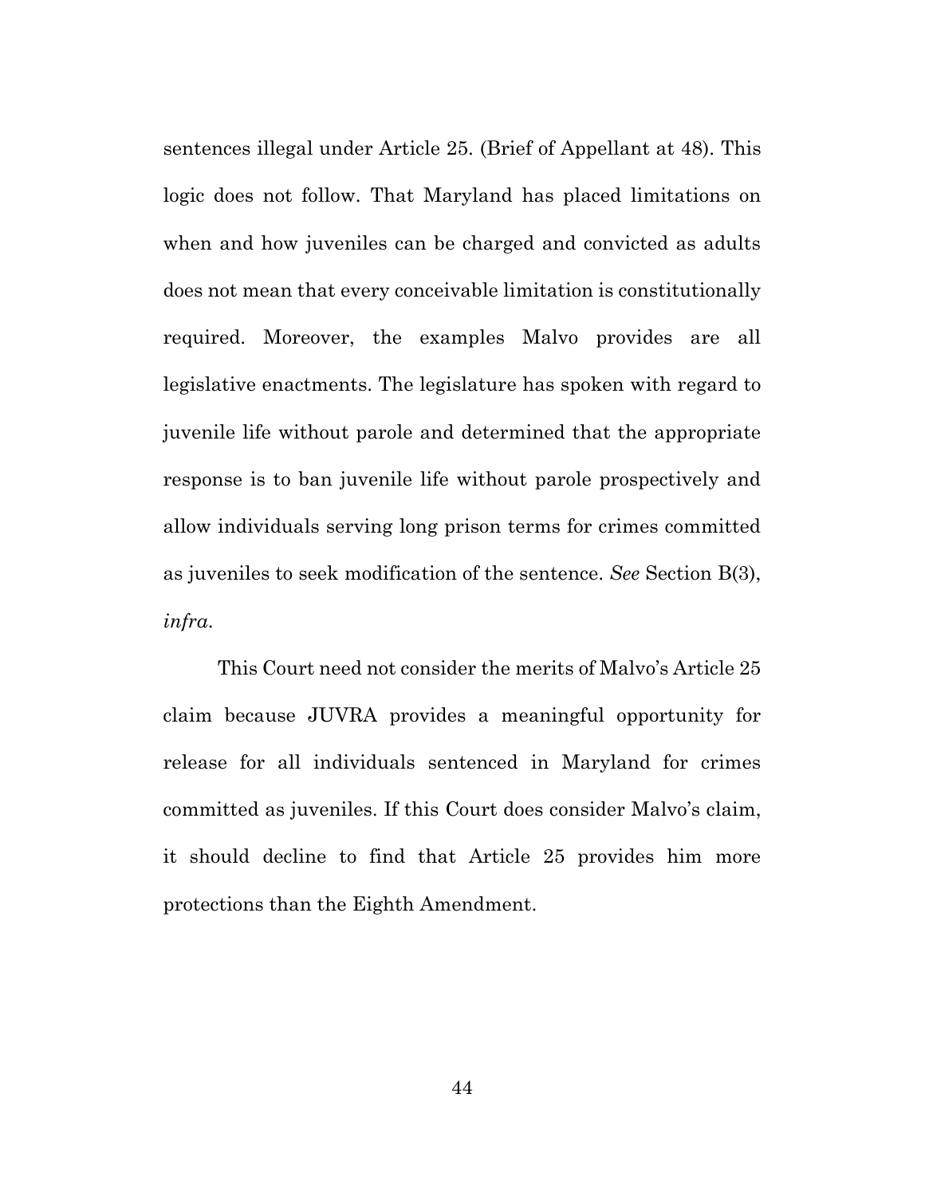sentences illegal under Article 25. (Brief of Appellant at 48). This logic does not follow. That Maryland has placed limitations on when and how juveniles can be charged and convicted as adults does not mean that every conceivable limitation is constitutionally required. Moreover, the examples Malvo provides are all legislative enactments. The legislature has spoken with regard to juvenile life without parole and determined that the appropriate response is to ban juvenile life without parole prospectively and allow individuals serving long prison terms for crimes committed as juveniles to seek modification of the sentence. *See* Section B(3), *infra*.

This Court need not consider the merits of Malvo's Article 25 claim because JUVRA provides a meaningful opportunity for release for all individuals sentenced in Maryland for crimes committed as juveniles. If this Court does consider Malvo's claim, it should decline to find that Article 25 provides him more protections than the Eighth Amendment.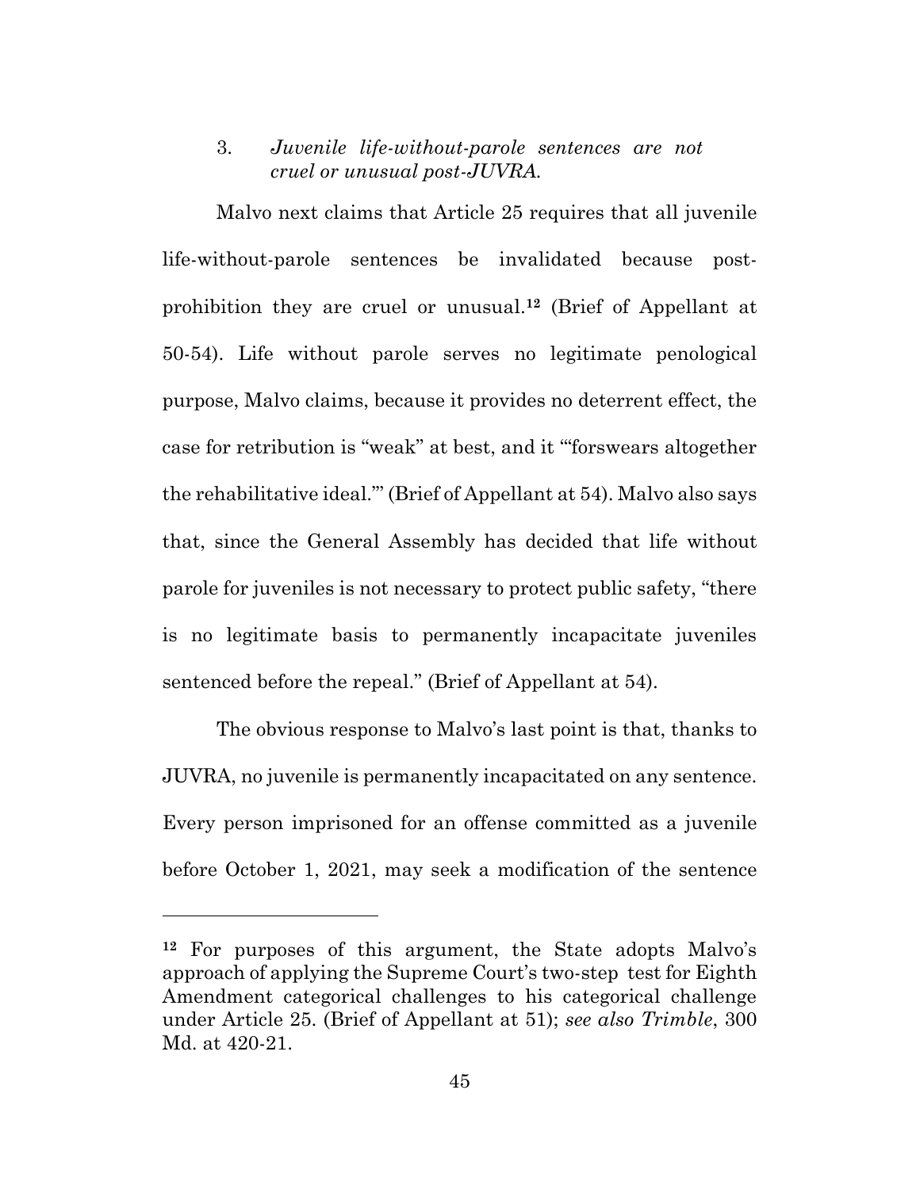3. *Juvenile life-without-parole sentences are not cruel or unusual post-JUVRA.*

Malvo next claims that Article 25 requires that all juvenile life-without-parole sentences be invalidated because post-prohibition they are cruel or unusual.[12] (Brief of Appellant at 50-54). Life without parole serves no legitimate penological purpose, Malvo claims, because it provides no deterrent effect, the case for retribution is "weak" at best, and it "'forswears altogether the rehabilitative ideal.'" (Brief of Appellant at 54). Malvo also says that, since the General Assembly has decided that life without parole for juveniles is not necessary to protect public safety, "there is no legitimate basis to permanently incapacitate juveniles sentenced before the repeal." (Brief of Appellant at 54).

The obvious response to Malvo's last point is that, thanks to JUVRA, no juvenile is permanently incapacitated on any sentence. Every person imprisoned for an offense committed as a juvenile before October 1, 2021, may seek a modification of the sentence

---

[12] For purposes of this argument, the State adopts Malvo's approach of applying the Supreme Court's two-step test for Eighth Amendment categorical challenges to his categorical challenge under Article 25. (Brief of Appellant at 51); *see also Trimble*, 300 Md. at 420-21.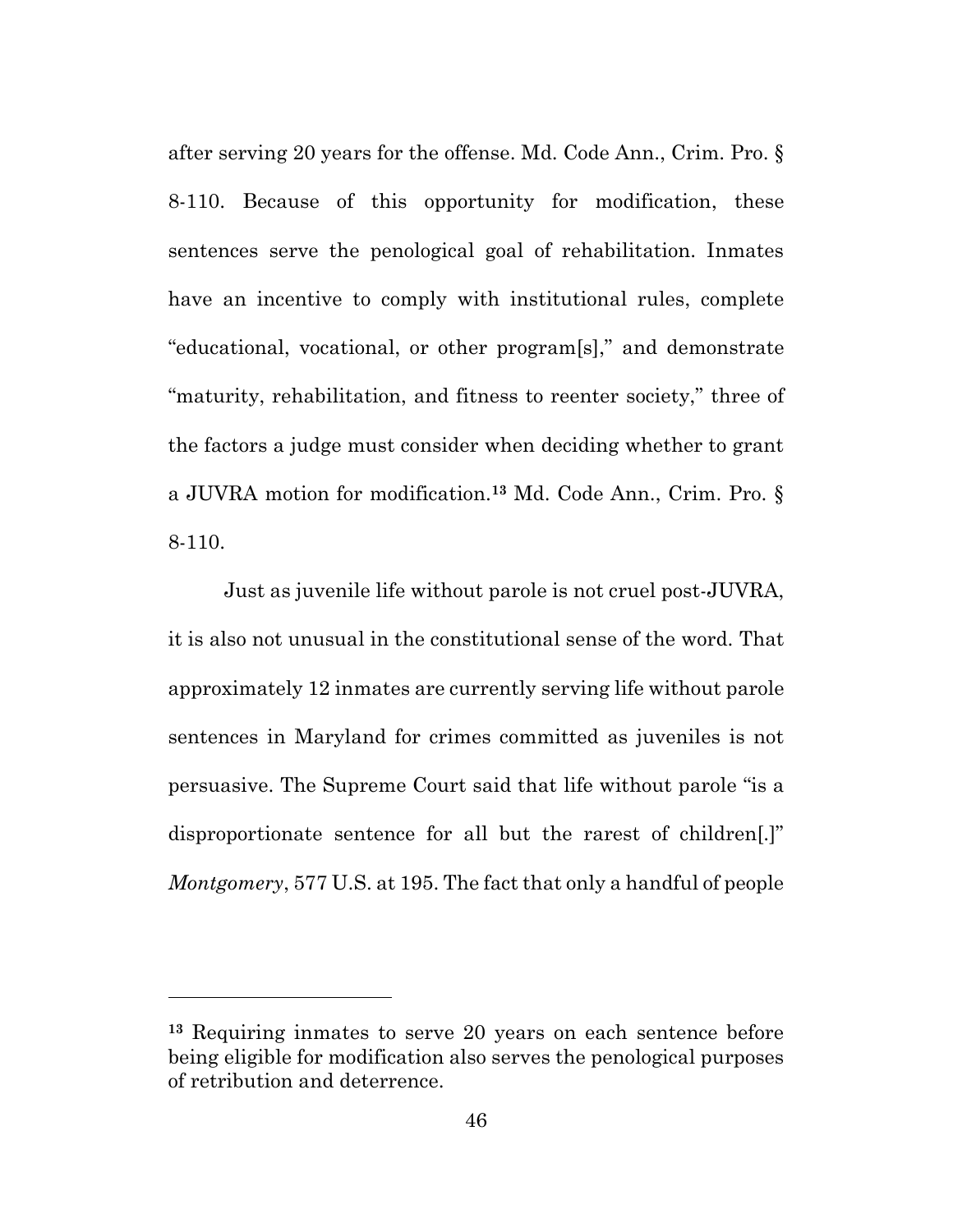after serving 20 years for the offense. Md. Code Ann., Crim. Pro. § 8-110. Because of this opportunity for modification, these sentences serve the penological goal of rehabilitation. Inmates have an incentive to comply with institutional rules, complete "educational, vocational, or other program[s]," and demonstrate "maturity, rehabilitation, and fitness to reenter society," three of the factors a judge must consider when deciding whether to grant a JUVRA motion for modification.[13] Md. Code Ann., Crim. Pro. § 8-110.

Just as juvenile life without parole is not cruel post-JUVRA, it is also not unusual in the constitutional sense of the word. That approximately 12 inmates are currently serving life without parole sentences in Maryland for crimes committed as juveniles is not persuasive. The Supreme Court said that life without parole "is a disproportionate sentence for all but the rarest of children[.]" *Montgomery*, 577 U.S. at 195. The fact that only a handful of people

---

[13] Requiring inmates to serve 20 years on each sentence before being eligible for modification also serves the penological purposes of retribution and deterrence.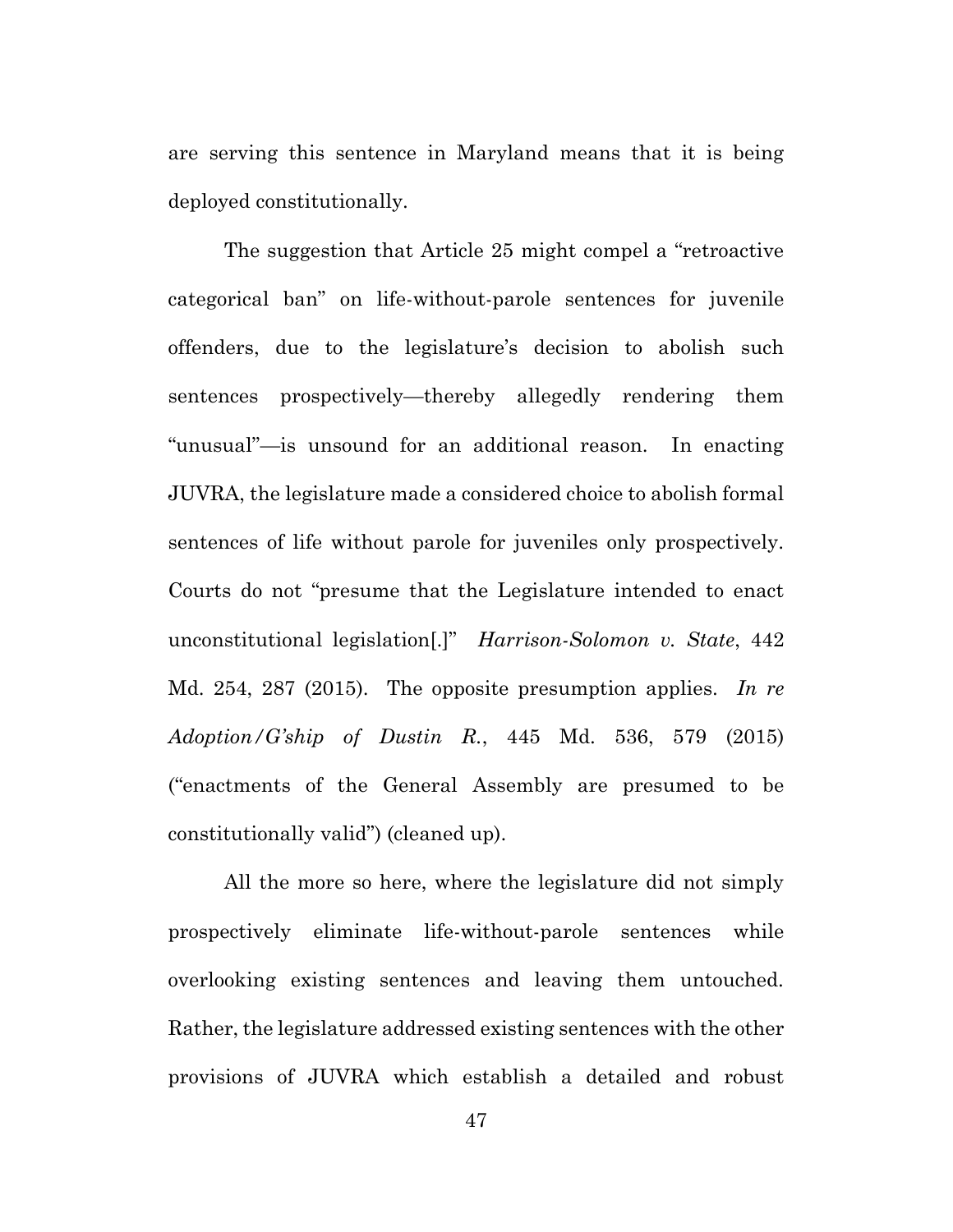are serving this sentence in Maryland means that it is being deployed constitutionally.

The suggestion that Article 25 might compel a "retroactive categorical ban" on life-without-parole sentences for juvenile offenders, due to the legislature's decision to abolish such sentences prospectively—thereby allegedly rendering them "unusual"—is unsound for an additional reason. In enacting JUVRA, the legislature made a considered choice to abolish formal sentences of life without parole for juveniles only prospectively. Courts do not "presume that the Legislature intended to enact unconstitutional legislation[.]" *Harrison-Solomon v. State*, 442 Md. 254, 287 (2015). The opposite presumption applies. *In re Adoption/G'ship of Dustin R.*, 445 Md. 536, 579 (2015) ("enactments of the General Assembly are presumed to be constitutionally valid") (cleaned up).

All the more so here, where the legislature did not simply prospectively eliminate life-without-parole sentences while overlooking existing sentences and leaving them untouched. Rather, the legislature addressed existing sentences with the other provisions of JUVRA which establish a detailed and robust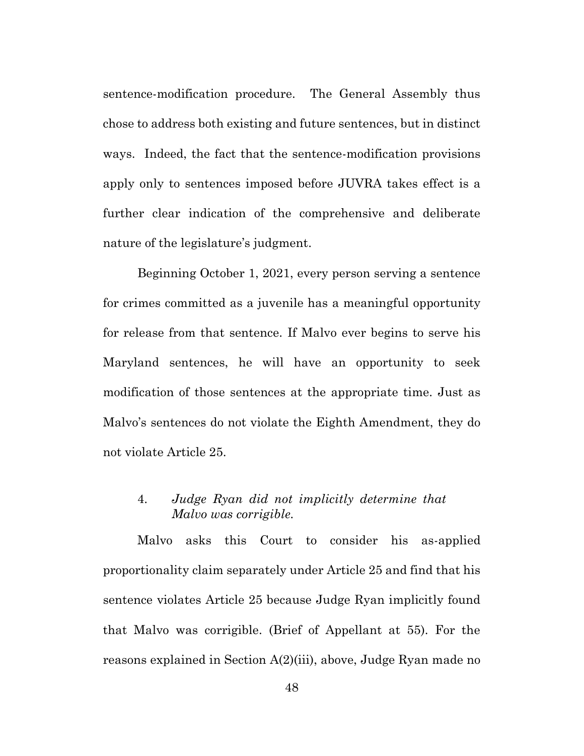sentence-modification procedure. The General Assembly thus chose to address both existing and future sentences, but in distinct ways. Indeed, the fact that the sentence-modification provisions apply only to sentences imposed before JUVRA takes effect is a further clear indication of the comprehensive and deliberate nature of the legislature's judgment.

Beginning October 1, 2021, every person serving a sentence for crimes committed as a juvenile has a meaningful opportunity for release from that sentence. If Malvo ever begins to serve his Maryland sentences, he will have an opportunity to seek modification of those sentences at the appropriate time. Just as Malvo's sentences do not violate the Eighth Amendment, they do not violate Article 25.

#### 4. *Judge Ryan did not implicitly determine that Malvo was corrigible.*

Malvo asks this Court to consider his as-applied proportionality claim separately under Article 25 and find that his sentence violates Article 25 because Judge Ryan implicitly found that Malvo was corrigible. (Brief of Appellant at 55). For the reasons explained in Section A(2)(iii), above, Judge Ryan made no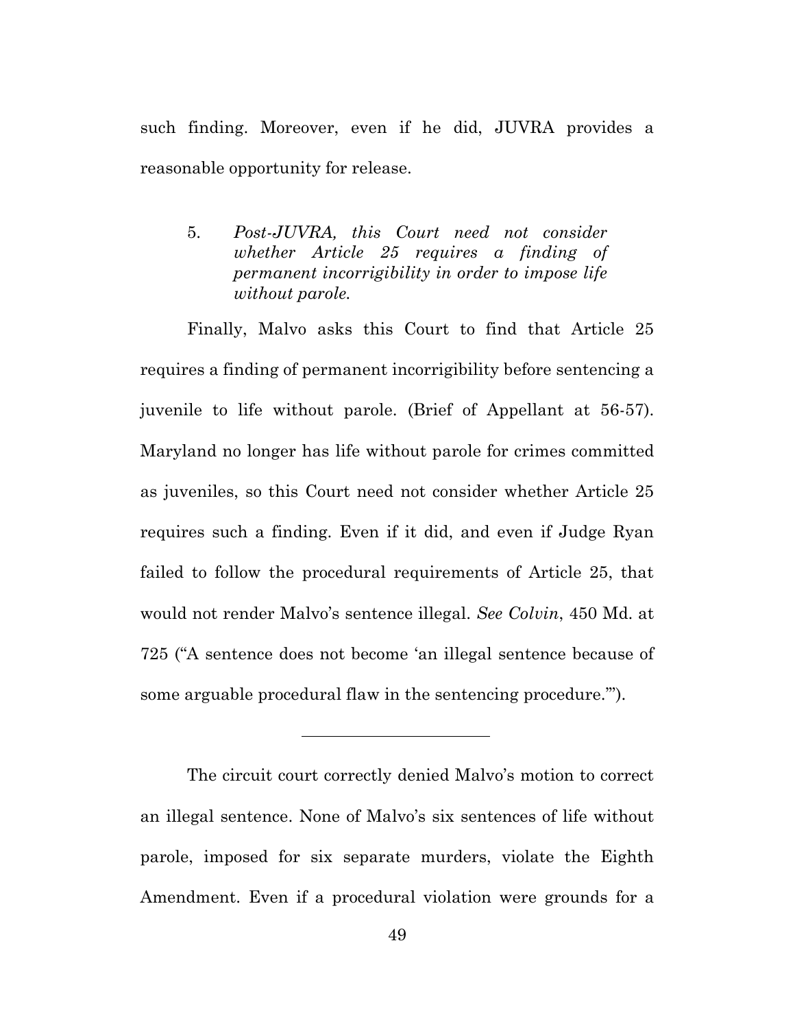such finding. Moreover, even if he did, JUVRA provides a reasonable opportunity for release.

5. *Post-JUVRA, this Court need not consider whether Article 25 requires a finding of permanent incorrigibility in order to impose life without parole.*

Finally, Malvo asks this Court to find that Article 25 requires a finding of permanent incorrigibility before sentencing a juvenile to life without parole. (Brief of Appellant at 56-57). Maryland no longer has life without parole for crimes committed as juveniles, so this Court need not consider whether Article 25 requires such a finding. Even if it did, and even if Judge Ryan failed to follow the procedural requirements of Article 25, that would not render Malvo's sentence illegal. *See Colvin*, 450 Md. at 725 ("A sentence does not become 'an illegal sentence because of some arguable procedural flaw in the sentencing procedure.'").

---

The circuit court correctly denied Malvo's motion to correct an illegal sentence. None of Malvo's six sentences of life without parole, imposed for six separate murders, violate the Eighth Amendment. Even if a procedural violation were grounds for a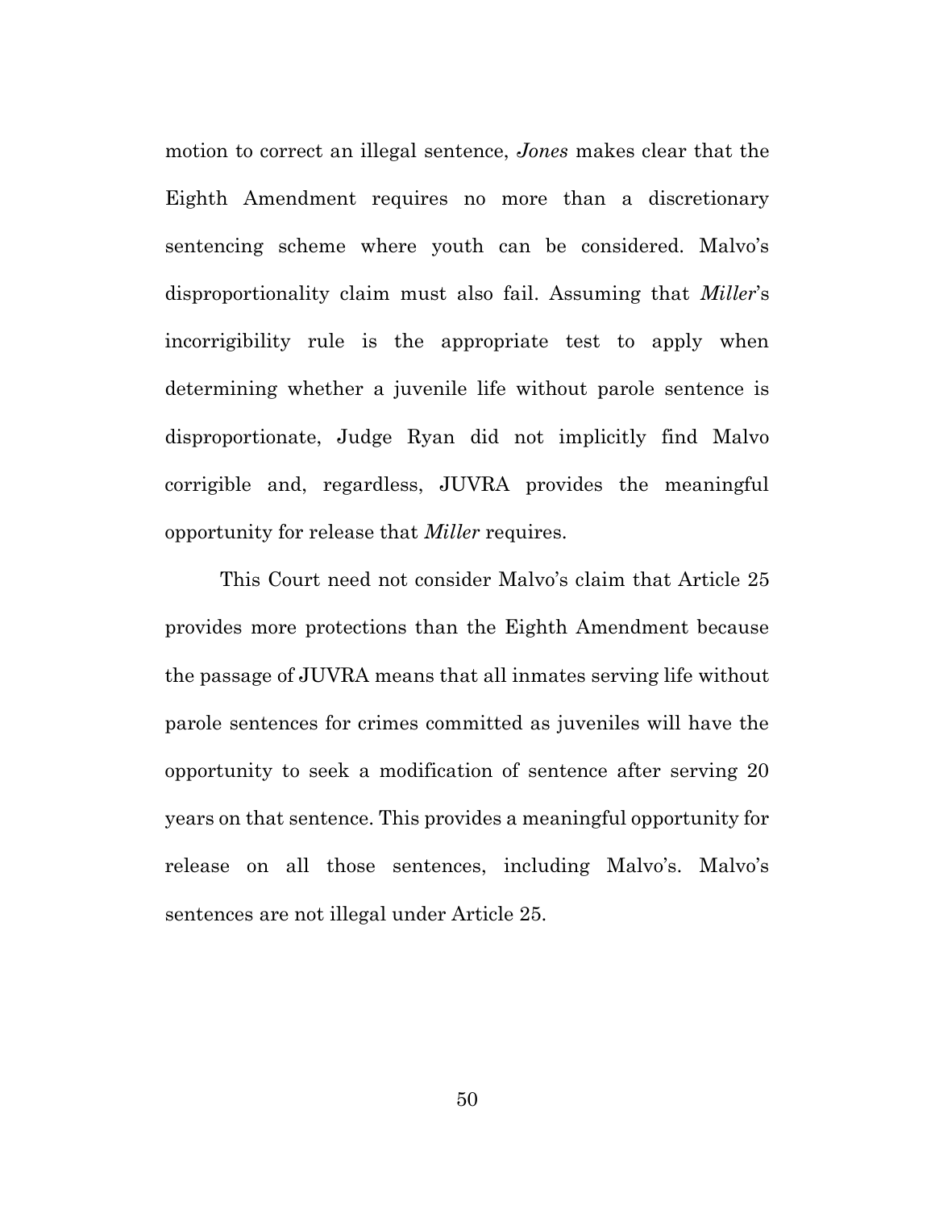motion to correct an illegal sentence, *Jones* makes clear that the Eighth Amendment requires no more than a discretionary sentencing scheme where youth can be considered. Malvo's disproportionality claim must also fail. Assuming that *Miller*'s incorrigibility rule is the appropriate test to apply when determining whether a juvenile life without parole sentence is disproportionate, Judge Ryan did not implicitly find Malvo corrigible and, regardless, JUVRA provides the meaningful opportunity for release that *Miller* requires.

This Court need not consider Malvo's claim that Article 25 provides more protections than the Eighth Amendment because the passage of JUVRA means that all inmates serving life without parole sentences for crimes committed as juveniles will have the opportunity to seek a modification of sentence after serving 20 years on that sentence. This provides a meaningful opportunity for release on all those sentences, including Malvo's. Malvo's sentences are not illegal under Article 25.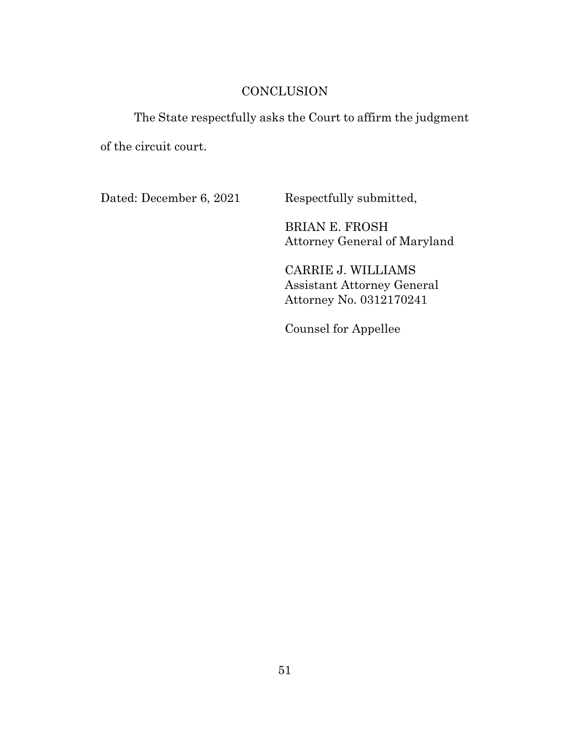## CONCLUSION

The State respectfully asks the Court to affirm the judgment of the circuit court.

Dated: December 6, 2021

Respectfully submitted,

BRIAN E. FROSH
Attorney General of Maryland

CARRIE J. WILLIAMS
Assistant Attorney General
Attorney No. 0312170241

Counsel for Appellee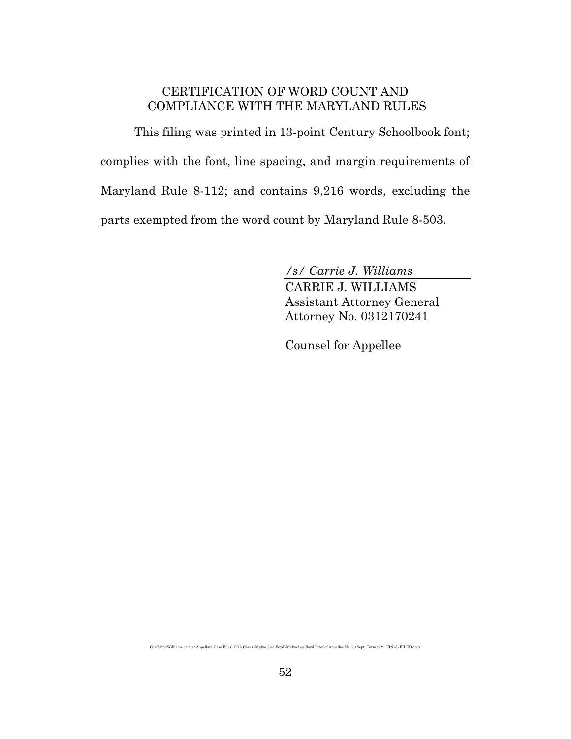## CERTIFICATION OF WORD COUNT AND COMPLIANCE WITH THE MARYLAND RULES

This filing was printed in 13-point Century Schoolbook font; complies with the font, line spacing, and margin requirements of Maryland Rule 8-112; and contains 9,216 words, excluding the parts exempted from the word count by Maryland Rule 8-503.

*/s/ Carrie J. Williams*
CARRIE J. WILLIAMS
Assistant Attorney General
Attorney No. 0312170241

Counsel for Appellee

G:\Crim\Williams.carrie\Appellate Case Files\COA Cases\Malvo, Lee Boyd\Malvo Lee Boyd Brief of Appellee No. 29 Sept. Term 2021.FINAL.FILED.docx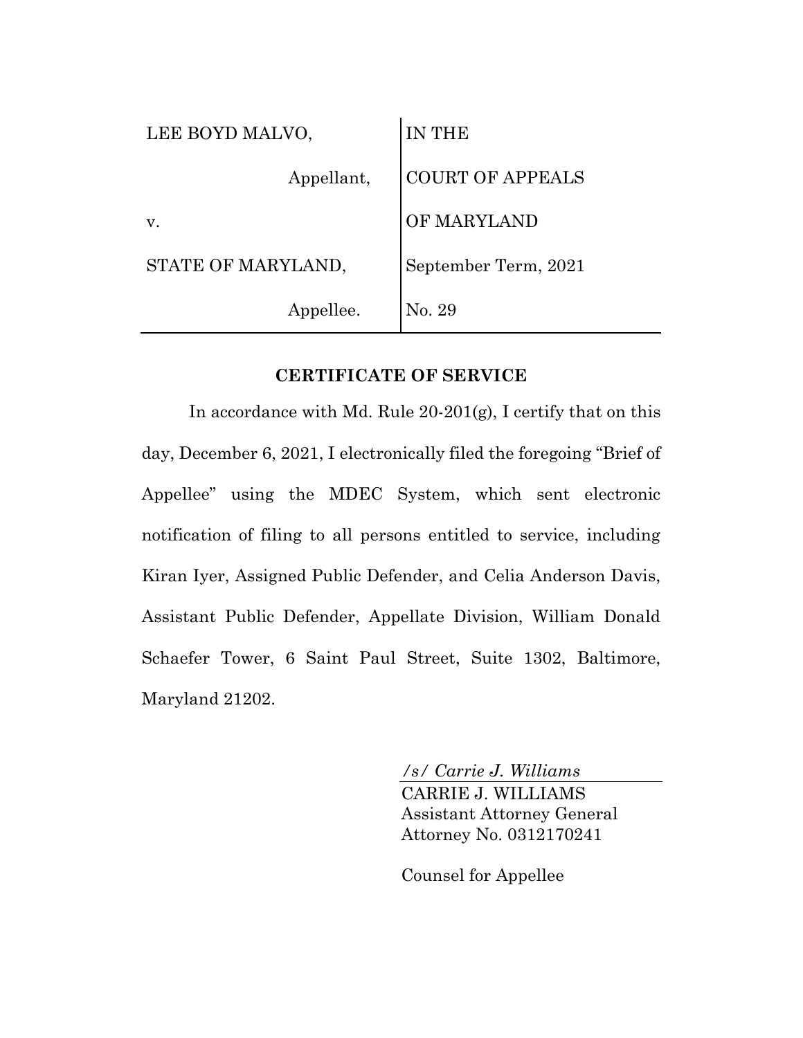| | |
|---|---|
| LEE BOYD MALVO, | IN THE |
| Appellant, | COURT OF APPEALS |
| v. | OF MARYLAND |
| STATE OF MARYLAND, | September Term, 2021 |
| Appellee. | No. 29 |

**CERTIFICATE OF SERVICE**

In accordance with Md. Rule 20-201(g), I certify that on this day, December 6, 2021, I electronically filed the foregoing "Brief of Appellee" using the MDEC System, which sent electronic notification of filing to all persons entitled to service, including Kiran Iyer, Assigned Public Defender, and Celia Anderson Davis, Assistant Public Defender, Appellate Division, William Donald Schaefer Tower, 6 Saint Paul Street, Suite 1302, Baltimore, Maryland 21202.

*/s/ Carrie J. Williams*
CARRIE J. WILLIAMS
Assistant Attorney General
Attorney No. 0312170241

Counsel for Appellee